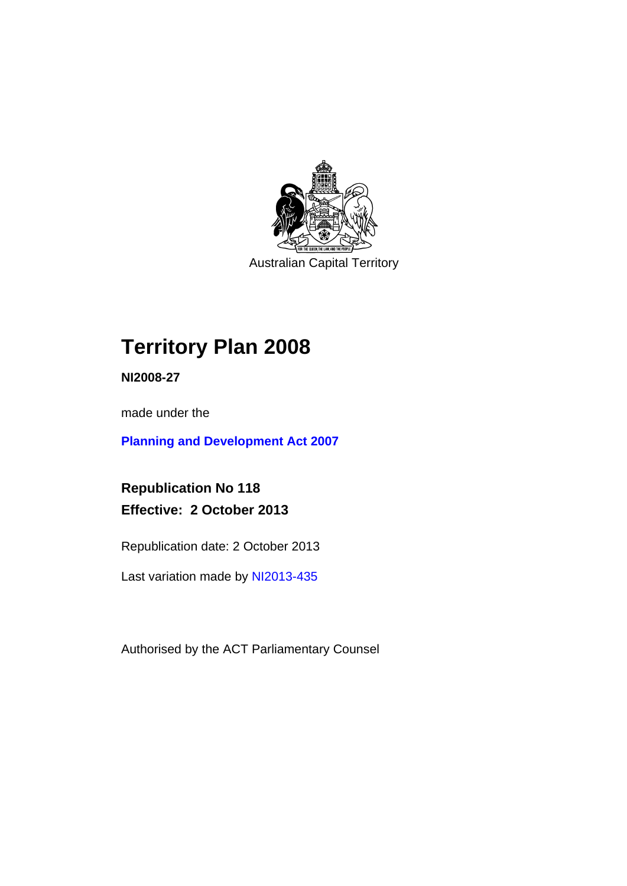Australian Capital Territory

# Territory Plan 2008

**NI2008-27**

made under the

**Planning and Development Act 2007**

**Republication No 118**
**Effective: 2 October 2013**

Republication date: 2 October 2013

Last variation made by NI2013-435

Authorised by the ACT Parliamentary Counsel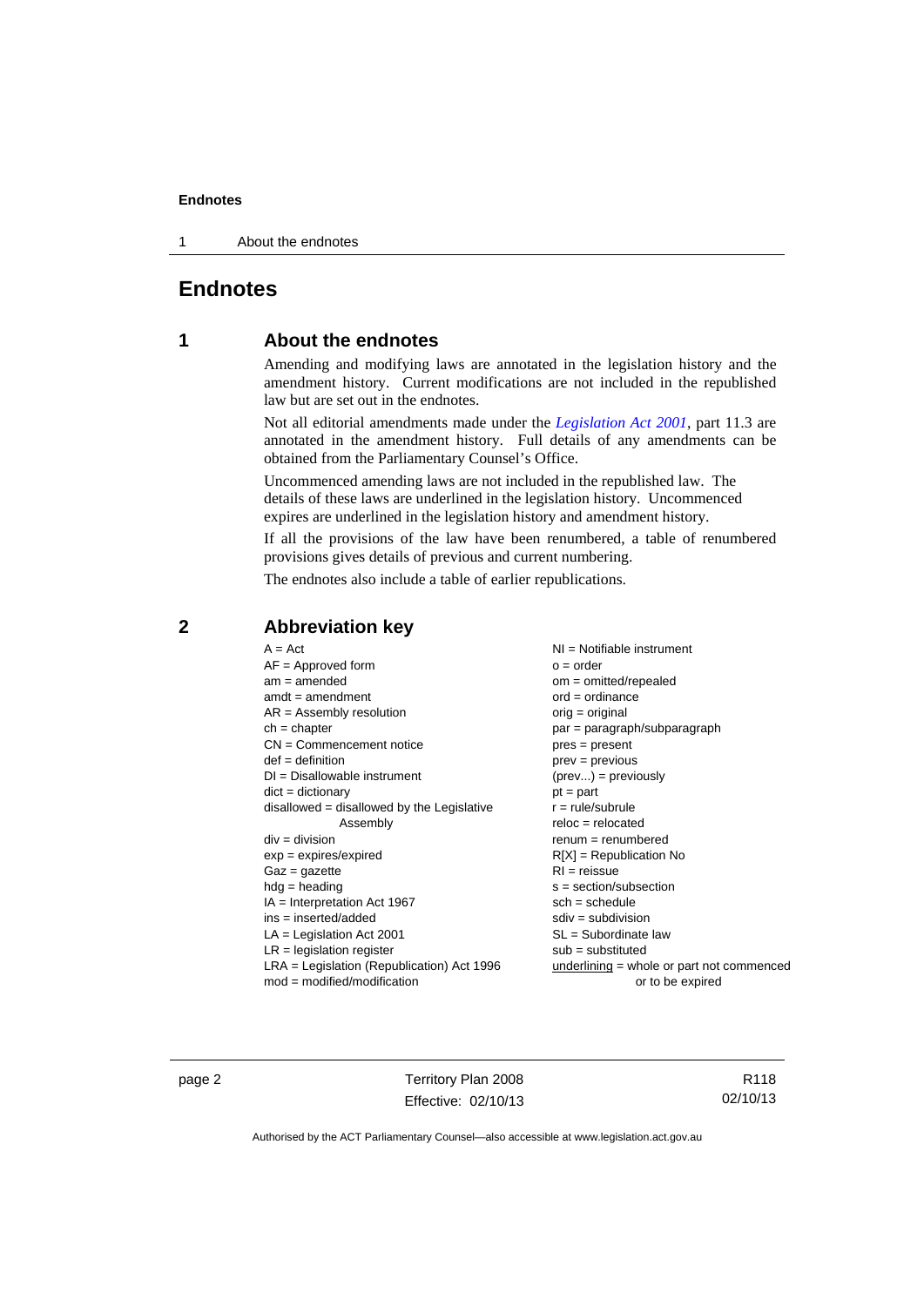# Endnotes

## 1 About the endnotes

Amending and modifying laws are annotated in the legislation history and the amendment history. Current modifications are not included in the republished law but are set out in the endnotes.

Not all editorial amendments made under the *Legislation Act 2001*, part 11.3 are annotated in the amendment history. Full details of any amendments can be obtained from the Parliamentary Counsel's Office.

Uncommenced amending laws are not included in the republished law. The details of these laws are underlined in the legislation history. Uncommenced expires are underlined in the legislation history and amendment history.

If all the provisions of the law have been renumbered, a table of renumbered provisions gives details of previous and current numbering.

The endnotes also include a table of earlier republications.

## 2 Abbreviation key

A = Act
AF = Approved form
am = amended
amdt = amendment
AR = Assembly resolution
ch = chapter
CN = Commencement notice
def = definition
DI = Disallowable instrument
dict = dictionary
disallowed = disallowed by the Legislative Assembly
div = division
exp = expires/expired
Gaz = gazette
hdg = heading
IA = Interpretation Act 1967
ins = inserted/added
LA = Legislation Act 2001
LR = legislation register
LRA = Legislation (Republication) Act 1996
mod = modified/modification
NI = Notifiable instrument
o = order
om = omitted/repealed
ord = ordinance
orig = original
par = paragraph/subparagraph
pres = present
prev = previous
(prev...) = previously
pt = part
r = rule/subrule
reloc = relocated
renum = renumbered
R[X] = Republication No
RI = reissue
s = section/subsection
sch = schedule
sdiv = subdivision
SL = Subordinate law
sub = substituted
underlining = whole or part not commenced or to be expired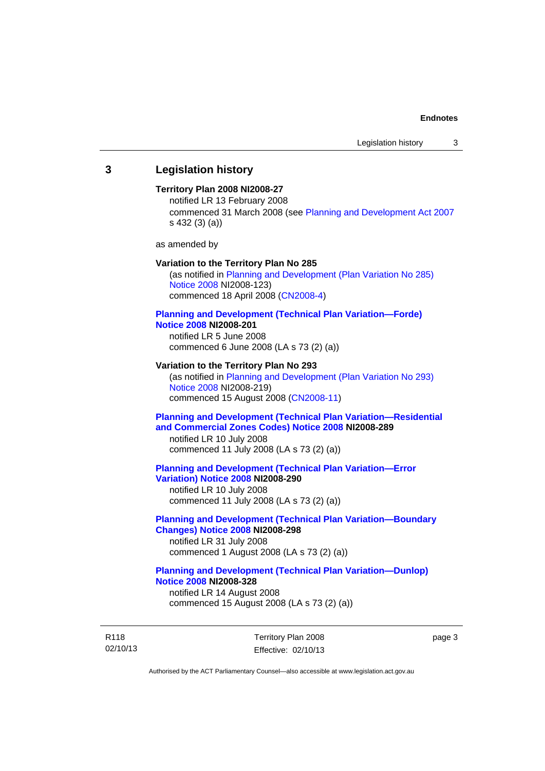## 3 Legislation history

**Territory Plan 2008 NI2008-27**
notified LR 13 February 2008
commenced 31 March 2008 (see Planning and Development Act 2007 s 432 (3) (a))

as amended by

**Variation to the Territory Plan No 285**
(as notified in Planning and Development (Plan Variation No 285) Notice 2008 NI2008-123)
commenced 18 April 2008 (CN2008-4)

**Planning and Development (Technical Plan Variation—Forde) Notice 2008 NI2008-201**
notified LR 5 June 2008
commenced 6 June 2008 (LA s 73 (2) (a))

**Variation to the Territory Plan No 293**
(as notified in Planning and Development (Plan Variation No 293) Notice 2008 NI2008-219)
commenced 15 August 2008 (CN2008-11)

**Planning and Development (Technical Plan Variation—Residential and Commercial Zones Codes) Notice 2008 NI2008-289**
notified LR 10 July 2008
commenced 11 July 2008 (LA s 73 (2) (a))

**Planning and Development (Technical Plan Variation—Error Variation) Notice 2008 NI2008-290**
notified LR 10 July 2008
commenced 11 July 2008 (LA s 73 (2) (a))

**Planning and Development (Technical Plan Variation—Boundary Changes) Notice 2008 NI2008-298**
notified LR 31 July 2008
commenced 1 August 2008 (LA s 73 (2) (a))

**Planning and Development (Technical Plan Variation—Dunlop) Notice 2008 NI2008-328**
notified LR 14 August 2008
commenced 15 August 2008 (LA s 73 (2) (a))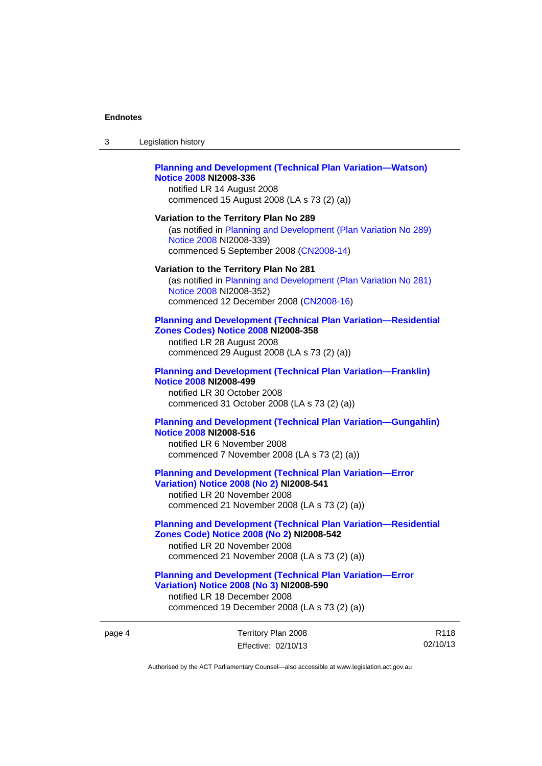**Planning and Development (Technical Plan Variation—Watson) Notice 2008 NI2008-336**
notified LR 14 August 2008
commenced 15 August 2008 (LA s 73 (2) (a))

**Variation to the Territory Plan No 289**
(as notified in Planning and Development (Plan Variation No 289) Notice 2008 NI2008-339)
commenced 5 September 2008 (CN2008-14)

**Variation to the Territory Plan No 281**
(as notified in Planning and Development (Plan Variation No 281) Notice 2008 NI2008-352)
commenced 12 December 2008 (CN2008-16)

**Planning and Development (Technical Plan Variation—Residential Zones Codes) Notice 2008 NI2008-358**
notified LR 28 August 2008
commenced 29 August 2008 (LA s 73 (2) (a))

**Planning and Development (Technical Plan Variation—Franklin) Notice 2008 NI2008-499**
notified LR 30 October 2008
commenced 31 October 2008 (LA s 73 (2) (a))

**Planning and Development (Technical Plan Variation—Gungahlin) Notice 2008 NI2008-516**
notified LR 6 November 2008
commenced 7 November 2008 (LA s 73 (2) (a))

**Planning and Development (Technical Plan Variation—Error Variation) Notice 2008 (No 2) NI2008-541**
notified LR 20 November 2008
commenced 21 November 2008 (LA s 73 (2) (a))

**Planning and Development (Technical Plan Variation—Residential Zones Code) Notice 2008 (No 2) NI2008-542**
notified LR 20 November 2008
commenced 21 November 2008 (LA s 73 (2) (a))

**Planning and Development (Technical Plan Variation—Error Variation) Notice 2008 (No 3) NI2008-590**
notified LR 18 December 2008
commenced 19 December 2008 (LA s 73 (2) (a))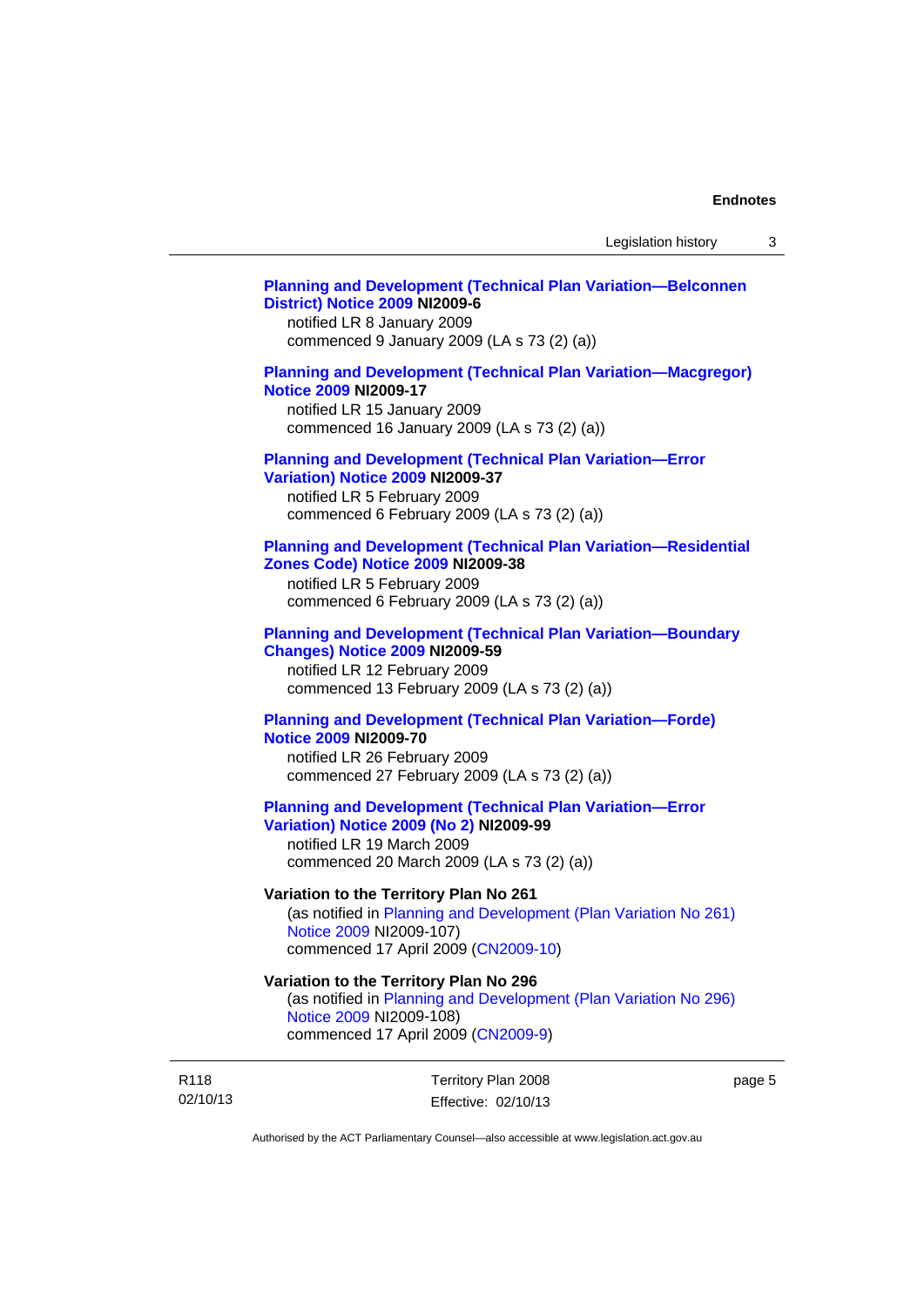**Planning and Development (Technical Plan Variation—Belconnen District) Notice 2009 NI2009-6**
notified LR 8 January 2009
commenced 9 January 2009 (LA s 73 (2) (a))

**Planning and Development (Technical Plan Variation—Macgregor) Notice 2009 NI2009-17**
notified LR 15 January 2009
commenced 16 January 2009 (LA s 73 (2) (a))

**Planning and Development (Technical Plan Variation—Error Variation) Notice 2009 NI2009-37**
notified LR 5 February 2009
commenced 6 February 2009 (LA s 73 (2) (a))

**Planning and Development (Technical Plan Variation—Residential Zones Code) Notice 2009 NI2009-38**
notified LR 5 February 2009
commenced 6 February 2009 (LA s 73 (2) (a))

**Planning and Development (Technical Plan Variation—Boundary Changes) Notice 2009 NI2009-59**
notified LR 12 February 2009
commenced 13 February 2009 (LA s 73 (2) (a))

**Planning and Development (Technical Plan Variation—Forde) Notice 2009 NI2009-70**
notified LR 26 February 2009
commenced 27 February 2009 (LA s 73 (2) (a))

**Planning and Development (Technical Plan Variation—Error Variation) Notice 2009 (No 2) NI2009-99**
notified LR 19 March 2009
commenced 20 March 2009 (LA s 73 (2) (a))

**Variation to the Territory Plan No 261**
(as notified in Planning and Development (Plan Variation No 261) Notice 2009 NI2009-107)
commenced 17 April 2009 (CN2009-10)

**Variation to the Territory Plan No 296**
(as notified in Planning and Development (Plan Variation No 296) Notice 2009 NI2009-108)
commenced 17 April 2009 (CN2009-9)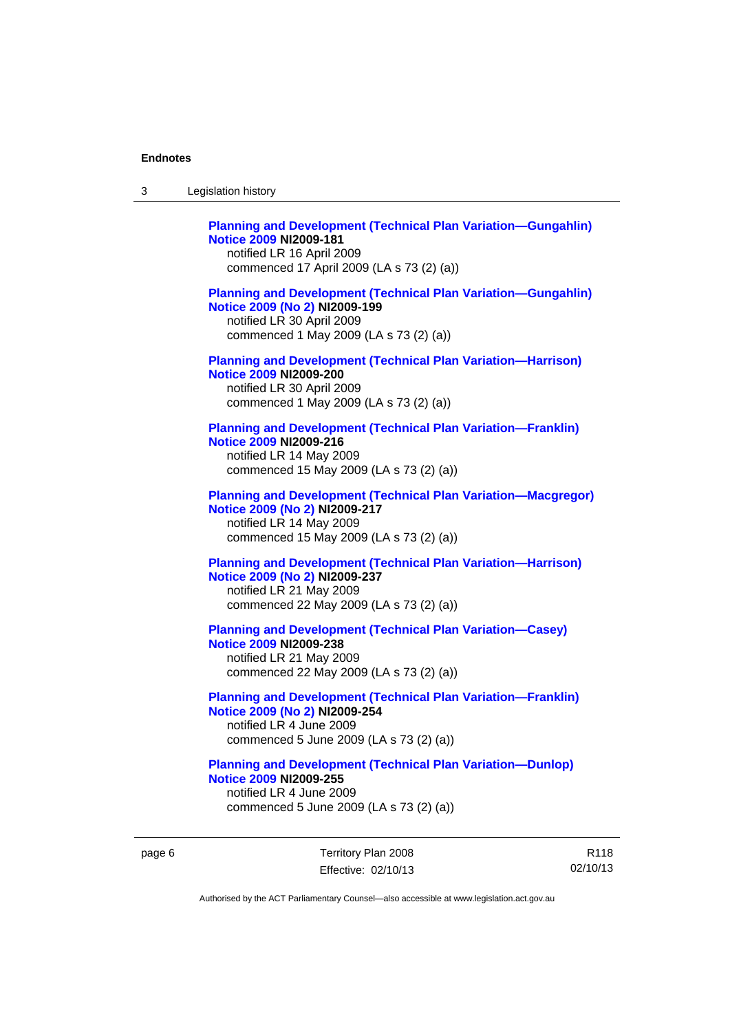**Planning and Development (Technical Plan Variation—Gungahlin) Notice 2009** **NI2009-181**
notified LR 16 April 2009
commenced 17 April 2009 (LA s 73 (2) (a))

**Planning and Development (Technical Plan Variation—Gungahlin) Notice 2009 (No 2)** **NI2009-199**
notified LR 30 April 2009
commenced 1 May 2009 (LA s 73 (2) (a))

**Planning and Development (Technical Plan Variation—Harrison) Notice 2009** **NI2009-200**
notified LR 30 April 2009
commenced 1 May 2009 (LA s 73 (2) (a))

**Planning and Development (Technical Plan Variation—Franklin) Notice 2009** **NI2009-216**
notified LR 14 May 2009
commenced 15 May 2009 (LA s 73 (2) (a))

**Planning and Development (Technical Plan Variation—Macgregor) Notice 2009 (No 2)** **NI2009-217**
notified LR 14 May 2009
commenced 15 May 2009 (LA s 73 (2) (a))

**Planning and Development (Technical Plan Variation—Harrison) Notice 2009 (No 2)** **NI2009-237**
notified LR 21 May 2009
commenced 22 May 2009 (LA s 73 (2) (a))

**Planning and Development (Technical Plan Variation—Casey) Notice 2009** **NI2009-238**
notified LR 21 May 2009
commenced 22 May 2009 (LA s 73 (2) (a))

**Planning and Development (Technical Plan Variation—Franklin) Notice 2009 (No 2)** **NI2009-254**
notified LR 4 June 2009
commenced 5 June 2009 (LA s 73 (2) (a))

**Planning and Development (Technical Plan Variation—Dunlop) Notice 2009** **NI2009-255**
notified LR 4 June 2009
commenced 5 June 2009 (LA s 73 (2) (a))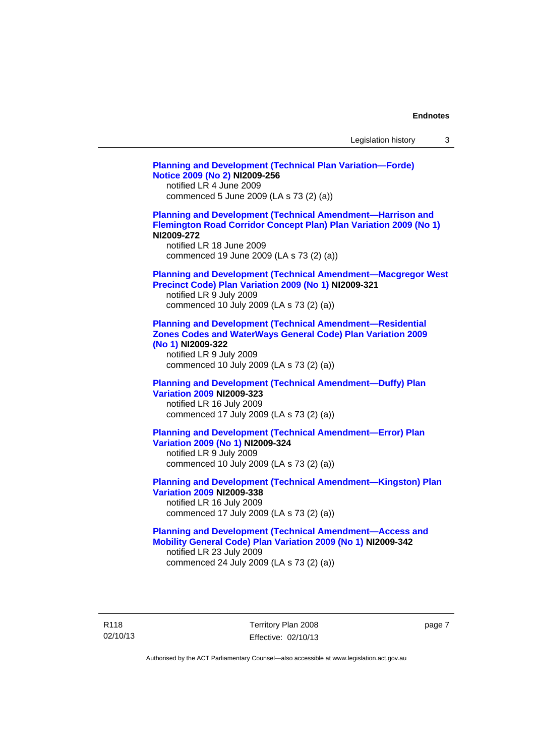**Planning and Development (Technical Plan Variation—Forde) Notice 2009 (No 2) NI2009-256**
notified LR 4 June 2009
commenced 5 June 2009 (LA s 73 (2) (a))

**Planning and Development (Technical Amendment—Harrison and Flemington Road Corridor Concept Plan) Plan Variation 2009 (No 1) NI2009-272**
notified LR 18 June 2009
commenced 19 June 2009 (LA s 73 (2) (a))

**Planning and Development (Technical Amendment—Macgregor West Precinct Code) Plan Variation 2009 (No 1) NI2009-321**
notified LR 9 July 2009
commenced 10 July 2009 (LA s 73 (2) (a))

**Planning and Development (Technical Amendment—Residential Zones Codes and WaterWays General Code) Plan Variation 2009 (No 1) NI2009-322**
notified LR 9 July 2009
commenced 10 July 2009 (LA s 73 (2) (a))

**Planning and Development (Technical Amendment—Duffy) Plan Variation 2009 NI2009-323**
notified LR 16 July 2009
commenced 17 July 2009 (LA s 73 (2) (a))

**Planning and Development (Technical Amendment—Error) Plan Variation 2009 (No 1) NI2009-324**
notified LR 9 July 2009
commenced 10 July 2009 (LA s 73 (2) (a))

**Planning and Development (Technical Amendment—Kingston) Plan Variation 2009 NI2009-338**
notified LR 16 July 2009
commenced 17 July 2009 (LA s 73 (2) (a))

**Planning and Development (Technical Amendment—Access and Mobility General Code) Plan Variation 2009 (No 1) NI2009-342**
notified LR 23 July 2009
commenced 24 July 2009 (LA s 73 (2) (a))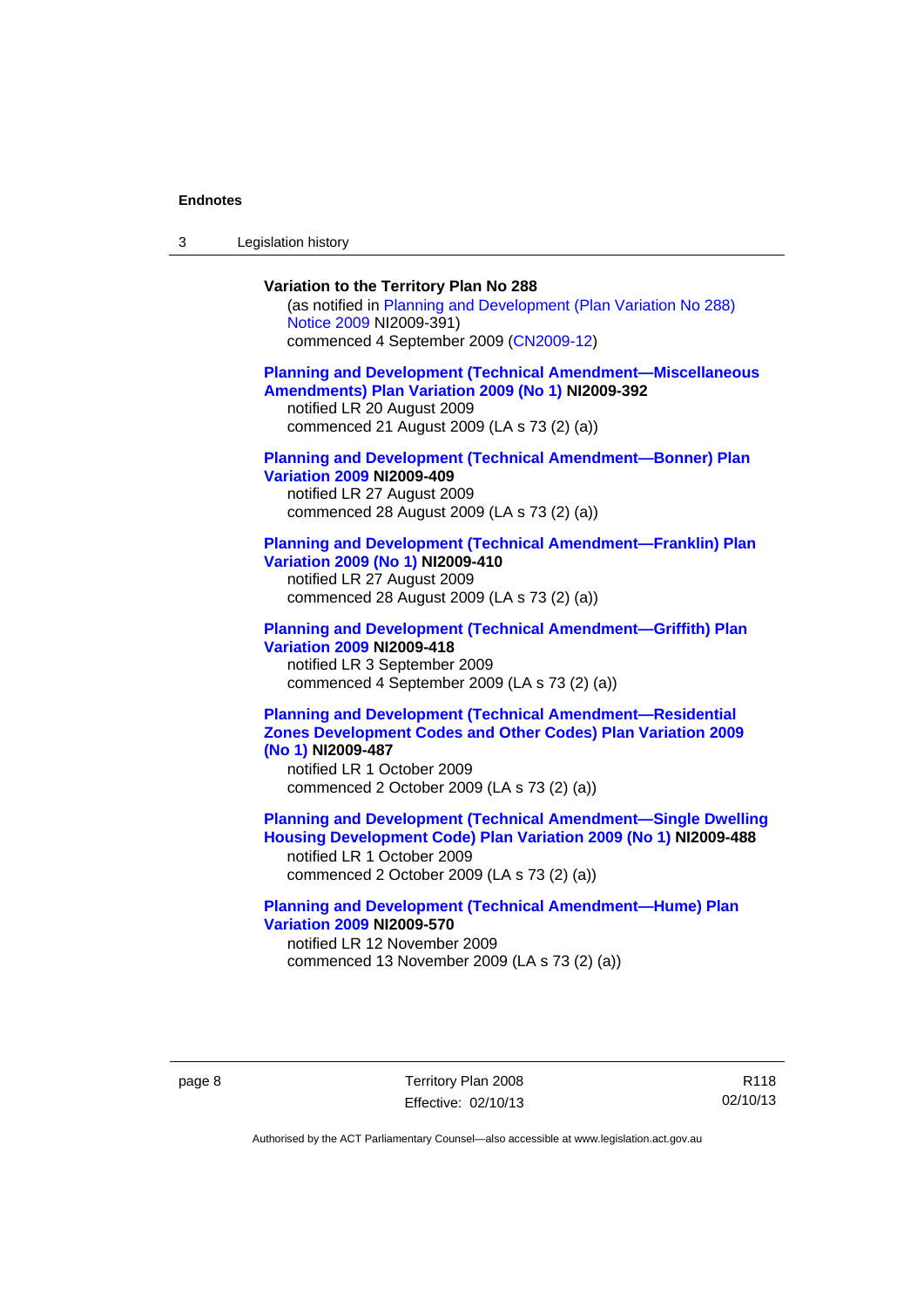**Variation to the Territory Plan No 288**

(as notified in Planning and Development (Plan Variation No 288) Notice 2009 NI2009-391)
commenced 4 September 2009 (CN2009-12)

**Planning and Development (Technical Amendment—Miscellaneous Amendments) Plan Variation 2009 (No 1) NI2009-392**
notified LR 20 August 2009
commenced 21 August 2009 (LA s 73 (2) (a))

**Planning and Development (Technical Amendment—Bonner) Plan Variation 2009 NI2009-409**
notified LR 27 August 2009
commenced 28 August 2009 (LA s 73 (2) (a))

**Planning and Development (Technical Amendment—Franklin) Plan Variation 2009 (No 1) NI2009-410**
notified LR 27 August 2009
commenced 28 August 2009 (LA s 73 (2) (a))

**Planning and Development (Technical Amendment—Griffith) Plan Variation 2009 NI2009-418**
notified LR 3 September 2009
commenced 4 September 2009 (LA s 73 (2) (a))

**Planning and Development (Technical Amendment—Residential Zones Development Codes and Other Codes) Plan Variation 2009 (No 1) NI2009-487**
notified LR 1 October 2009
commenced 2 October 2009 (LA s 73 (2) (a))

**Planning and Development (Technical Amendment—Single Dwelling Housing Development Code) Plan Variation 2009 (No 1) NI2009-488**
notified LR 1 October 2009
commenced 2 October 2009 (LA s 73 (2) (a))

**Planning and Development (Technical Amendment—Hume) Plan Variation 2009 NI2009-570**
notified LR 12 November 2009
commenced 13 November 2009 (LA s 73 (2) (a))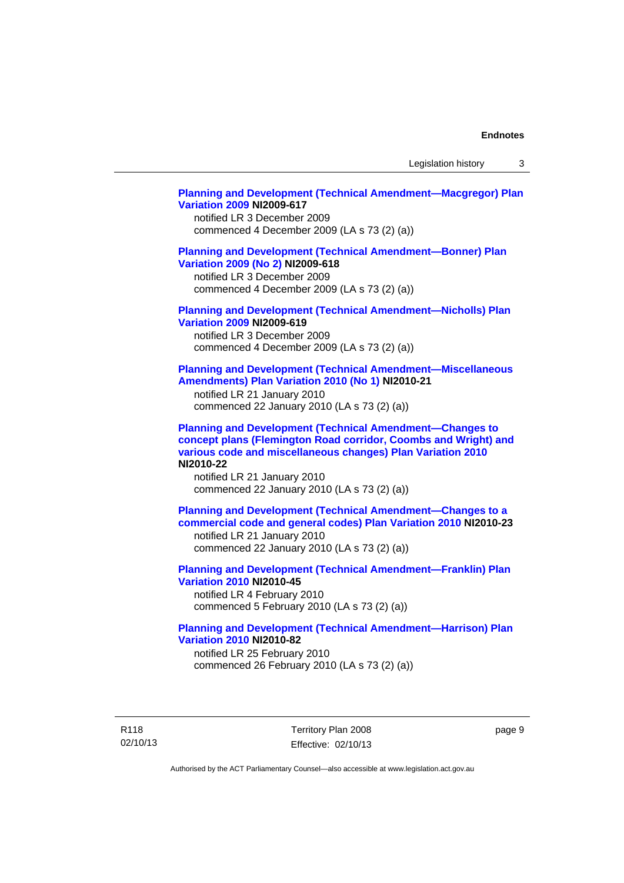**Planning and Development (Technical Amendment—Macgregor) Plan Variation 2009 NI2009-617**

notified LR 3 December 2009
commenced 4 December 2009 (LA s 73 (2) (a))

**Planning and Development (Technical Amendment—Bonner) Plan Variation 2009 (No 2) NI2009-618**

notified LR 3 December 2009
commenced 4 December 2009 (LA s 73 (2) (a))

**Planning and Development (Technical Amendment—Nicholls) Plan Variation 2009 NI2009-619**

notified LR 3 December 2009
commenced 4 December 2009 (LA s 73 (2) (a))

**Planning and Development (Technical Amendment—Miscellaneous Amendments) Plan Variation 2010 (No 1) NI2010-21**

notified LR 21 January 2010
commenced 22 January 2010 (LA s 73 (2) (a))

**Planning and Development (Technical Amendment—Changes to concept plans (Flemington Road corridor, Coombs and Wright) and various code and miscellaneous changes) Plan Variation 2010 NI2010-22**

notified LR 21 January 2010
commenced 22 January 2010 (LA s 73 (2) (a))

**Planning and Development (Technical Amendment—Changes to a commercial code and general codes) Plan Variation 2010 NI2010-23**

notified LR 21 January 2010
commenced 22 January 2010 (LA s 73 (2) (a))

**Planning and Development (Technical Amendment—Franklin) Plan Variation 2010 NI2010-45**

notified LR 4 February 2010
commenced 5 February 2010 (LA s 73 (2) (a))

**Planning and Development (Technical Amendment—Harrison) Plan Variation 2010 NI2010-82**

notified LR 25 February 2010
commenced 26 February 2010 (LA s 73 (2) (a))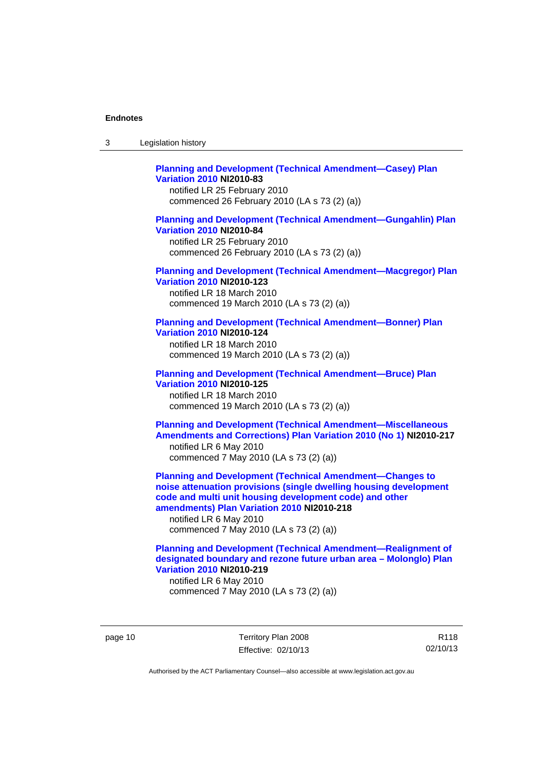**Planning and Development (Technical Amendment—Casey) Plan Variation 2010 NI2010-83**
notified LR 25 February 2010
commenced 26 February 2010 (LA s 73 (2) (a))

**Planning and Development (Technical Amendment—Gungahlin) Plan Variation 2010 NI2010-84**
notified LR 25 February 2010
commenced 26 February 2010 (LA s 73 (2) (a))

**Planning and Development (Technical Amendment—Macgregor) Plan Variation 2010 NI2010-123**
notified LR 18 March 2010
commenced 19 March 2010 (LA s 73 (2) (a))

**Planning and Development (Technical Amendment—Bonner) Plan Variation 2010 NI2010-124**
notified LR 18 March 2010
commenced 19 March 2010 (LA s 73 (2) (a))

**Planning and Development (Technical Amendment—Bruce) Plan Variation 2010 NI2010-125**
notified LR 18 March 2010
commenced 19 March 2010 (LA s 73 (2) (a))

**Planning and Development (Technical Amendment—Miscellaneous Amendments and Corrections) Plan Variation 2010 (No 1) NI2010-217**
notified LR 6 May 2010
commenced 7 May 2010 (LA s 73 (2) (a))

**Planning and Development (Technical Amendment—Changes to noise attenuation provisions (single dwelling housing development code and multi unit housing development code) and other amendments) Plan Variation 2010 NI2010-218**
notified LR 6 May 2010
commenced 7 May 2010 (LA s 73 (2) (a))

**Planning and Development (Technical Amendment—Realignment of designated boundary and rezone future urban area – Molonglo) Plan Variation 2010 NI2010-219**
notified LR 6 May 2010
commenced 7 May 2010 (LA s 73 (2) (a))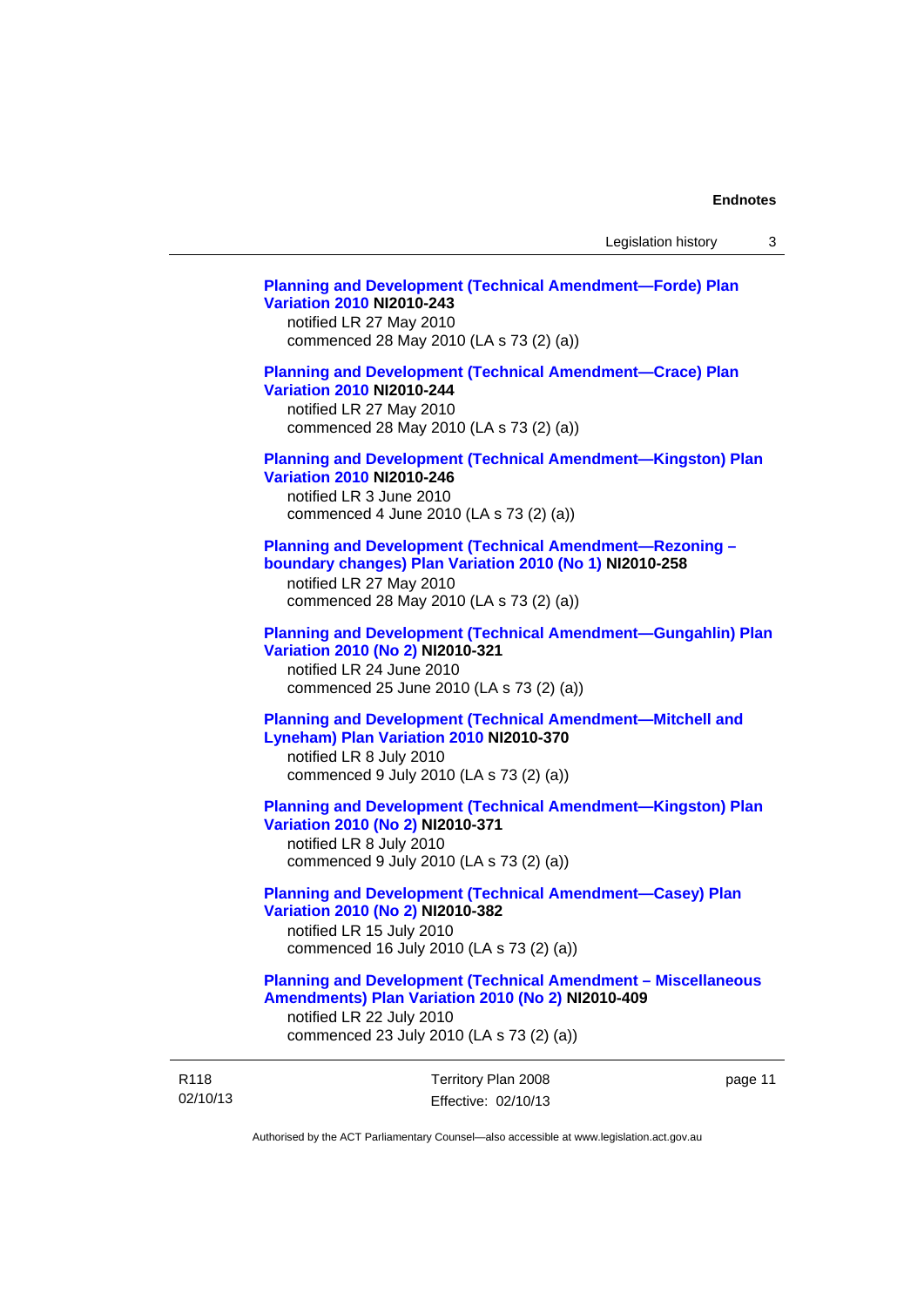**Planning and Development (Technical Amendment—Forde) Plan Variation 2010 NI2010-243**
notified LR 27 May 2010
commenced 28 May 2010 (LA s 73 (2) (a))

**Planning and Development (Technical Amendment—Crace) Plan Variation 2010 NI2010-244**
notified LR 27 May 2010
commenced 28 May 2010 (LA s 73 (2) (a))

**Planning and Development (Technical Amendment—Kingston) Plan Variation 2010 NI2010-246**
notified LR 3 June 2010
commenced 4 June 2010 (LA s 73 (2) (a))

**Planning and Development (Technical Amendment—Rezoning – boundary changes) Plan Variation 2010 (No 1) NI2010-258**
notified LR 27 May 2010
commenced 28 May 2010 (LA s 73 (2) (a))

**Planning and Development (Technical Amendment—Gungahlin) Plan Variation 2010 (No 2) NI2010-321**
notified LR 24 June 2010
commenced 25 June 2010 (LA s 73 (2) (a))

**Planning and Development (Technical Amendment—Mitchell and Lyneham) Plan Variation 2010 NI2010-370**
notified LR 8 July 2010
commenced 9 July 2010 (LA s 73 (2) (a))

**Planning and Development (Technical Amendment—Kingston) Plan Variation 2010 (No 2) NI2010-371**
notified LR 8 July 2010
commenced 9 July 2010 (LA s 73 (2) (a))

**Planning and Development (Technical Amendment—Casey) Plan Variation 2010 (No 2) NI2010-382**
notified LR 15 July 2010
commenced 16 July 2010 (LA s 73 (2) (a))

**Planning and Development (Technical Amendment – Miscellaneous Amendments) Plan Variation 2010 (No 2) NI2010-409**
notified LR 22 July 2010
commenced 23 July 2010 (LA s 73 (2) (a))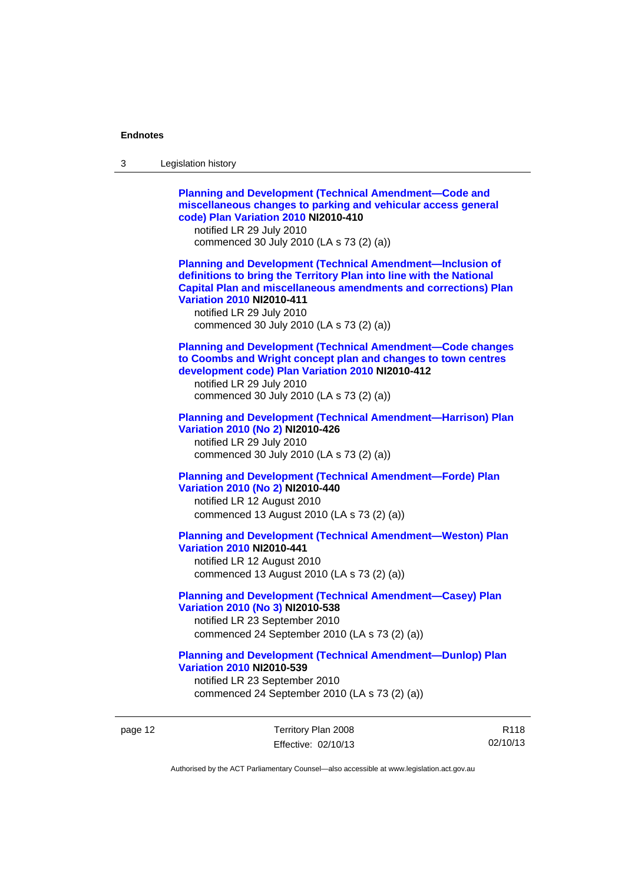**Planning and Development (Technical Amendment—Code and miscellaneous changes to parking and vehicular access general code) Plan Variation 2010 NI2010-410**
notified LR 29 July 2010
commenced 30 July 2010 (LA s 73 (2) (a))

**Planning and Development (Technical Amendment—Inclusion of definitions to bring the Territory Plan into line with the National Capital Plan and miscellaneous amendments and corrections) Plan Variation 2010 NI2010-411**
notified LR 29 July 2010
commenced 30 July 2010 (LA s 73 (2) (a))

**Planning and Development (Technical Amendment—Code changes to Coombs and Wright concept plan and changes to town centres development code) Plan Variation 2010 NI2010-412**
notified LR 29 July 2010
commenced 30 July 2010 (LA s 73 (2) (a))

**Planning and Development (Technical Amendment—Harrison) Plan Variation 2010 (No 2) NI2010-426**
notified LR 29 July 2010
commenced 30 July 2010 (LA s 73 (2) (a))

**Planning and Development (Technical Amendment—Forde) Plan Variation 2010 (No 2) NI2010-440**
notified LR 12 August 2010
commenced 13 August 2010 (LA s 73 (2) (a))

**Planning and Development (Technical Amendment—Weston) Plan Variation 2010 NI2010-441**
notified LR 12 August 2010
commenced 13 August 2010 (LA s 73 (2) (a))

**Planning and Development (Technical Amendment—Casey) Plan Variation 2010 (No 3) NI2010-538**
notified LR 23 September 2010
commenced 24 September 2010 (LA s 73 (2) (a))

**Planning and Development (Technical Amendment—Dunlop) Plan Variation 2010 NI2010-539**
notified LR 23 September 2010
commenced 24 September 2010 (LA s 73 (2) (a))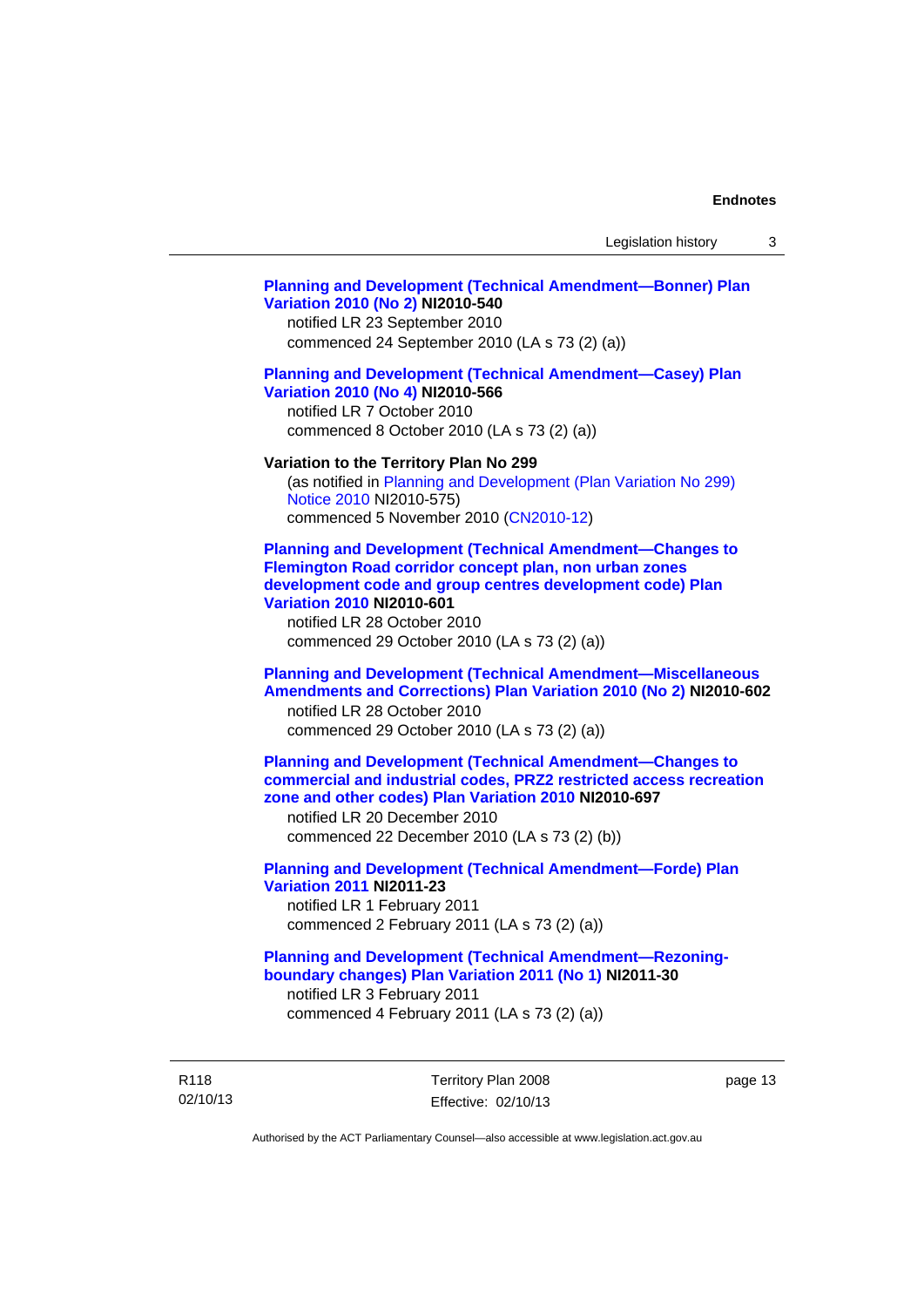**Planning and Development (Technical Amendment—Bonner) Plan Variation 2010 (No 2) NI2010-540**
notified LR 23 September 2010
commenced 24 September 2010 (LA s 73 (2) (a))

**Planning and Development (Technical Amendment—Casey) Plan Variation 2010 (No 4) NI2010-566**
notified LR 7 October 2010
commenced 8 October 2010 (LA s 73 (2) (a))

**Variation to the Territory Plan No 299**
(as notified in Planning and Development (Plan Variation No 299) Notice 2010 NI2010-575)
commenced 5 November 2010 (CN2010-12)

**Planning and Development (Technical Amendment—Changes to Flemington Road corridor concept plan, non urban zones development code and group centres development code) Plan Variation 2010 NI2010-601**
notified LR 28 October 2010
commenced 29 October 2010 (LA s 73 (2) (a))

**Planning and Development (Technical Amendment—Miscellaneous Amendments and Corrections) Plan Variation 2010 (No 2) NI2010-602**
notified LR 28 October 2010
commenced 29 October 2010 (LA s 73 (2) (a))

**Planning and Development (Technical Amendment—Changes to commercial and industrial codes, PRZ2 restricted access recreation zone and other codes) Plan Variation 2010 NI2010-697**
notified LR 20 December 2010
commenced 22 December 2010 (LA s 73 (2) (b))

**Planning and Development (Technical Amendment—Forde) Plan Variation 2011 NI2011-23**
notified LR 1 February 2011
commenced 2 February 2011 (LA s 73 (2) (a))

**Planning and Development (Technical Amendment—Rezoning-boundary changes) Plan Variation 2011 (No 1) NI2011-30**
notified LR 3 February 2011
commenced 4 February 2011 (LA s 73 (2) (a))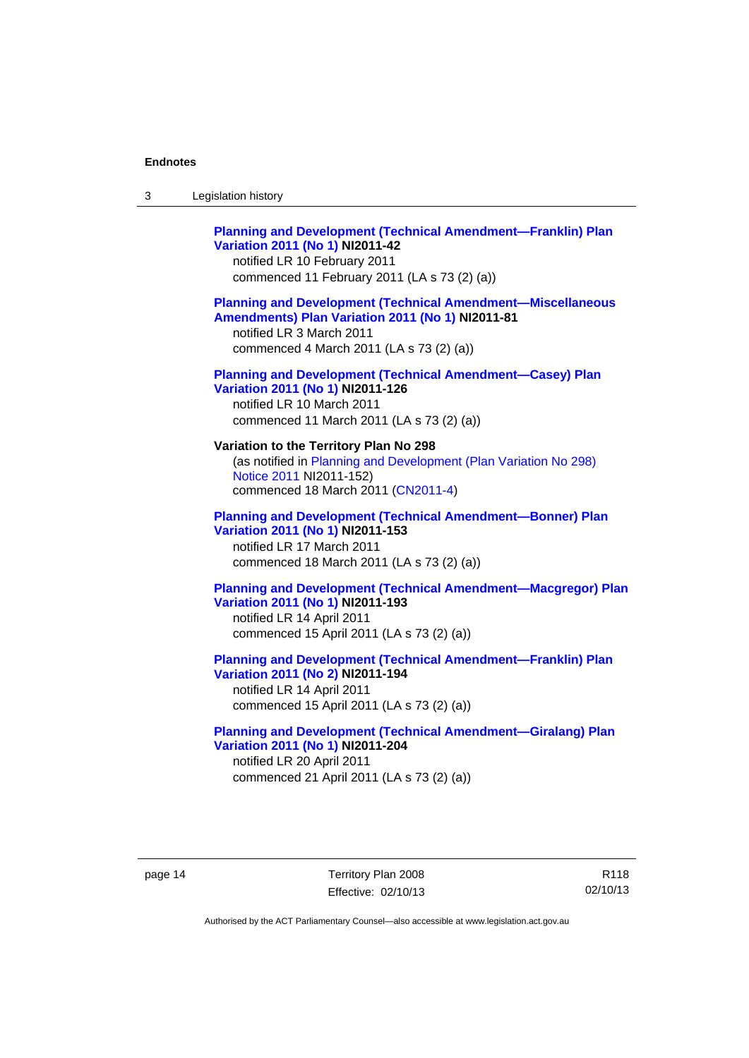**Planning and Development (Technical Amendment—Franklin) Plan Variation 2011 (No 1) NI2011-42**
notified LR 10 February 2011
commenced 11 February 2011 (LA s 73 (2) (a))

**Planning and Development (Technical Amendment—Miscellaneous Amendments) Plan Variation 2011 (No 1) NI2011-81**
notified LR 3 March 2011
commenced 4 March 2011 (LA s 73 (2) (a))

**Planning and Development (Technical Amendment—Casey) Plan Variation 2011 (No 1) NI2011-126**
notified LR 10 March 2011
commenced 11 March 2011 (LA s 73 (2) (a))

**Variation to the Territory Plan No 298**
(as notified in Planning and Development (Plan Variation No 298) Notice 2011 NI2011-152)
commenced 18 March 2011 (CN2011-4)

**Planning and Development (Technical Amendment—Bonner) Plan Variation 2011 (No 1) NI2011-153**
notified LR 17 March 2011
commenced 18 March 2011 (LA s 73 (2) (a))

**Planning and Development (Technical Amendment—Macgregor) Plan Variation 2011 (No 1) NI2011-193**
notified LR 14 April 2011
commenced 15 April 2011 (LA s 73 (2) (a))

**Planning and Development (Technical Amendment—Franklin) Plan Variation 2011 (No 2) NI2011-194**
notified LR 14 April 2011
commenced 15 April 2011 (LA s 73 (2) (a))

**Planning and Development (Technical Amendment—Giralang) Plan Variation 2011 (No 1) NI2011-204**
notified LR 20 April 2011
commenced 21 April 2011 (LA s 73 (2) (a))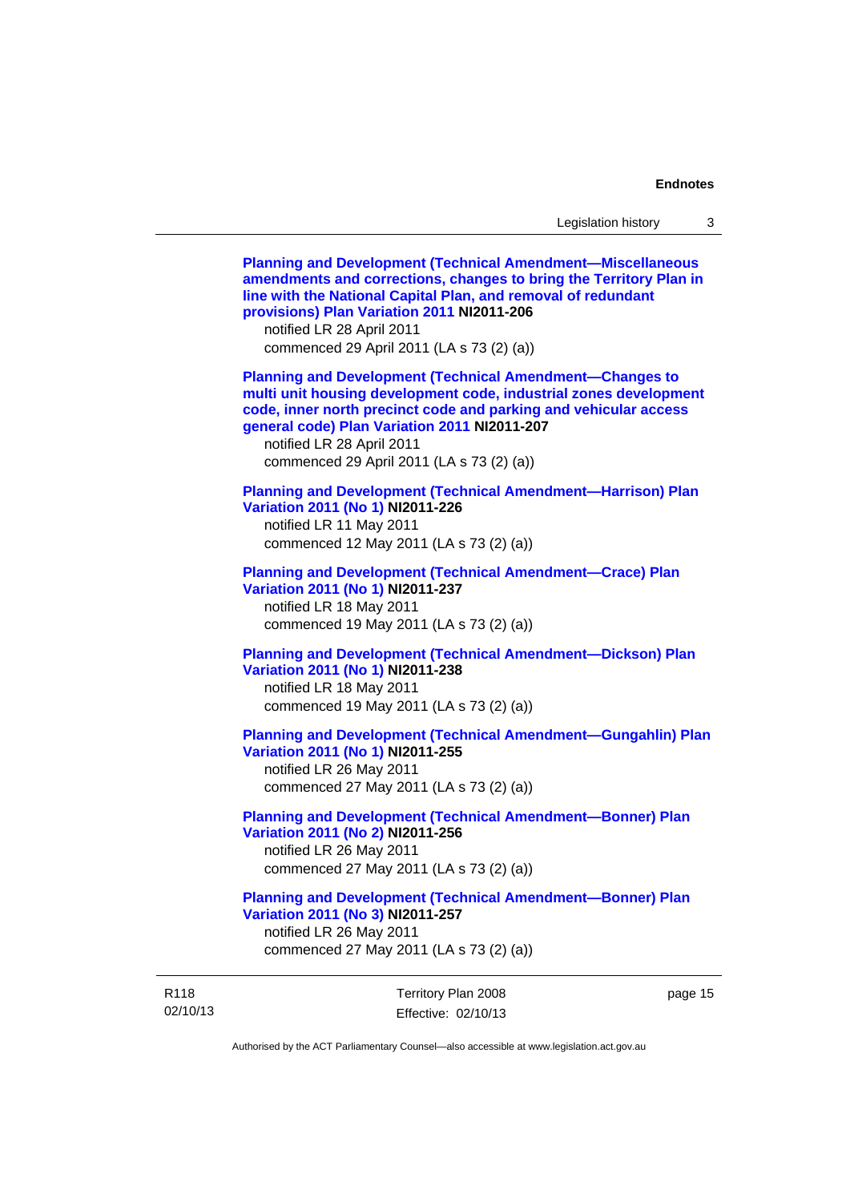**Planning and Development (Technical Amendment—Miscellaneous amendments and corrections, changes to bring the Territory Plan in line with the National Capital Plan, and removal of redundant provisions) Plan Variation 2011 NI2011-206**
notified LR 28 April 2011
commenced 29 April 2011 (LA s 73 (2) (a))

**Planning and Development (Technical Amendment—Changes to multi unit housing development code, industrial zones development code, inner north precinct code and parking and vehicular access general code) Plan Variation 2011 NI2011-207**
notified LR 28 April 2011
commenced 29 April 2011 (LA s 73 (2) (a))

**Planning and Development (Technical Amendment—Harrison) Plan Variation 2011 (No 1) NI2011-226**
notified LR 11 May 2011
commenced 12 May 2011 (LA s 73 (2) (a))

**Planning and Development (Technical Amendment—Crace) Plan Variation 2011 (No 1) NI2011-237**
notified LR 18 May 2011
commenced 19 May 2011 (LA s 73 (2) (a))

**Planning and Development (Technical Amendment—Dickson) Plan Variation 2011 (No 1) NI2011-238**
notified LR 18 May 2011
commenced 19 May 2011 (LA s 73 (2) (a))

**Planning and Development (Technical Amendment—Gungahlin) Plan Variation 2011 (No 1) NI2011-255**
notified LR 26 May 2011
commenced 27 May 2011 (LA s 73 (2) (a))

**Planning and Development (Technical Amendment—Bonner) Plan Variation 2011 (No 2) NI2011-256**
notified LR 26 May 2011
commenced 27 May 2011 (LA s 73 (2) (a))

**Planning and Development (Technical Amendment—Bonner) Plan Variation 2011 (No 3) NI2011-257**
notified LR 26 May 2011
commenced 27 May 2011 (LA s 73 (2) (a))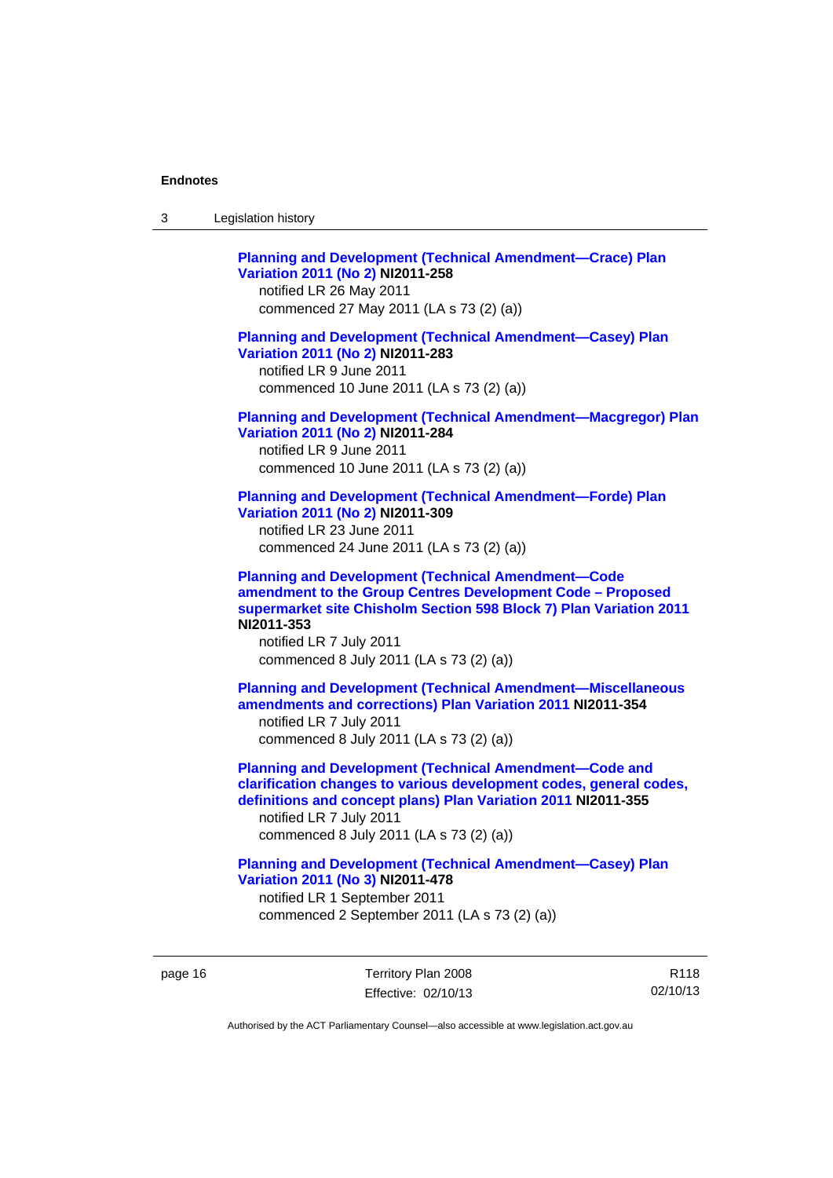**Planning and Development (Technical Amendment—Crace) Plan Variation 2011 (No 2) NI2011-258**
notified LR 26 May 2011
commenced 27 May 2011 (LA s 73 (2) (a))

**Planning and Development (Technical Amendment—Casey) Plan Variation 2011 (No 2) NI2011-283**
notified LR 9 June 2011
commenced 10 June 2011 (LA s 73 (2) (a))

**Planning and Development (Technical Amendment—Macgregor) Plan Variation 2011 (No 2) NI2011-284**
notified LR 9 June 2011
commenced 10 June 2011 (LA s 73 (2) (a))

**Planning and Development (Technical Amendment—Forde) Plan Variation 2011 (No 2) NI2011-309**
notified LR 23 June 2011
commenced 24 June 2011 (LA s 73 (2) (a))

**Planning and Development (Technical Amendment—Code amendment to the Group Centres Development Code – Proposed supermarket site Chisholm Section 598 Block 7) Plan Variation 2011 NI2011-353**
notified LR 7 July 2011
commenced 8 July 2011 (LA s 73 (2) (a))

**Planning and Development (Technical Amendment—Miscellaneous amendments and corrections) Plan Variation 2011 NI2011-354**
notified LR 7 July 2011
commenced 8 July 2011 (LA s 73 (2) (a))

**Planning and Development (Technical Amendment—Code and clarification changes to various development codes, general codes, definitions and concept plans) Plan Variation 2011 NI2011-355**
notified LR 7 July 2011
commenced 8 July 2011 (LA s 73 (2) (a))

**Planning and Development (Technical Amendment—Casey) Plan Variation 2011 (No 3) NI2011-478**
notified LR 1 September 2011
commenced 2 September 2011 (LA s 73 (2) (a))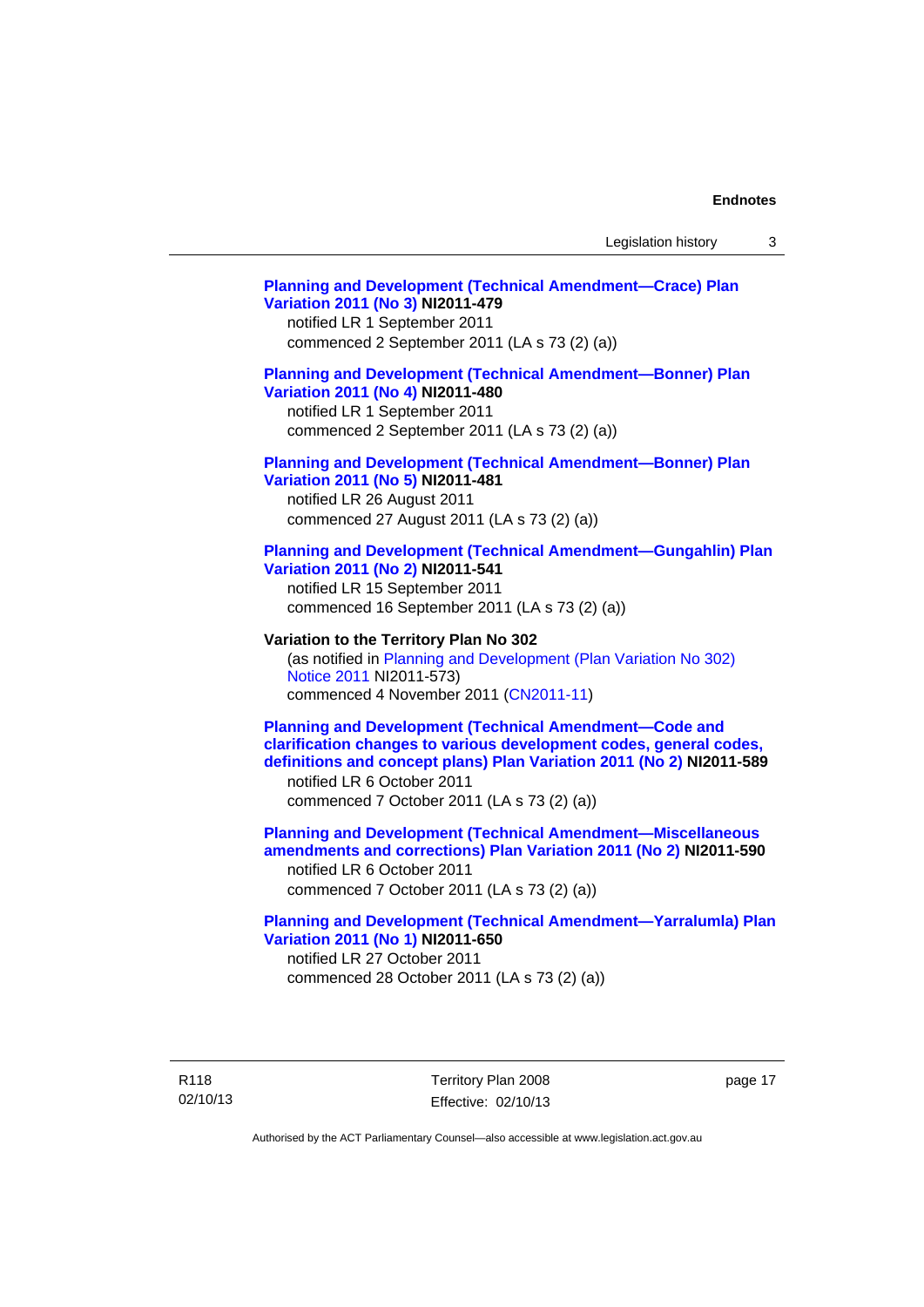**Planning and Development (Technical Amendment—Crace) Plan Variation 2011 (No 3) NI2011-479**
notified LR 1 September 2011
commenced 2 September 2011 (LA s 73 (2) (a))

**Planning and Development (Technical Amendment—Bonner) Plan Variation 2011 (No 4) NI2011-480**
notified LR 1 September 2011
commenced 2 September 2011 (LA s 73 (2) (a))

**Planning and Development (Technical Amendment—Bonner) Plan Variation 2011 (No 5) NI2011-481**
notified LR 26 August 2011
commenced 27 August 2011 (LA s 73 (2) (a))

**Planning and Development (Technical Amendment—Gungahlin) Plan Variation 2011 (No 2) NI2011-541**
notified LR 15 September 2011
commenced 16 September 2011 (LA s 73 (2) (a))

**Variation to the Territory Plan No 302**
(as notified in Planning and Development (Plan Variation No 302) Notice 2011 NI2011-573)
commenced 4 November 2011 (CN2011-11)

**Planning and Development (Technical Amendment—Code and clarification changes to various development codes, general codes, definitions and concept plans) Plan Variation 2011 (No 2) NI2011-589**
notified LR 6 October 2011
commenced 7 October 2011 (LA s 73 (2) (a))

**Planning and Development (Technical Amendment—Miscellaneous amendments and corrections) Plan Variation 2011 (No 2) NI2011-590**
notified LR 6 October 2011
commenced 7 October 2011 (LA s 73 (2) (a))

**Planning and Development (Technical Amendment—Yarralumla) Plan Variation 2011 (No 1) NI2011-650**
notified LR 27 October 2011
commenced 28 October 2011 (LA s 73 (2) (a))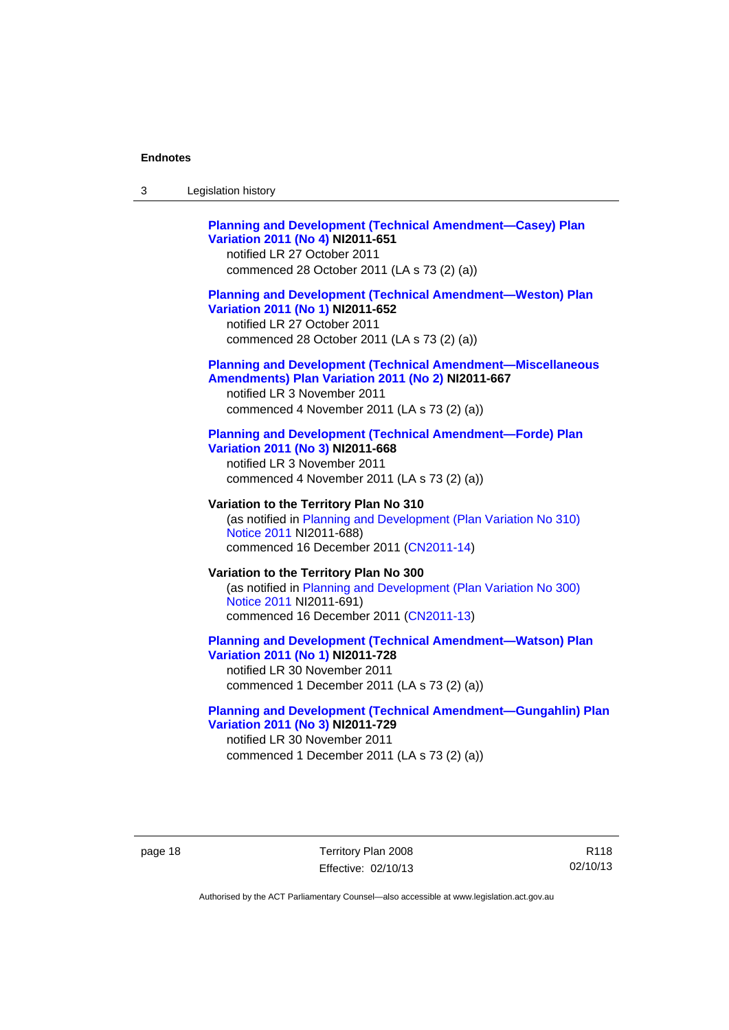**Planning and Development (Technical Amendment—Casey) Plan Variation 2011 (No 4) NI2011-651**
notified LR 27 October 2011
commenced 28 October 2011 (LA s 73 (2) (a))

**Planning and Development (Technical Amendment—Weston) Plan Variation 2011 (No 1) NI2011-652**
notified LR 27 October 2011
commenced 28 October 2011 (LA s 73 (2) (a))

**Planning and Development (Technical Amendment—Miscellaneous Amendments) Plan Variation 2011 (No 2) NI2011-667**
notified LR 3 November 2011
commenced 4 November 2011 (LA s 73 (2) (a))

**Planning and Development (Technical Amendment—Forde) Plan Variation 2011 (No 3) NI2011-668**
notified LR 3 November 2011
commenced 4 November 2011 (LA s 73 (2) (a))

**Variation to the Territory Plan No 310**
(as notified in Planning and Development (Plan Variation No 310) Notice 2011 NI2011-688)
commenced 16 December 2011 (CN2011-14)

**Variation to the Territory Plan No 300**
(as notified in Planning and Development (Plan Variation No 300) Notice 2011 NI2011-691)
commenced 16 December 2011 (CN2011-13)

**Planning and Development (Technical Amendment—Watson) Plan Variation 2011 (No 1) NI2011-728**
notified LR 30 November 2011
commenced 1 December 2011 (LA s 73 (2) (a))

**Planning and Development (Technical Amendment—Gungahlin) Plan Variation 2011 (No 3) NI2011-729**
notified LR 30 November 2011
commenced 1 December 2011 (LA s 73 (2) (a))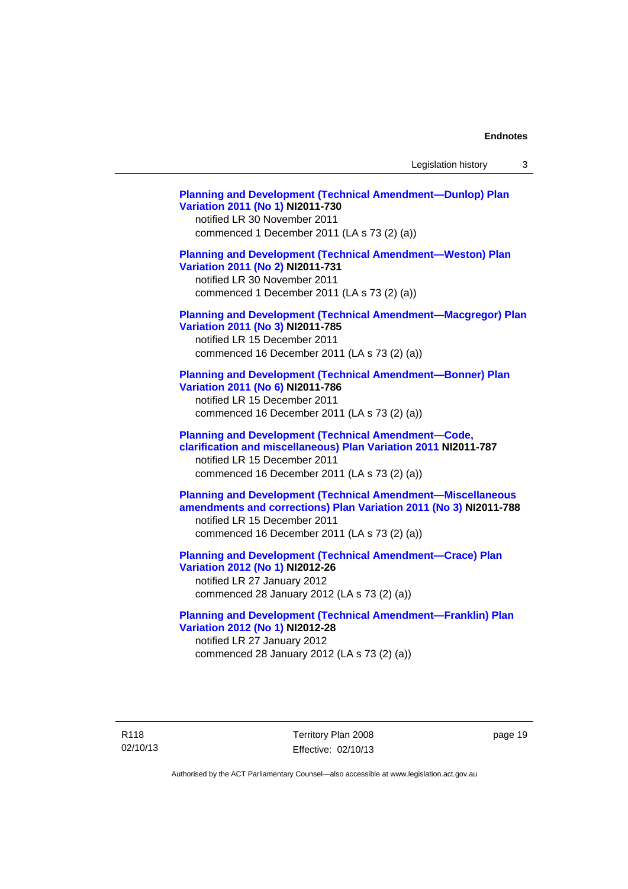**Planning and Development (Technical Amendment—Dunlop) Plan Variation 2011 (No 1) NI2011-730**
notified LR 30 November 2011
commenced 1 December 2011 (LA s 73 (2) (a))

**Planning and Development (Technical Amendment—Weston) Plan Variation 2011 (No 2) NI2011-731**
notified LR 30 November 2011
commenced 1 December 2011 (LA s 73 (2) (a))

**Planning and Development (Technical Amendment—Macgregor) Plan Variation 2011 (No 3) NI2011-785**
notified LR 15 December 2011
commenced 16 December 2011 (LA s 73 (2) (a))

**Planning and Development (Technical Amendment—Bonner) Plan Variation 2011 (No 6) NI2011-786**
notified LR 15 December 2011
commenced 16 December 2011 (LA s 73 (2) (a))

**Planning and Development (Technical Amendment—Code, clarification and miscellaneous) Plan Variation 2011 NI2011-787**
notified LR 15 December 2011
commenced 16 December 2011 (LA s 73 (2) (a))

**Planning and Development (Technical Amendment—Miscellaneous amendments and corrections) Plan Variation 2011 (No 3) NI2011-788**
notified LR 15 December 2011
commenced 16 December 2011 (LA s 73 (2) (a))

**Planning and Development (Technical Amendment—Crace) Plan Variation 2012 (No 1) NI2012-26**
notified LR 27 January 2012
commenced 28 January 2012 (LA s 73 (2) (a))

**Planning and Development (Technical Amendment—Franklin) Plan Variation 2012 (No 1) NI2012-28**
notified LR 27 January 2012
commenced 28 January 2012 (LA s 73 (2) (a))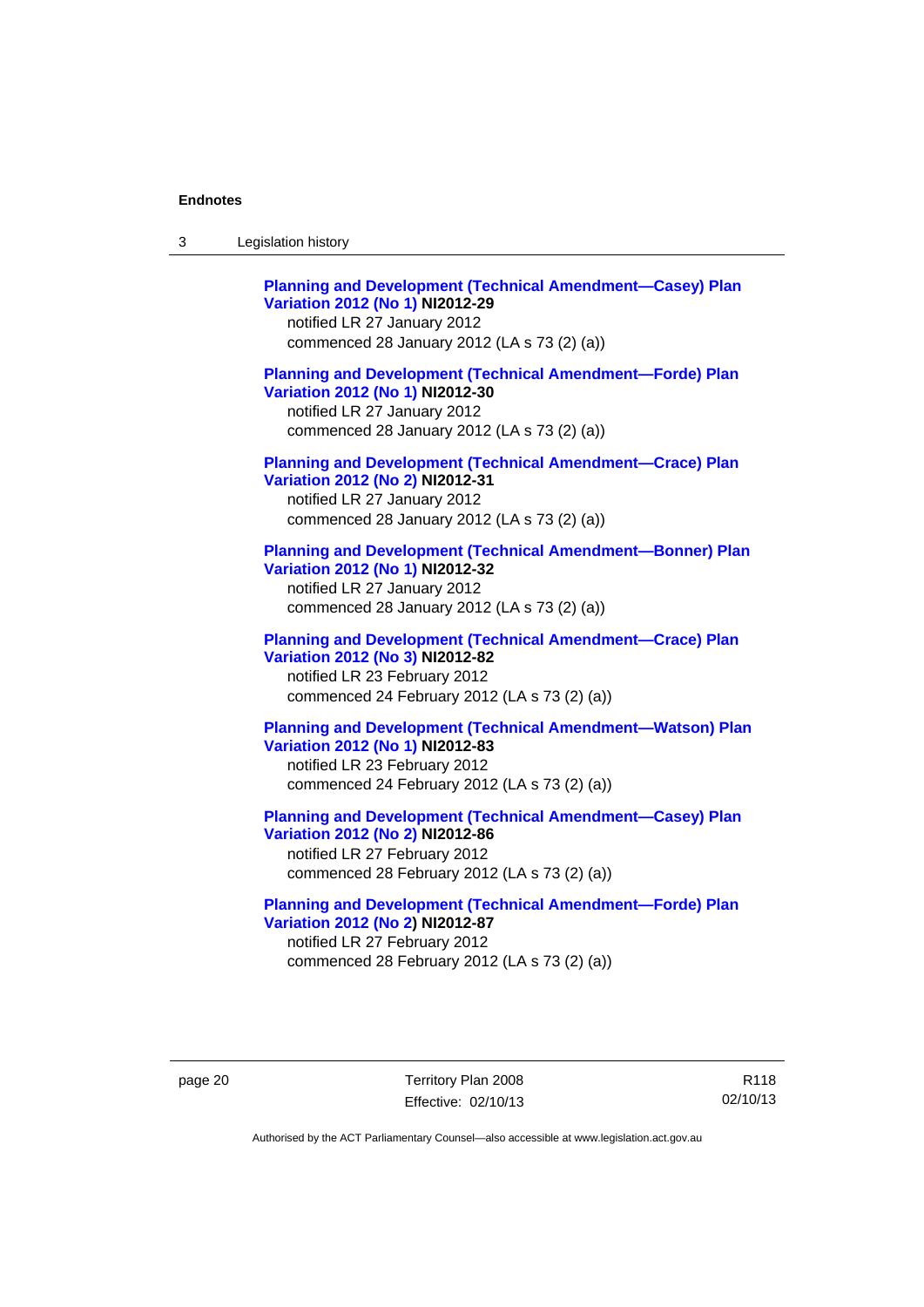**Planning and Development (Technical Amendment—Casey) Plan Variation 2012 (No 1) NI2012-29**
notified LR 27 January 2012
commenced 28 January 2012 (LA s 73 (2) (a))

**Planning and Development (Technical Amendment—Forde) Plan Variation 2012 (No 1) NI2012-30**
notified LR 27 January 2012
commenced 28 January 2012 (LA s 73 (2) (a))

**Planning and Development (Technical Amendment—Crace) Plan Variation 2012 (No 2) NI2012-31**
notified LR 27 January 2012
commenced 28 January 2012 (LA s 73 (2) (a))

**Planning and Development (Technical Amendment—Bonner) Plan Variation 2012 (No 1) NI2012-32**
notified LR 27 January 2012
commenced 28 January 2012 (LA s 73 (2) (a))

**Planning and Development (Technical Amendment—Crace) Plan Variation 2012 (No 3) NI2012-82**
notified LR 23 February 2012
commenced 24 February 2012 (LA s 73 (2) (a))

**Planning and Development (Technical Amendment—Watson) Plan Variation 2012 (No 1) NI2012-83**
notified LR 23 February 2012
commenced 24 February 2012 (LA s 73 (2) (a))

**Planning and Development (Technical Amendment—Casey) Plan Variation 2012 (No 2) NI2012-86**
notified LR 27 February 2012
commenced 28 February 2012 (LA s 73 (2) (a))

**Planning and Development (Technical Amendment—Forde) Plan Variation 2012 (No 2) NI2012-87**
notified LR 27 February 2012
commenced 28 February 2012 (LA s 73 (2) (a))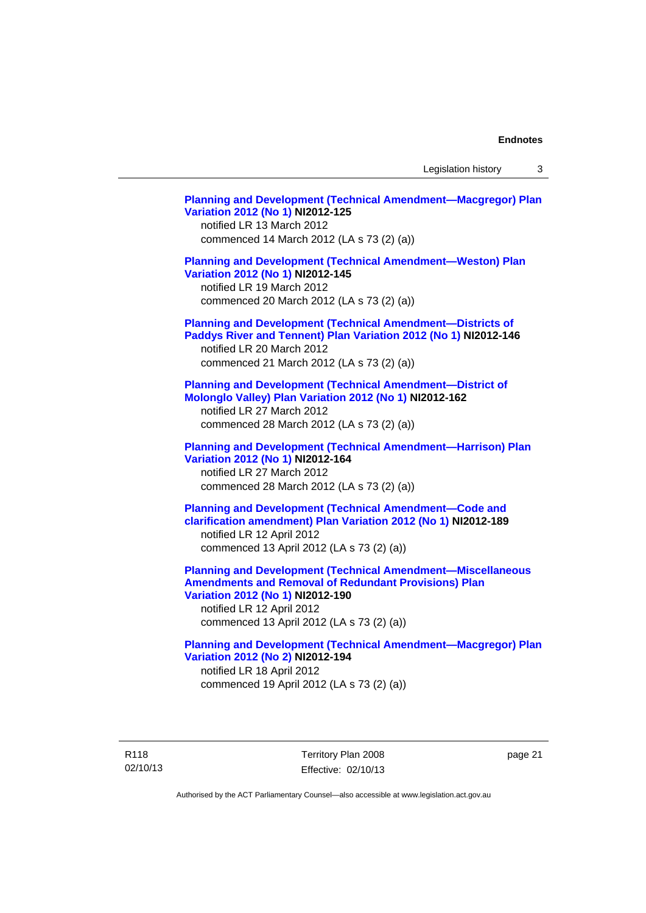**Planning and Development (Technical Amendment—Macgregor) Plan Variation 2012 (No 1) NI2012-125**
notified LR 13 March 2012
commenced 14 March 2012 (LA s 73 (2) (a))

**Planning and Development (Technical Amendment—Weston) Plan Variation 2012 (No 1) NI2012-145**
notified LR 19 March 2012
commenced 20 March 2012 (LA s 73 (2) (a))

**Planning and Development (Technical Amendment—Districts of Paddys River and Tennent) Plan Variation 2012 (No 1) NI2012-146**
notified LR 20 March 2012
commenced 21 March 2012 (LA s 73 (2) (a))

**Planning and Development (Technical Amendment—District of Molonglo Valley) Plan Variation 2012 (No 1) NI2012-162**
notified LR 27 March 2012
commenced 28 March 2012 (LA s 73 (2) (a))

**Planning and Development (Technical Amendment—Harrison) Plan Variation 2012 (No 1) NI2012-164**
notified LR 27 March 2012
commenced 28 March 2012 (LA s 73 (2) (a))

**Planning and Development (Technical Amendment—Code and clarification amendment) Plan Variation 2012 (No 1) NI2012-189**
notified LR 12 April 2012
commenced 13 April 2012 (LA s 73 (2) (a))

**Planning and Development (Technical Amendment—Miscellaneous Amendments and Removal of Redundant Provisions) Plan Variation 2012 (No 1) NI2012-190**
notified LR 12 April 2012
commenced 13 April 2012 (LA s 73 (2) (a))

**Planning and Development (Technical Amendment—Macgregor) Plan Variation 2012 (No 2) NI2012-194**
notified LR 18 April 2012
commenced 19 April 2012 (LA s 73 (2) (a))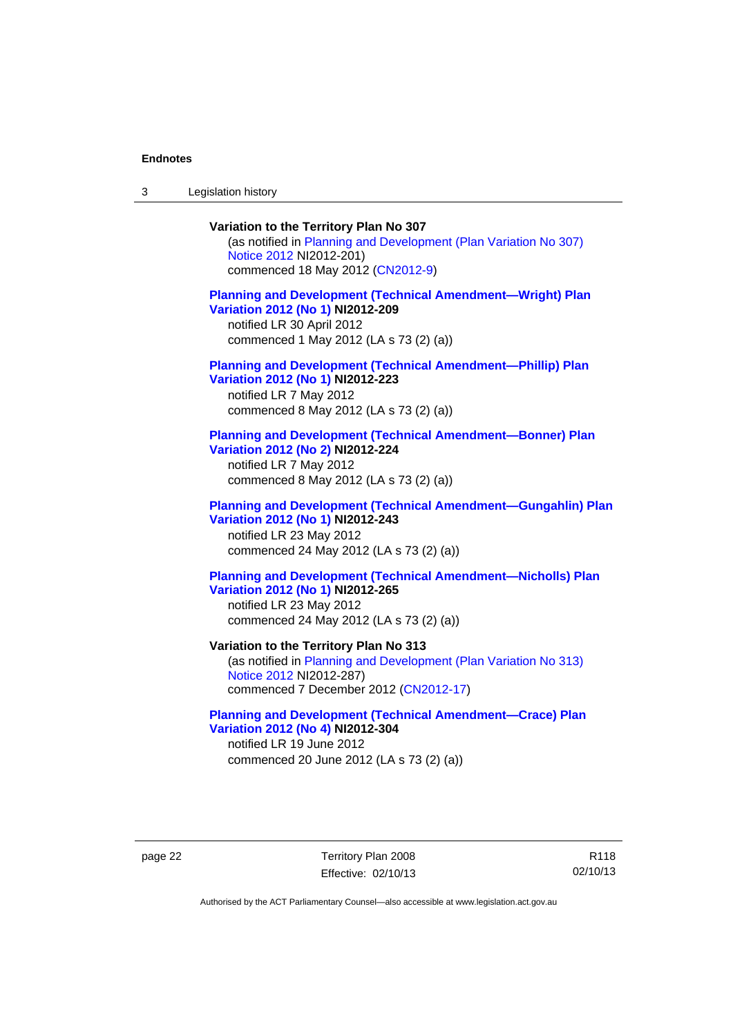**Variation to the Territory Plan No 307**

(as notified in Planning and Development (Plan Variation No 307) Notice 2012 NI2012-201)
commenced 18 May 2012 (CN2012-9)

**Planning and Development (Technical Amendment—Wright) Plan Variation 2012 (No 1) NI2012-209**

notified LR 30 April 2012
commenced 1 May 2012 (LA s 73 (2) (a))

**Planning and Development (Technical Amendment—Phillip) Plan Variation 2012 (No 1) NI2012-223**

notified LR 7 May 2012
commenced 8 May 2012 (LA s 73 (2) (a))

**Planning and Development (Technical Amendment—Bonner) Plan Variation 2012 (No 2) NI2012-224**

notified LR 7 May 2012
commenced 8 May 2012 (LA s 73 (2) (a))

**Planning and Development (Technical Amendment—Gungahlin) Plan Variation 2012 (No 1) NI2012-243**

notified LR 23 May 2012
commenced 24 May 2012 (LA s 73 (2) (a))

**Planning and Development (Technical Amendment—Nicholls) Plan Variation 2012 (No 1) NI2012-265**

notified LR 23 May 2012
commenced 24 May 2012 (LA s 73 (2) (a))

**Variation to the Territory Plan No 313**

(as notified in Planning and Development (Plan Variation No 313) Notice 2012 NI2012-287)
commenced 7 December 2012 (CN2012-17)

**Planning and Development (Technical Amendment—Crace) Plan Variation 2012 (No 4) NI2012-304**

notified LR 19 June 2012
commenced 20 June 2012 (LA s 73 (2) (a))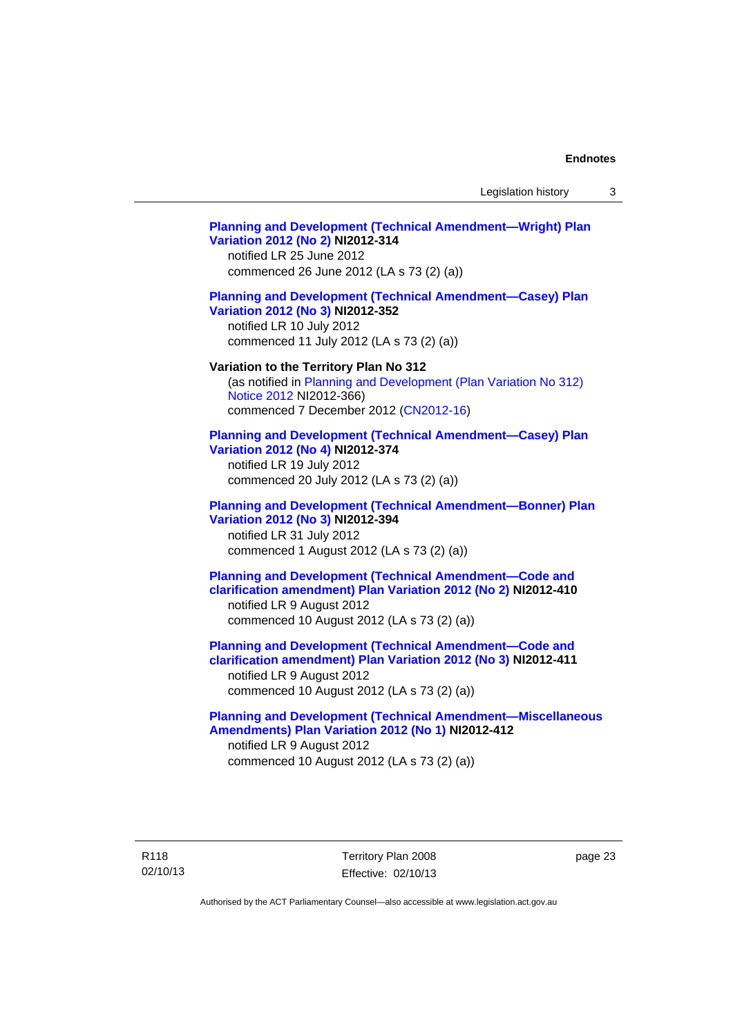**Planning and Development (Technical Amendment—Wright) Plan Variation 2012 (No 2) NI2012-314**
notified LR 25 June 2012
commenced 26 June 2012 (LA s 73 (2) (a))

**Planning and Development (Technical Amendment—Casey) Plan Variation 2012 (No 3) NI2012-352**
notified LR 10 July 2012
commenced 11 July 2012 (LA s 73 (2) (a))

**Variation to the Territory Plan No 312**
(as notified in Planning and Development (Plan Variation No 312) Notice 2012 NI2012-366)
commenced 7 December 2012 (CN2012-16)

**Planning and Development (Technical Amendment—Casey) Plan Variation 2012 (No 4) NI2012-374**
notified LR 19 July 2012
commenced 20 July 2012 (LA s 73 (2) (a))

**Planning and Development (Technical Amendment—Bonner) Plan Variation 2012 (No 3) NI2012-394**
notified LR 31 July 2012
commenced 1 August 2012 (LA s 73 (2) (a))

**Planning and Development (Technical Amendment—Code and clarification amendment) Plan Variation 2012 (No 2) NI2012-410**
notified LR 9 August 2012
commenced 10 August 2012 (LA s 73 (2) (a))

**Planning and Development (Technical Amendment—Code and clarification amendment) Plan Variation 2012 (No 3) NI2012-411**
notified LR 9 August 2012
commenced 10 August 2012 (LA s 73 (2) (a))

**Planning and Development (Technical Amendment—Miscellaneous Amendments) Plan Variation 2012 (No 1) NI2012-412**
notified LR 9 August 2012
commenced 10 August 2012 (LA s 73 (2) (a))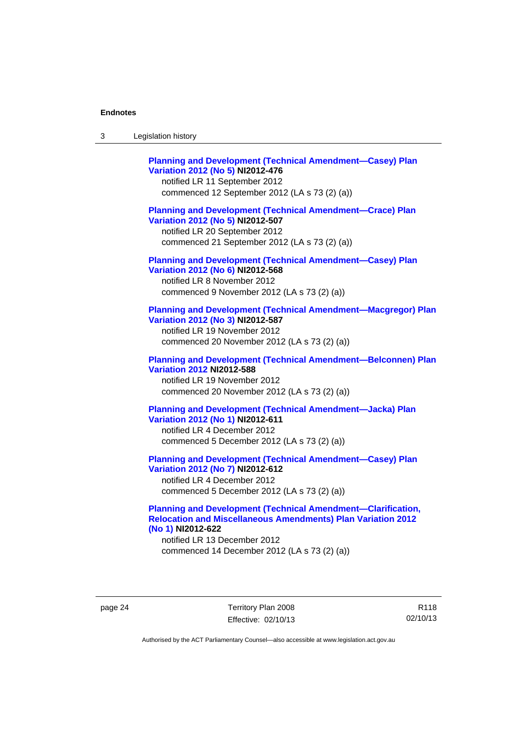**Planning and Development (Technical Amendment—Casey) Plan Variation 2012 (No 5) NI2012-476**
notified LR 11 September 2012
commenced 12 September 2012 (LA s 73 (2) (a))

**Planning and Development (Technical Amendment—Crace) Plan Variation 2012 (No 5) NI2012-507**
notified LR 20 September 2012
commenced 21 September 2012 (LA s 73 (2) (a))

**Planning and Development (Technical Amendment—Casey) Plan Variation 2012 (No 6) NI2012-568**
notified LR 8 November 2012
commenced 9 November 2012 (LA s 73 (2) (a))

**Planning and Development (Technical Amendment—Macgregor) Plan Variation 2012 (No 3) NI2012-587**
notified LR 19 November 2012
commenced 20 November 2012 (LA s 73 (2) (a))

**Planning and Development (Technical Amendment—Belconnen) Plan Variation 2012 NI2012-588**
notified LR 19 November 2012
commenced 20 November 2012 (LA s 73 (2) (a))

**Planning and Development (Technical Amendment—Jacka) Plan Variation 2012 (No 1) NI2012-611**
notified LR 4 December 2012
commenced 5 December 2012 (LA s 73 (2) (a))

**Planning and Development (Technical Amendment—Casey) Plan Variation 2012 (No 7) NI2012-612**
notified LR 4 December 2012
commenced 5 December 2012 (LA s 73 (2) (a))

**Planning and Development (Technical Amendment—Clarification, Relocation and Miscellaneous Amendments) Plan Variation 2012 (No 1) NI2012-622**
notified LR 13 December 2012
commenced 14 December 2012 (LA s 73 (2) (a))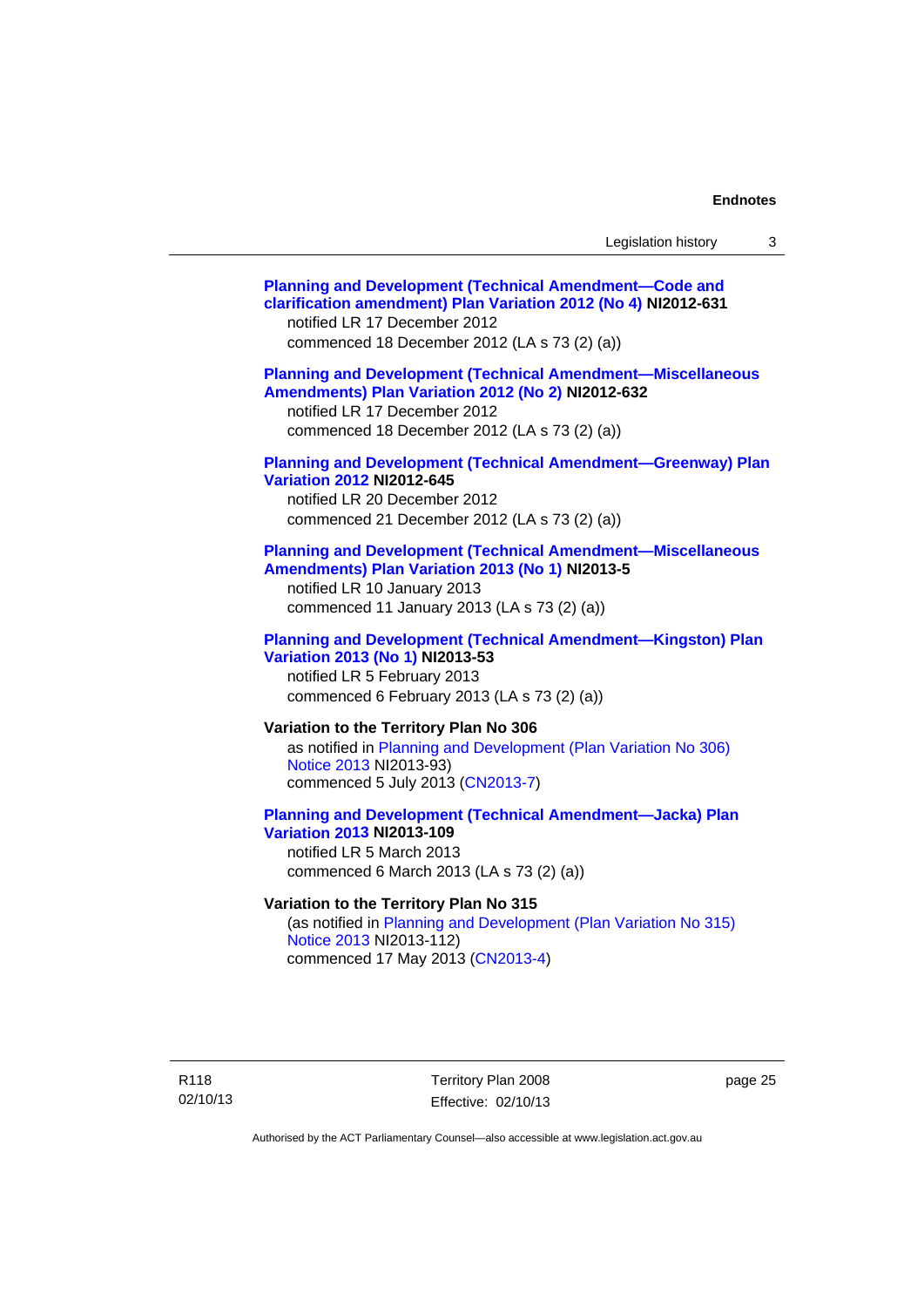**Planning and Development (Technical Amendment—Code and clarification amendment) Plan Variation 2012 (No 4) NI2012-631**
notified LR 17 December 2012
commenced 18 December 2012 (LA s 73 (2) (a))

**Planning and Development (Technical Amendment—Miscellaneous Amendments) Plan Variation 2012 (No 2) NI2012-632**
notified LR 17 December 2012
commenced 18 December 2012 (LA s 73 (2) (a))

**Planning and Development (Technical Amendment—Greenway) Plan Variation 2012 NI2012-645**
notified LR 20 December 2012
commenced 21 December 2012 (LA s 73 (2) (a))

**Planning and Development (Technical Amendment—Miscellaneous Amendments) Plan Variation 2013 (No 1) NI2013-5**
notified LR 10 January 2013
commenced 11 January 2013 (LA s 73 (2) (a))

**Planning and Development (Technical Amendment—Kingston) Plan Variation 2013 (No 1) NI2013-53**
notified LR 5 February 2013
commenced 6 February 2013 (LA s 73 (2) (a))

**Variation to the Territory Plan No 306**
as notified in Planning and Development (Plan Variation No 306) Notice 2013 NI2013-93)
commenced 5 July 2013 (CN2013-7)

**Planning and Development (Technical Amendment—Jacka) Plan Variation 2013 NI2013-109**
notified LR 5 March 2013
commenced 6 March 2013 (LA s 73 (2) (a))

**Variation to the Territory Plan No 315**
(as notified in Planning and Development (Plan Variation No 315) Notice 2013 NI2013-112)
commenced 17 May 2013 (CN2013-4)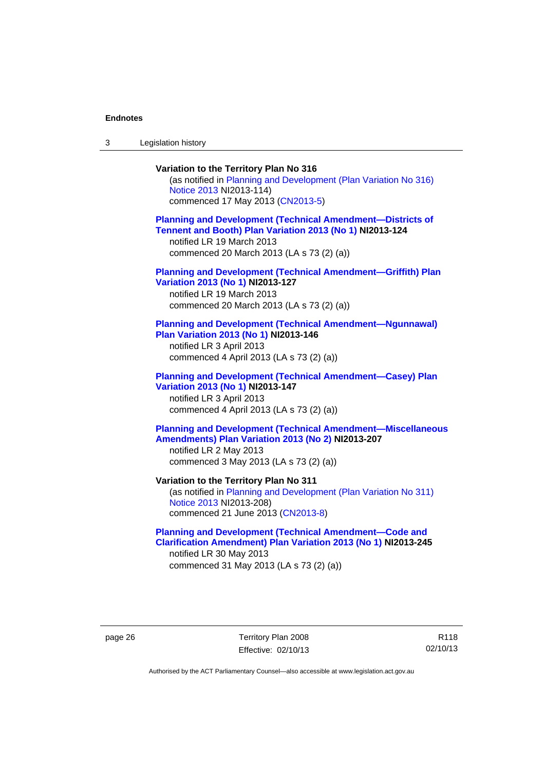**Variation to the Territory Plan No 316**
(as notified in Planning and Development (Plan Variation No 316) Notice 2013 NI2013-114)
commenced 17 May 2013 (CN2013-5)

**Planning and Development (Technical Amendment—Districts of Tennent and Booth) Plan Variation 2013 (No 1) NI2013-124**
notified LR 19 March 2013
commenced 20 March 2013 (LA s 73 (2) (a))

**Planning and Development (Technical Amendment—Griffith) Plan Variation 2013 (No 1) NI2013-127**
notified LR 19 March 2013
commenced 20 March 2013 (LA s 73 (2) (a))

**Planning and Development (Technical Amendment—Ngunnawal) Plan Variation 2013 (No 1) NI2013-146**
notified LR 3 April 2013
commenced 4 April 2013 (LA s 73 (2) (a))

**Planning and Development (Technical Amendment—Casey) Plan Variation 2013 (No 1) NI2013-147**
notified LR 3 April 2013
commenced 4 April 2013 (LA s 73 (2) (a))

**Planning and Development (Technical Amendment—Miscellaneous Amendments) Plan Variation 2013 (No 2) NI2013-207**
notified LR 2 May 2013
commenced 3 May 2013 (LA s 73 (2) (a))

**Variation to the Territory Plan No 311**
(as notified in Planning and Development (Plan Variation No 311) Notice 2013 NI2013-208)
commenced 21 June 2013 (CN2013-8)

**Planning and Development (Technical Amendment—Code and Clarification Amendment) Plan Variation 2013 (No 1) NI2013-245**
notified LR 30 May 2013
commenced 31 May 2013 (LA s 73 (2) (a))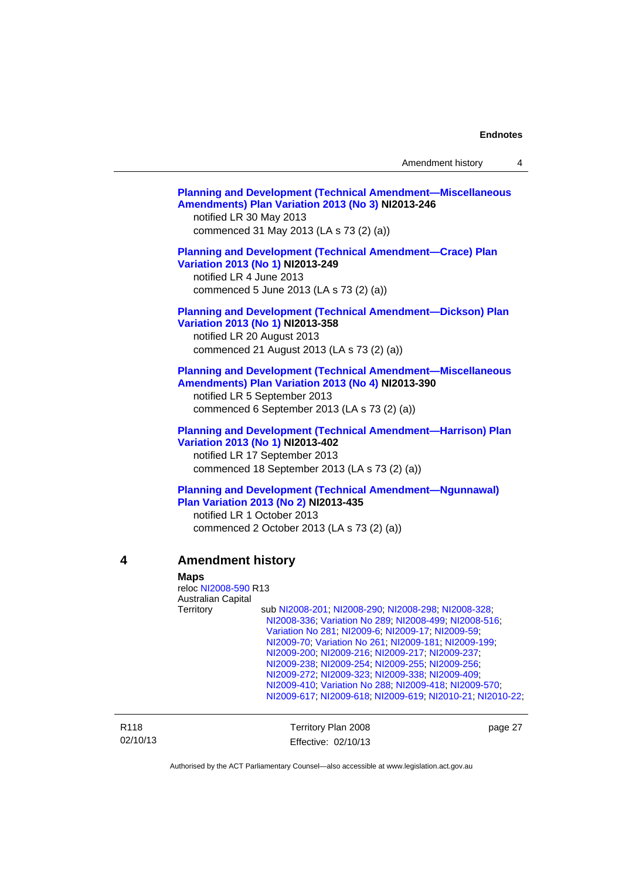**Planning and Development (Technical Amendment—Miscellaneous Amendments) Plan Variation 2013 (No 3) NI2013-246**
notified LR 30 May 2013
commenced 31 May 2013 (LA s 73 (2) (a))

**Planning and Development (Technical Amendment—Crace) Plan Variation 2013 (No 1) NI2013-249**
notified LR 4 June 2013
commenced 5 June 2013 (LA s 73 (2) (a))

**Planning and Development (Technical Amendment—Dickson) Plan Variation 2013 (No 1) NI2013-358**
notified LR 20 August 2013
commenced 21 August 2013 (LA s 73 (2) (a))

**Planning and Development (Technical Amendment—Miscellaneous Amendments) Plan Variation 2013 (No 4) NI2013-390**
notified LR 5 September 2013
commenced 6 September 2013 (LA s 73 (2) (a))

**Planning and Development (Technical Amendment—Harrison) Plan Variation 2013 (No 1) NI2013-402**
notified LR 17 September 2013
commenced 18 September 2013 (LA s 73 (2) (a))

**Planning and Development (Technical Amendment—Ngunnawal) Plan Variation 2013 (No 2) NI2013-435**
notified LR 1 October 2013
commenced 2 October 2013 (LA s 73 (2) (a))

## 4 Amendment history

**Maps**
reloc NI2008-590 R13

Australian Capital Territory
sub NI2008-201; NI2008-290; NI2008-298; NI2008-328; NI2008-336; Variation No 289; NI2008-499; NI2008-516; Variation No 281; NI2009-6; NI2009-17; NI2009-59; NI2009-70; Variation No 261; NI2009-181; NI2009-199; NI2009-200; NI2009-216; NI2009-217; NI2009-237; NI2009-238; NI2009-254; NI2009-255; NI2009-256; NI2009-272; NI2009-323; NI2009-338; NI2009-409; NI2009-410; Variation No 288; NI2009-418; NI2009-570; NI2009-617; NI2009-618; NI2009-619; NI2010-21; NI2010-22;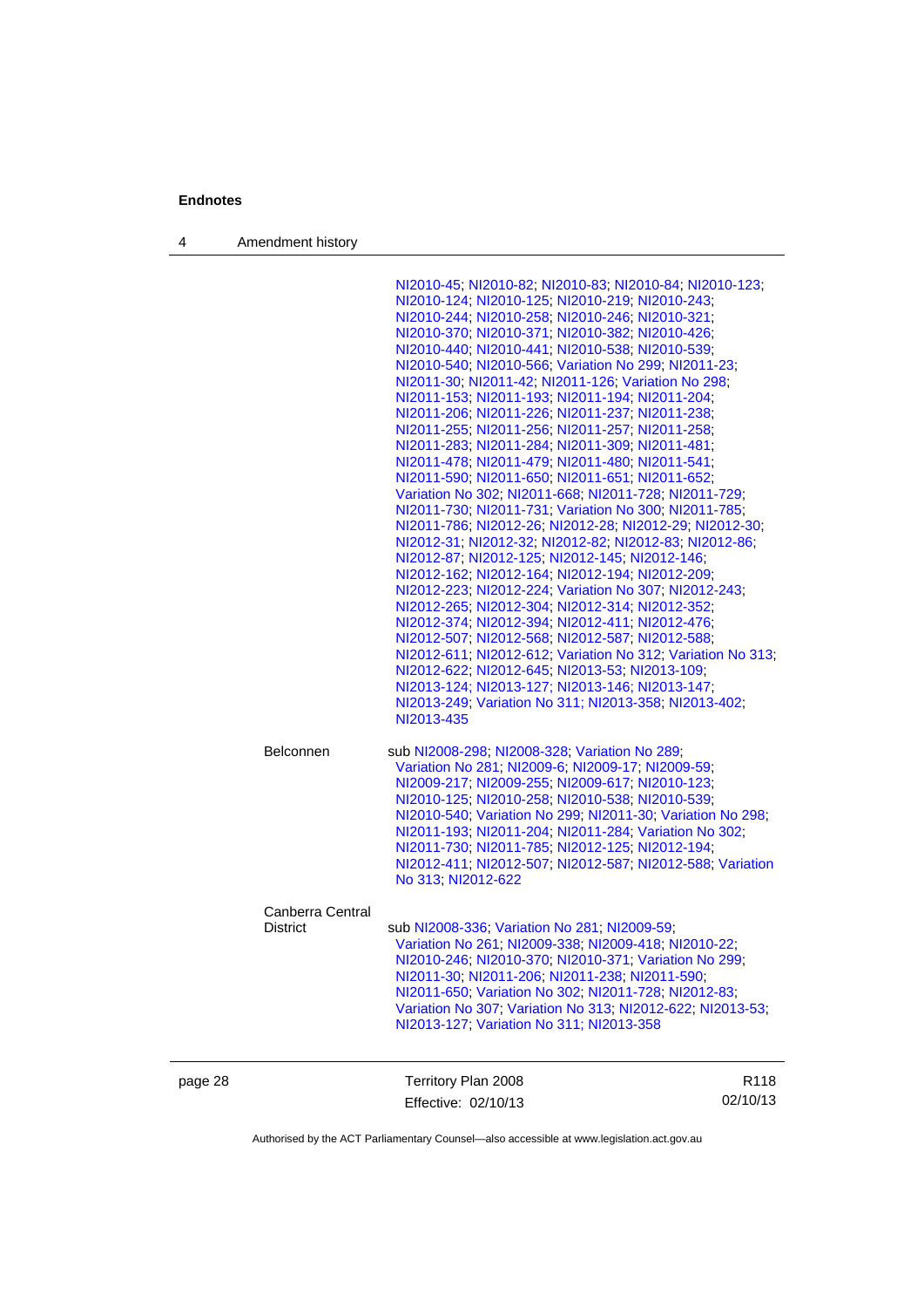NI2010-45; NI2010-82; NI2010-83; NI2010-84; NI2010-123; NI2010-124; NI2010-125; NI2010-219; NI2010-243; NI2010-244; NI2010-258; NI2010-246; NI2010-321; NI2010-370; NI2010-371; NI2010-382; NI2010-426; NI2010-440; NI2010-441; NI2010-538; NI2010-539; NI2010-540; NI2010-566; Variation No 299; NI2011-23; NI2011-30; NI2011-42; NI2011-126; Variation No 298; NI2011-153; NI2011-193; NI2011-194; NI2011-204; NI2011-206; NI2011-226; NI2011-237; NI2011-238; NI2011-255; NI2011-256; NI2011-257; NI2011-258; NI2011-283; NI2011-284; NI2011-309; NI2011-481; NI2011-478; NI2011-479; NI2011-480; NI2011-541; NI2011-590; NI2011-650; NI2011-651; NI2011-652; Variation No 302; NI2011-668; NI2011-728; NI2011-729; NI2011-730; NI2011-731; Variation No 300; NI2011-785; NI2011-786; NI2012-26; NI2012-28; NI2012-29; NI2012-30; NI2012-31; NI2012-32; NI2012-82; NI2012-83; NI2012-86; NI2012-87; NI2012-125; NI2012-145; NI2012-146; NI2012-162; NI2012-164; NI2012-194; NI2012-209; NI2012-223; NI2012-224; Variation No 307; NI2012-243; NI2012-265; NI2012-304; NI2012-314; NI2012-352; NI2012-374; NI2012-394; NI2012-411; NI2012-476; NI2012-507; NI2012-568; NI2012-587; NI2012-588; NI2012-611; NI2012-612; Variation No 312; Variation No 313; NI2012-622; NI2012-645; NI2013-53; NI2013-109; NI2013-124; NI2013-127; NI2013-146; NI2013-147; NI2013-249; Variation No 311; NI2013-358; NI2013-402; NI2013-435

| | |
|---|---|
| Belconnen | sub NI2008-298; NI2008-328; Variation No 289; Variation No 281; NI2009-6; NI2009-17; NI2009-59; NI2009-217; NI2009-255; NI2009-617; NI2010-123; NI2010-125; NI2010-258; NI2010-538; NI2010-539; NI2010-540; Variation No 299; NI2011-30; Variation No 298; NI2011-193; NI2011-204; NI2011-284; Variation No 302; NI2011-730; NI2011-785; NI2012-125; NI2012-194; NI2012-411; NI2012-507; NI2012-587; NI2012-588; Variation No 313; NI2012-622 |
| Canberra Central District | sub NI2008-336; Variation No 281; NI2009-59; Variation No 261; NI2009-338; NI2009-418; NI2010-22; NI2010-246; NI2010-370; NI2010-371; Variation No 299; NI2011-30; NI2011-206; NI2011-238; NI2011-590; NI2011-650; Variation No 302; NI2011-728; NI2012-83; Variation No 307; Variation No 313; NI2012-622; NI2013-53; NI2013-127; Variation No 311; NI2013-358 |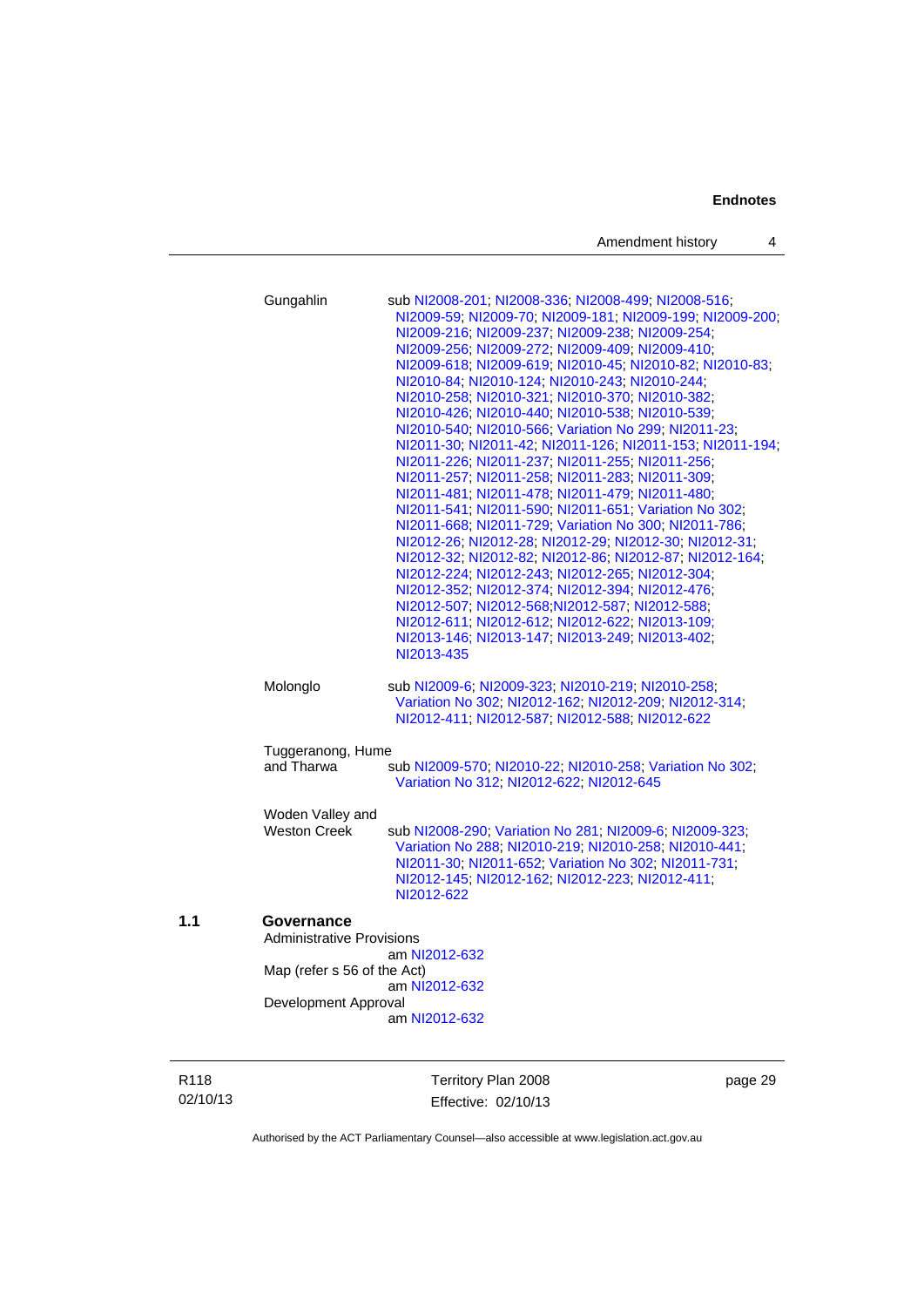Gungahlin sub NI2008-201; NI2008-336; NI2008-499; NI2008-516; NI2009-59; NI2009-70; NI2009-181; NI2009-199; NI2009-200; NI2009-216; NI2009-237; NI2009-238; NI2009-254; NI2009-256; NI2009-272; NI2009-409; NI2009-410; NI2009-618; NI2009-619; NI2010-45; NI2010-82; NI2010-83; NI2010-84; NI2010-124; NI2010-243; NI2010-244; NI2010-258; NI2010-321; NI2010-370; NI2010-382; NI2010-426; NI2010-440; NI2010-538; NI2010-539; NI2010-540; NI2010-566; Variation No 299; NI2011-23; NI2011-30; NI2011-42; NI2011-126; NI2011-153; NI2011-194; NI2011-226; NI2011-237; NI2011-255; NI2011-256; NI2011-257; NI2011-258; NI2011-283; NI2011-309; NI2011-481; NI2011-478; NI2011-479; NI2011-480; NI2011-541; NI2011-590; NI2011-651; Variation No 302; NI2011-668; NI2011-729; Variation No 300; NI2011-786; NI2012-26; NI2012-28; NI2012-29; NI2012-30; NI2012-31; NI2012-32; NI2012-82; NI2012-86; NI2012-87; NI2012-164; NI2012-224; NI2012-243; NI2012-265; NI2012-304; NI2012-352; NI2012-374; NI2012-394; NI2012-476; NI2012-507; NI2012-568;NI2012-587; NI2012-588; NI2012-611; NI2012-612; NI2012-622; NI2013-109; NI2013-146; NI2013-147; NI2013-249; NI2013-402; NI2013-435

Molonglo sub NI2009-6; NI2009-323; NI2010-219; NI2010-258; Variation No 302; NI2012-162; NI2012-209; NI2012-314; NI2012-411; NI2012-587; NI2012-588; NI2012-622

Tuggeranong, Hume and Tharwa sub NI2009-570; NI2010-22; NI2010-258; Variation No 302; Variation No 312; NI2012-622; NI2012-645

Woden Valley and Weston Creek sub NI2008-290; Variation No 281; NI2009-6; NI2009-323; Variation No 288; NI2010-219; NI2010-258; NI2010-441; NI2011-30; NI2011-652; Variation No 302; NI2011-731; NI2012-145; NI2012-162; NI2012-223; NI2012-411; NI2012-622

**1.1 Governance**

Administrative Provisions
am NI2012-632

Map (refer s 56 of the Act)
am NI2012-632

Development Approval
am NI2012-632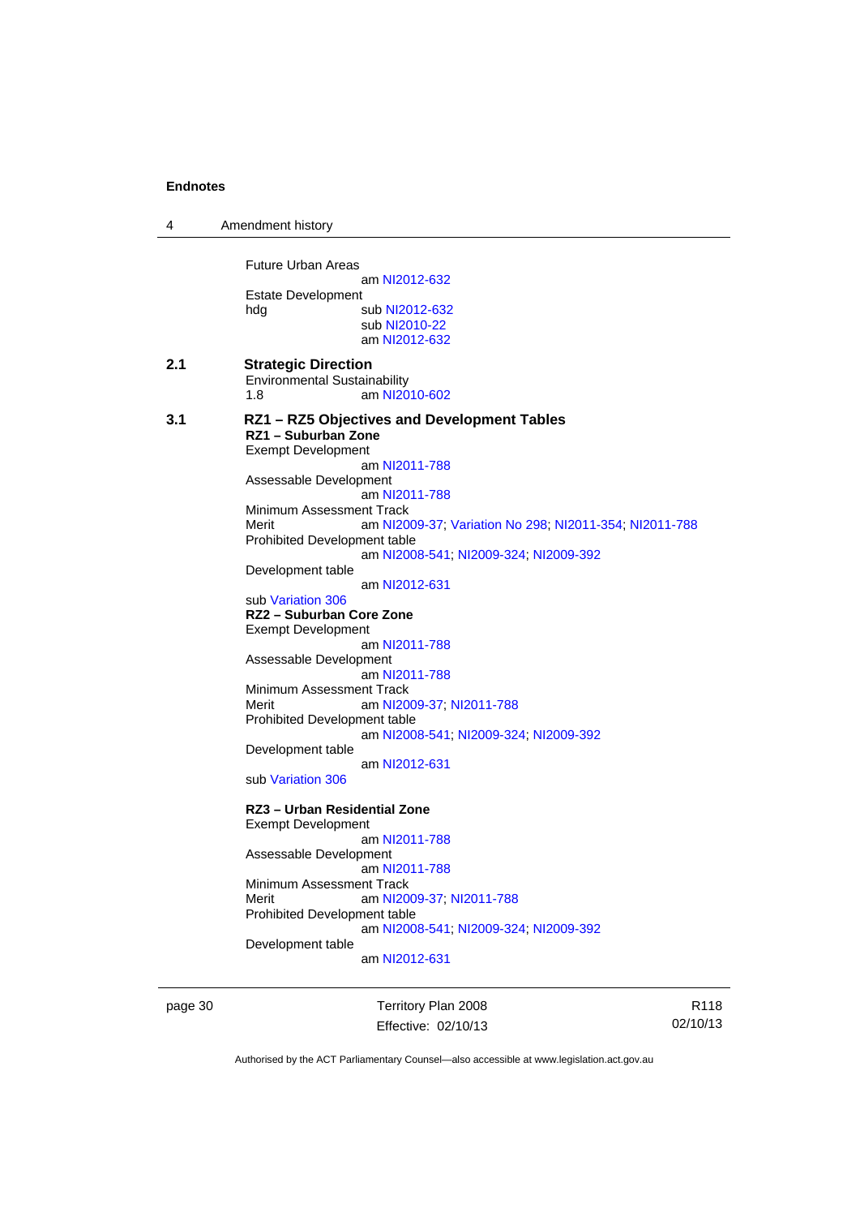Future Urban Areas
am NI2012-632

Estate Development
hdg sub NI2012-632
sub NI2010-22
am NI2012-632

**2.1 Strategic Direction**

Environmental Sustainability
1.8 am NI2010-602

**3.1 RZ1 – RZ5 Objectives and Development Tables**

**RZ1 – Suburban Zone**

Exempt Development
am NI2011-788

Assessable Development
am NI2011-788

Minimum Assessment Track
Merit am NI2009-37; Variation No 298; NI2011-354; NI2011-788

Prohibited Development table
am NI2008-541; NI2009-324; NI2009-392

Development table
am NI2012-631

sub Variation 306

**RZ2 – Suburban Core Zone**

Exempt Development
am NI2011-788

Assessable Development
am NI2011-788

Minimum Assessment Track
Merit am NI2009-37; NI2011-788

Prohibited Development table
am NI2008-541; NI2009-324; NI2009-392

Development table
am NI2012-631

sub Variation 306

**RZ3 – Urban Residential Zone**

Exempt Development
am NI2011-788

Assessable Development
am NI2011-788

Minimum Assessment Track
Merit am NI2009-37; NI2011-788

Prohibited Development table
am NI2008-541; NI2009-324; NI2009-392

Development table
am NI2012-631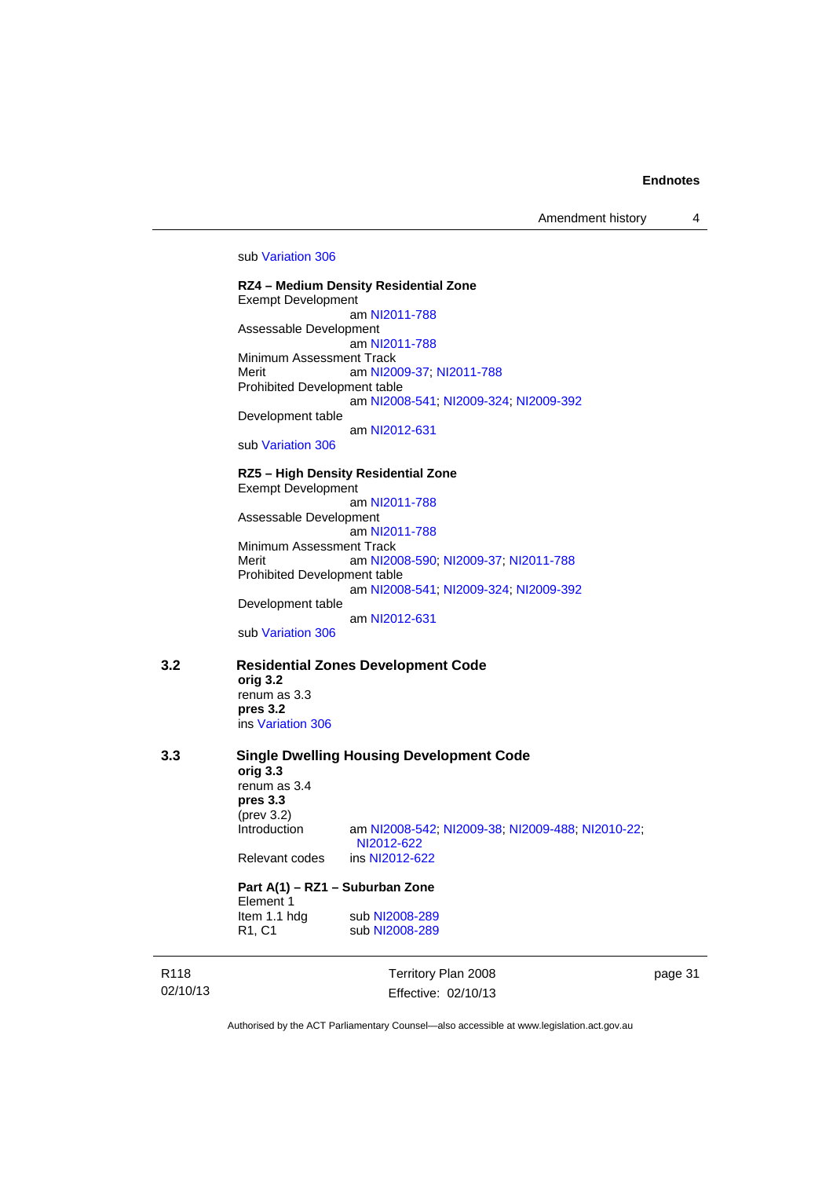sub Variation 306

**RZ4 – Medium Density Residential Zone**

Exempt Development
am NI2011-788

Assessable Development
am NI2011-788

Minimum Assessment Track

Merit am NI2009-37; NI2011-788

Prohibited Development table
am NI2008-541; NI2009-324; NI2009-392

Development table
am NI2012-631

sub Variation 306

**RZ5 – High Density Residential Zone**

Exempt Development
am NI2011-788

Assessable Development
am NI2011-788

Minimum Assessment Track

Merit am NI2008-590; NI2009-37; NI2011-788

Prohibited Development table
am NI2008-541; NI2009-324; NI2009-392

Development table
am NI2012-631

sub Variation 306

## 3.2 Residential Zones Development Code

**orig 3.2**
renum as 3.3
**pres 3.2**
ins Variation 306

## 3.3 Single Dwelling Housing Development Code

**orig 3.3**
renum as 3.4
**pres 3.3**
(prev 3.2)

Introduction am NI2008-542; NI2009-38; NI2009-488; NI2010-22; NI2012-622

Relevant codes ins NI2012-622

**Part A(1) – RZ1 – Suburban Zone**

Element 1

Item 1.1 hdg sub NI2008-289

R1, C1 sub NI2008-289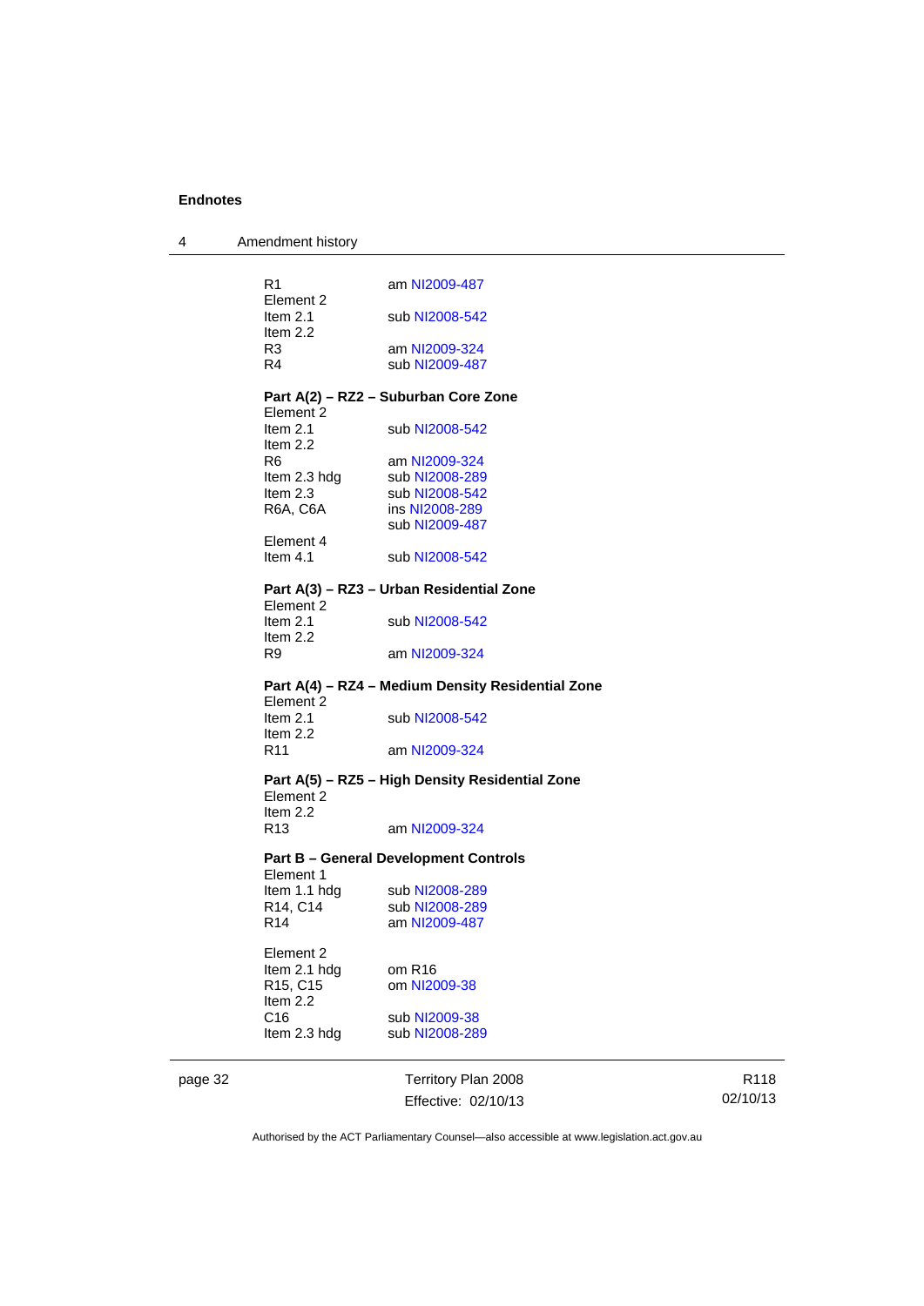Endnotes

4 Amendment history

| | |
|---|---|
| R1 | am NI2009-487 |
| Element 2 | |
| Item 2.1 | sub NI2008-542 |
| Item 2.2 | |
| R3 | am NI2009-324 |
| R4 | sub NI2009-487 |

**Part A(2) – RZ2 – Suburban Core Zone**

| | |
|---|---|
| Element 2 | |
| Item 2.1 | sub NI2008-542 |
| Item 2.2 | |
| R6 | am NI2009-324 |
| Item 2.3 hdg | sub NI2008-289 |
| Item 2.3 | sub NI2008-542 |
| R6A, C6A | ins NI2008-289 |
| | sub NI2009-487 |
| Element 4 | |
| Item 4.1 | sub NI2008-542 |

**Part A(3) – RZ3 – Urban Residential Zone**

| | |
|---|---|
| Element 2 | |
| Item 2.1 | sub NI2008-542 |
| Item 2.2 | |
| R9 | am NI2009-324 |

**Part A(4) – RZ4 – Medium Density Residential Zone**

| | |
|---|---|
| Element 2 | |
| Item 2.1 | sub NI2008-542 |
| Item 2.2 | |
| R11 | am NI2009-324 |

**Part A(5) – RZ5 – High Density Residential Zone**

| | |
|---|---|
| Element 2 | |
| Item 2.2 | |
| R13 | am NI2009-324 |

**Part B – General Development Controls**

| | |
|---|---|
| Element 1 | |
| Item 1.1 hdg | sub NI2008-289 |
| R14, C14 | sub NI2008-289 |
| R14 | am NI2009-487 |

| | |
|---|---|
| Element 2 | |
| Item 2.1 hdg | om R16 |
| R15, C15 | om NI2009-38 |
| Item 2.2 | |
| C16 | sub NI2009-38 |
| Item 2.3 hdg | sub NI2008-289 |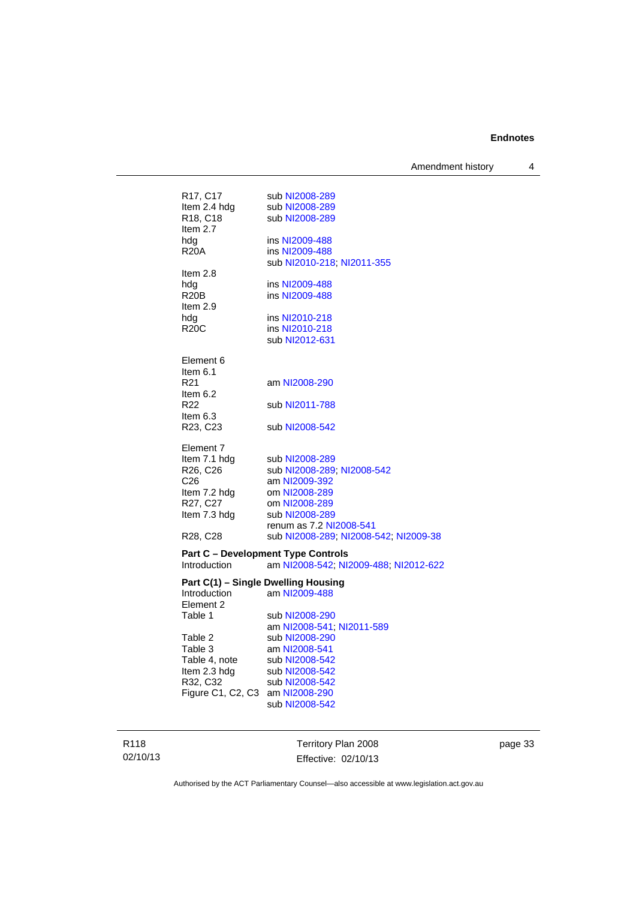| | |
|---|---|
| R17, C17 | sub NI2008-289 |
| Item 2.4 hdg | sub NI2008-289 |
| R18, C18 | sub NI2008-289 |
| Item 2.7 | |
| hdg | ins NI2009-488 |
| R20A | ins NI2009-488 |
| | sub NI2010-218; NI2011-355 |
| Item 2.8 | |
| hdg | ins NI2009-488 |
| R20B | ins NI2009-488 |
| Item 2.9 | |
| hdg | ins NI2010-218 |
| R20C | ins NI2010-218 |
| | sub NI2012-631 |
| | |
| Element 6 | |
| Item 6.1 | |
| R21 | am NI2008-290 |
| Item 6.2 | |
| R22 | sub NI2011-788 |
| Item 6.3 | |
| R23, C23 | sub NI2008-542 |
| | |
| Element 7 | |
| Item 7.1 hdg | sub NI2008-289 |
| R26, C26 | sub NI2008-289; NI2008-542 |
| C26 | am NI2009-392 |
| Item 7.2 hdg | om NI2008-289 |
| R27, C27 | om NI2008-289 |
| Item 7.3 hdg | sub NI2008-289 |
| | renum as 7.2 NI2008-541 |
| R28, C28 | sub NI2008-289; NI2008-542; NI2009-38 |

**Part C – Development Type Controls**

| | |
|---|---|
| Introduction | am NI2008-542; NI2009-488; NI2012-622 |

**Part C(1) – Single Dwelling Housing**

| | |
|---|---|
| Introduction | am NI2009-488 |
| Element 2 | |
| Table 1 | sub NI2008-290 |
| | am NI2008-541; NI2011-589 |
| Table 2 | sub NI2008-290 |
| Table 3 | am NI2008-541 |
| Table 4, note | sub NI2008-542 |
| Item 2.3 hdg | sub NI2008-542 |
| R32, C32 | sub NI2008-542 |
| Figure C1, C2, C3 | am NI2008-290 |
| | sub NI2008-542 |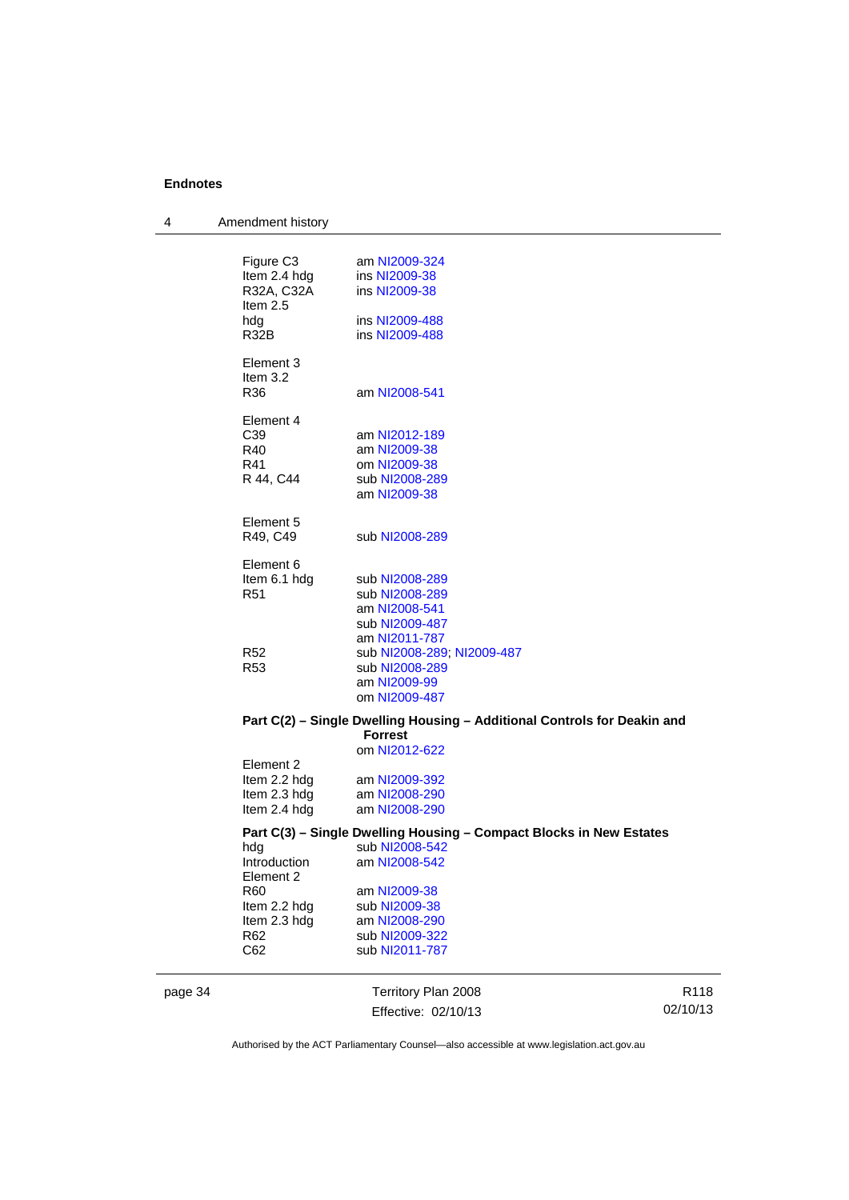Figure C3 am NI2009-324
Item 2.4 hdg ins NI2009-38
R32A, C32A ins NI2009-38
Item 2.5
hdg ins NI2009-488
R32B ins NI2009-488

Element 3
Item 3.2
R36 am NI2008-541

Element 4
C39 am NI2012-189
R40 am NI2009-38
R41 om NI2009-38
R 44, C44 sub NI2008-289
am NI2009-38

Element 5
R49, C49 sub NI2008-289

Element 6
Item 6.1 hdg sub NI2008-289
R51 sub NI2008-289
am NI2008-541
sub NI2009-487
am NI2011-787
R52 sub NI2008-289; NI2009-487
R53 sub NI2008-289
am NI2009-99
om NI2009-487

**Part C(2) – Single Dwelling Housing – Additional Controls for Deakin and Forrest**
om NI2012-622

Element 2
Item 2.2 hdg am NI2009-392
Item 2.3 hdg am NI2008-290
Item 2.4 hdg am NI2008-290

**Part C(3) – Single Dwelling Housing – Compact Blocks in New Estates**
hdg sub NI2008-542
Introduction am NI2008-542
Element 2
R60 am NI2009-38
Item 2.2 hdg sub NI2009-38
Item 2.3 hdg am NI2008-290
R62 sub NI2009-322
C62 sub NI2011-787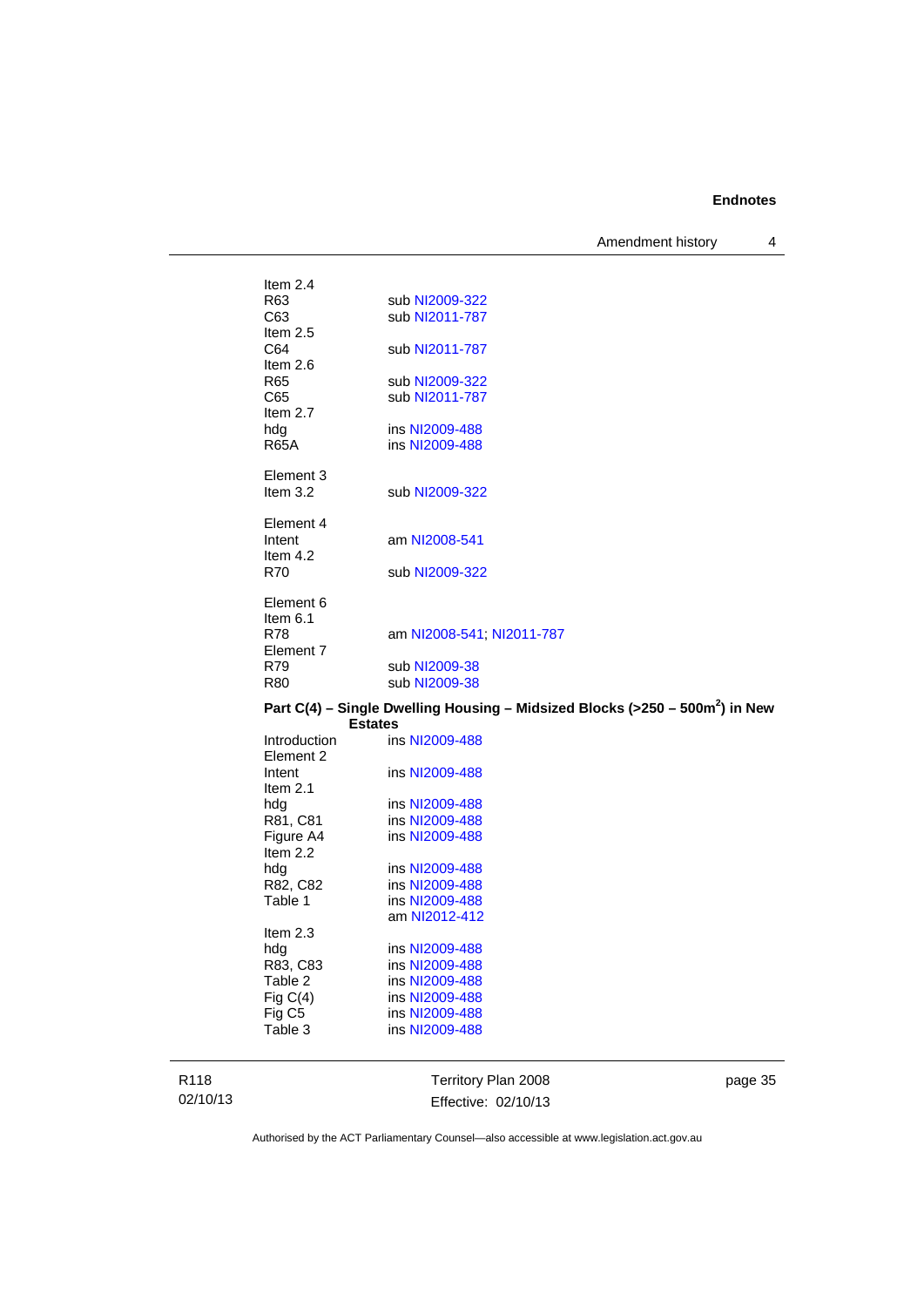Item 2.4
R63 sub NI2009-322
C63 sub NI2011-787
Item 2.5
C64 sub NI2011-787
Item 2.6
R65 sub NI2009-322
C65 sub NI2011-787
Item 2.7
hdg ins NI2009-488
R65A ins NI2009-488

Element 3
Item 3.2 sub NI2009-322

Element 4
Intent am NI2008-541
Item 4.2
R70 sub NI2009-322

Element 6
Item 6.1
R78 am NI2008-541; NI2011-787
Element 7
R79 sub NI2009-38
R80 sub NI2009-38

**Part C(4) – Single Dwelling Housing – Midsized Blocks (>250 – 500m$^2$) in New Estates**

Introduction ins NI2009-488
Element 2
Intent ins NI2009-488
Item 2.1
hdg ins NI2009-488
R81, C81 ins NI2009-488
Figure A4 ins NI2009-488
Item 2.2
hdg ins NI2009-488
R82, C82 ins NI2009-488
Table 1 ins NI2009-488
am NI2012-412
Item 2.3
hdg ins NI2009-488
R83, C83 ins NI2009-488
Table 2 ins NI2009-488
Fig C(4) ins NI2009-488
Fig C5 ins NI2009-488
Table 3 ins NI2009-488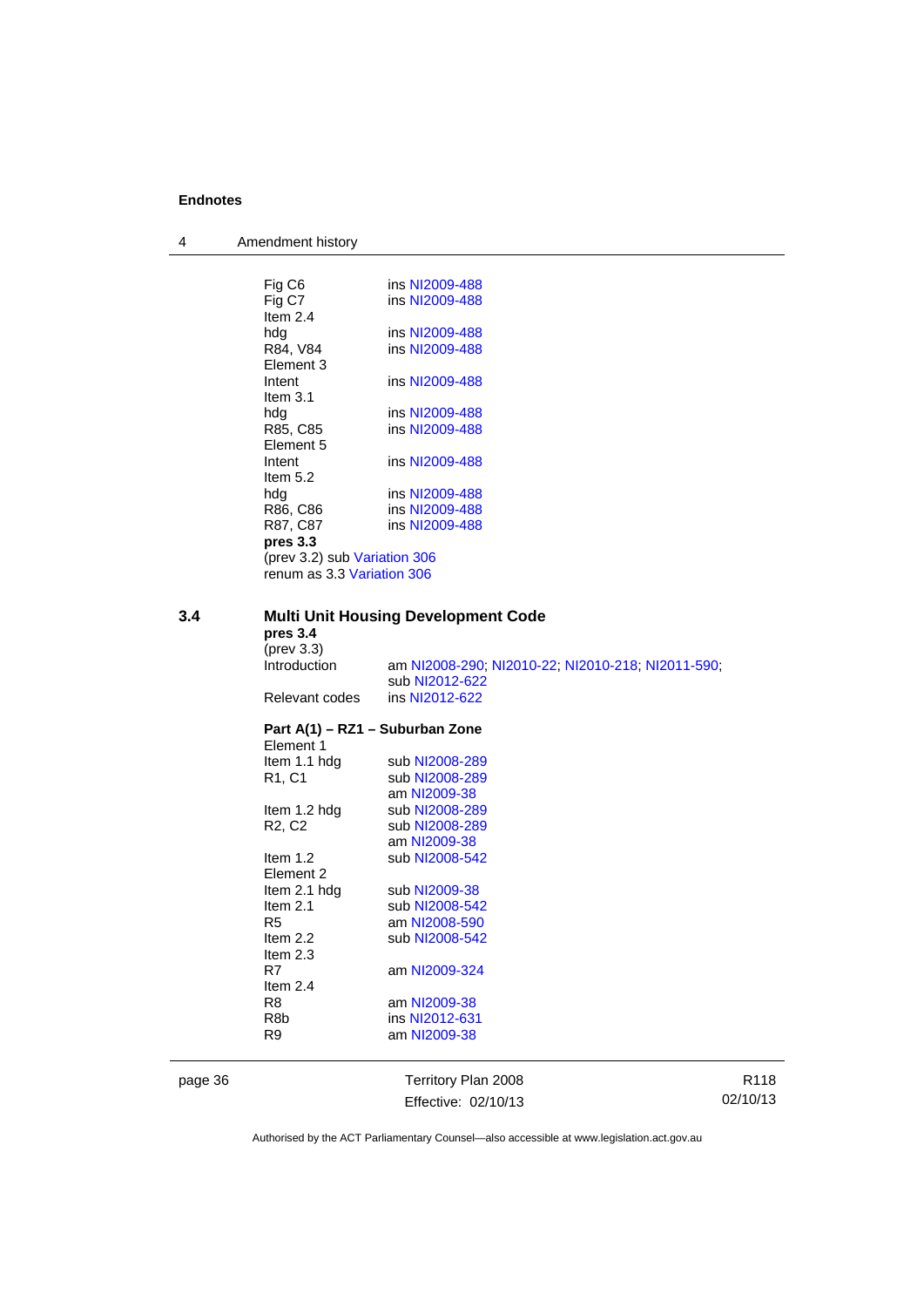Fig C6 ins NI2009-488
Fig C7 ins NI2009-488
Item 2.4
hdg ins NI2009-488
R84, V84 ins NI2009-488
Element 3
Intent ins NI2009-488
Item 3.1
hdg ins NI2009-488
R85, C85 ins NI2009-488
Element 5
Intent ins NI2009-488
Item 5.2
hdg ins NI2009-488
R86, C86 ins NI2009-488
R87, C87 ins NI2009-488
**pres 3.3**
(prev 3.2) sub Variation 306
renum as 3.3 Variation 306

## 3.4 Multi Unit Housing Development Code

**pres 3.4**
(prev 3.3)
Introduction am NI2008-290; NI2010-22; NI2010-218; NI2011-590; sub NI2012-622
Relevant codes ins NI2012-622

**Part A(1) – RZ1 – Suburban Zone**
Element 1
Item 1.1 hdg sub NI2008-289
R1, C1 sub NI2008-289
am NI2009-38
Item 1.2 hdg sub NI2008-289
R2, C2 sub NI2008-289
am NI2009-38
Item 1.2 sub NI2008-542
Element 2
Item 2.1 hdg sub NI2009-38
Item 2.1 sub NI2008-542
R5 am NI2008-590
Item 2.2 sub NI2008-542
Item 2.3
R7 am NI2009-324
Item 2.4
R8 am NI2009-38
R8b ins NI2012-631
R9 am NI2009-38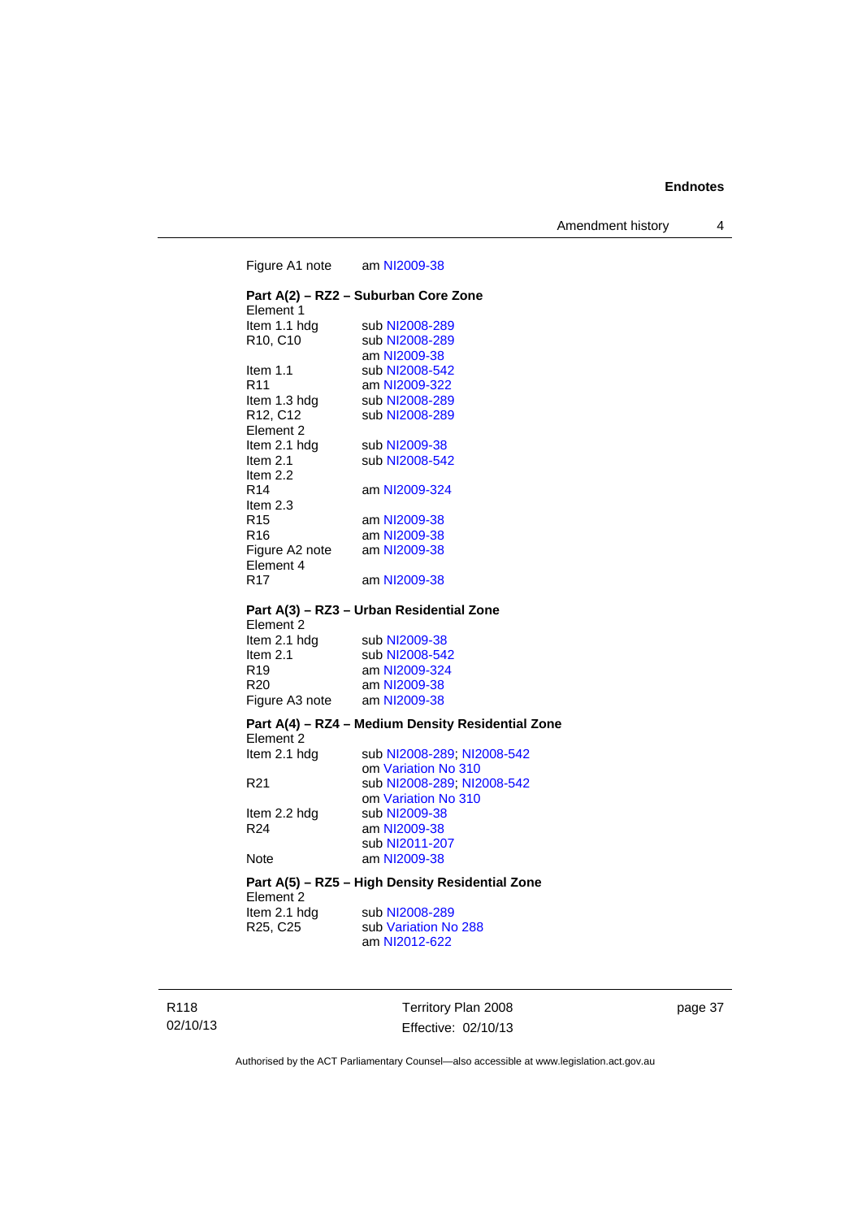Figure A1 note am NI2009-38

**Part A(2) – RZ2 – Suburban Core Zone**

Element 1

| | |
|---|---|
| Item 1.1 hdg | sub NI2008-289 |
| R10, C10 | sub NI2008-289<br>am NI2009-38 |
| Item 1.1 | sub NI2008-542 |
| R11 | am NI2009-322 |
| Item 1.3 hdg | sub NI2008-289 |
| R12, C12 | sub NI2008-289 |

Element 2

| | |
|---|---|
| Item 2.1 hdg | sub NI2009-38 |
| Item 2.1 | sub NI2008-542 |

Item 2.2

| | |
|---|---|
| R14 | am NI2009-324 |

Item 2.3

| | |
|---|---|
| R15 | am NI2009-38 |
| R16 | am NI2009-38 |
| Figure A2 note | am NI2009-38 |

Element 4

| | |
|---|---|
| R17 | am NI2009-38 |

**Part A(3) – RZ3 – Urban Residential Zone**

Element 2

| | |
|---|---|
| Item 2.1 hdg | sub NI2009-38 |
| Item 2.1 | sub NI2008-542 |
| R19 | am NI2009-324 |
| R20 | am NI2009-38 |
| Figure A3 note | am NI2009-38 |

**Part A(4) – RZ4 – Medium Density Residential Zone**

Element 2

| | |
|---|---|
| Item 2.1 hdg | sub NI2008-289; NI2008-542<br>om Variation No 310 |
| R21 | sub NI2008-289; NI2008-542<br>om Variation No 310 |
| Item 2.2 hdg | sub NI2009-38 |
| R24 | am NI2009-38<br>sub NI2011-207 |
| Note | am NI2009-38 |

**Part A(5) – RZ5 – High Density Residential Zone**

Element 2

| | |
|---|---|
| Item 2.1 hdg | sub NI2008-289 |
| R25, C25 | sub Variation No 288<br>am NI2012-622 |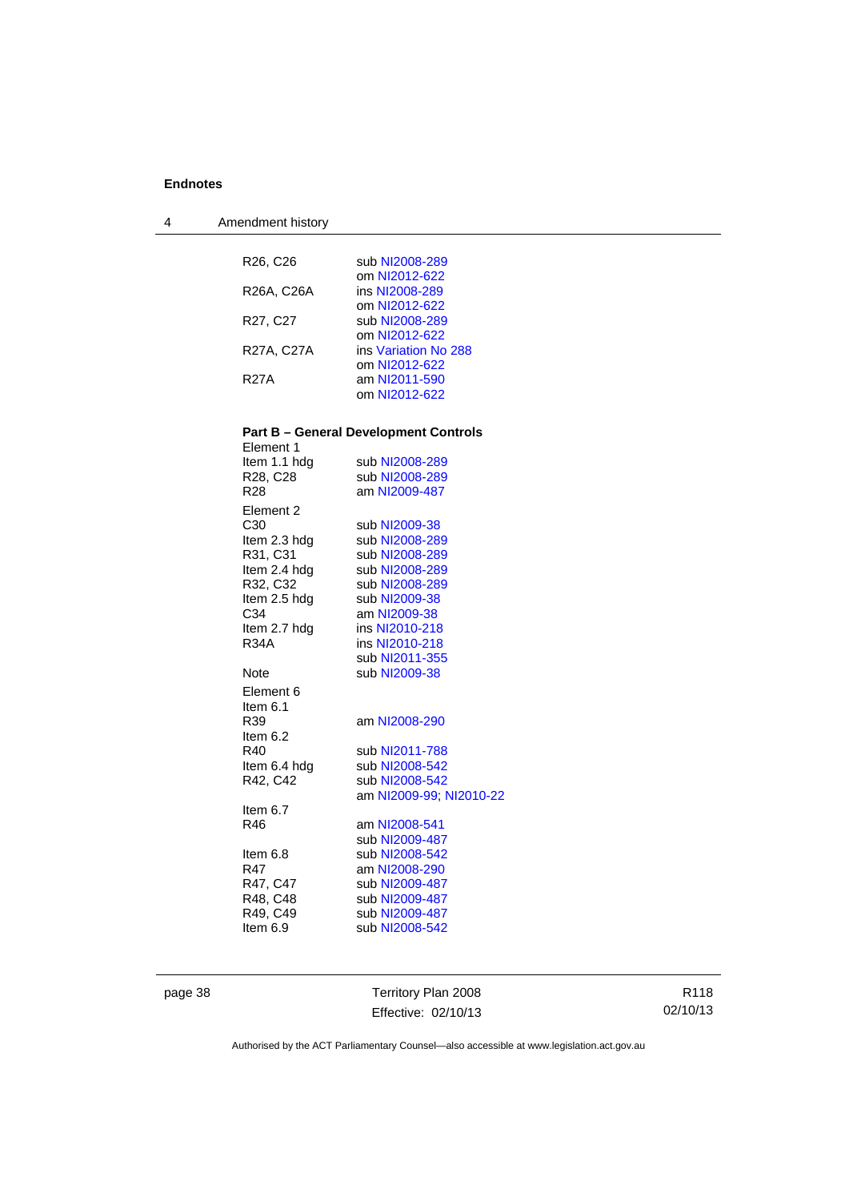| | |
|---|---|
| R26, C26 | sub NI2008-289 |
| | om NI2012-622 |
| R26A, C26A | ins NI2008-289 |
| | om NI2012-622 |
| R27, C27 | sub NI2008-289 |
| | om NI2012-622 |
| R27A, C27A | ins Variation No 288 |
| | om NI2012-622 |
| R27A | am NI2011-590 |
| | om NI2012-622 |

**Part B – General Development Controls**

| | |
|---|---|
| Element 1 | |
| Item 1.1 hdg | sub NI2008-289 |
| R28, C28 | sub NI2008-289 |
| R28 | am NI2009-487 |
| Element 2 | |
| C30 | sub NI2009-38 |
| Item 2.3 hdg | sub NI2008-289 |
| R31, C31 | sub NI2008-289 |
| Item 2.4 hdg | sub NI2008-289 |
| R32, C32 | sub NI2008-289 |
| Item 2.5 hdg | sub NI2009-38 |
| C34 | am NI2009-38 |
| Item 2.7 hdg | ins NI2010-218 |
| R34A | ins NI2010-218 |
| | sub NI2011-355 |
| Note | sub NI2009-38 |
| Element 6 | |
| Item 6.1 | |
| R39 | am NI2008-290 |
| Item 6.2 | |
| R40 | sub NI2011-788 |
| Item 6.4 hdg | sub NI2008-542 |
| R42, C42 | sub NI2008-542 |
| | am NI2009-99; NI2010-22 |
| Item 6.7 | |
| R46 | am NI2008-541 |
| | sub NI2009-487 |
| Item 6.8 | sub NI2008-542 |
| R47 | am NI2008-290 |
| R47, C47 | sub NI2009-487 |
| R48, C48 | sub NI2009-487 |
| R49, C49 | sub NI2009-487 |
| Item 6.9 | sub NI2008-542 |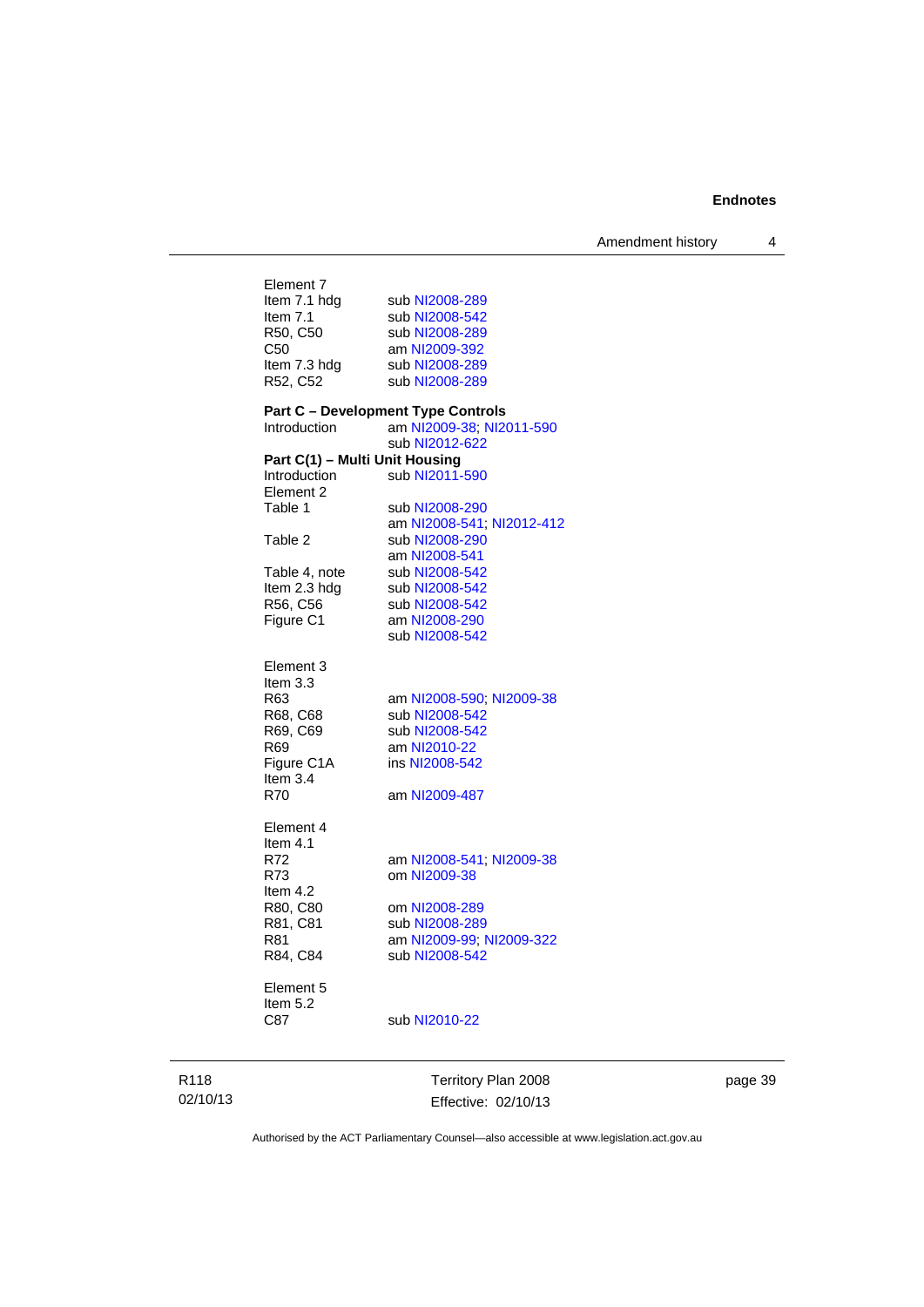Element 7
Item 7.1 hdg sub NI2008-289
Item 7.1 sub NI2008-542
R50, C50 sub NI2008-289
C50 am NI2009-392
Item 7.3 hdg sub NI2008-289
R52, C52 sub NI2008-289

**Part C – Development Type Controls**
Introduction am NI2009-38; NI2011-590
sub NI2012-622

**Part C(1) – Multi Unit Housing**
Introduction sub NI2011-590
Element 2
Table 1 sub NI2008-290
am NI2008-541; NI2012-412
Table 2 sub NI2008-290
am NI2008-541
Table 4, note sub NI2008-542
Item 2.3 hdg sub NI2008-542
R56, C56 sub NI2008-542
Figure C1 am NI2008-290
sub NI2008-542

Element 3
Item 3.3
R63 am NI2008-590; NI2009-38
R68, C68 sub NI2008-542
R69, C69 sub NI2008-542
R69 am NI2010-22
Figure C1A ins NI2008-542
Item 3.4
R70 am NI2009-487

Element 4
Item 4.1
R72 am NI2008-541; NI2009-38
R73 om NI2009-38
Item 4.2
R80, C80 om NI2008-289
R81, C81 sub NI2008-289
R81 am NI2009-99; NI2009-322
R84, C84 sub NI2008-542

Element 5
Item 5.2
C87 sub NI2010-22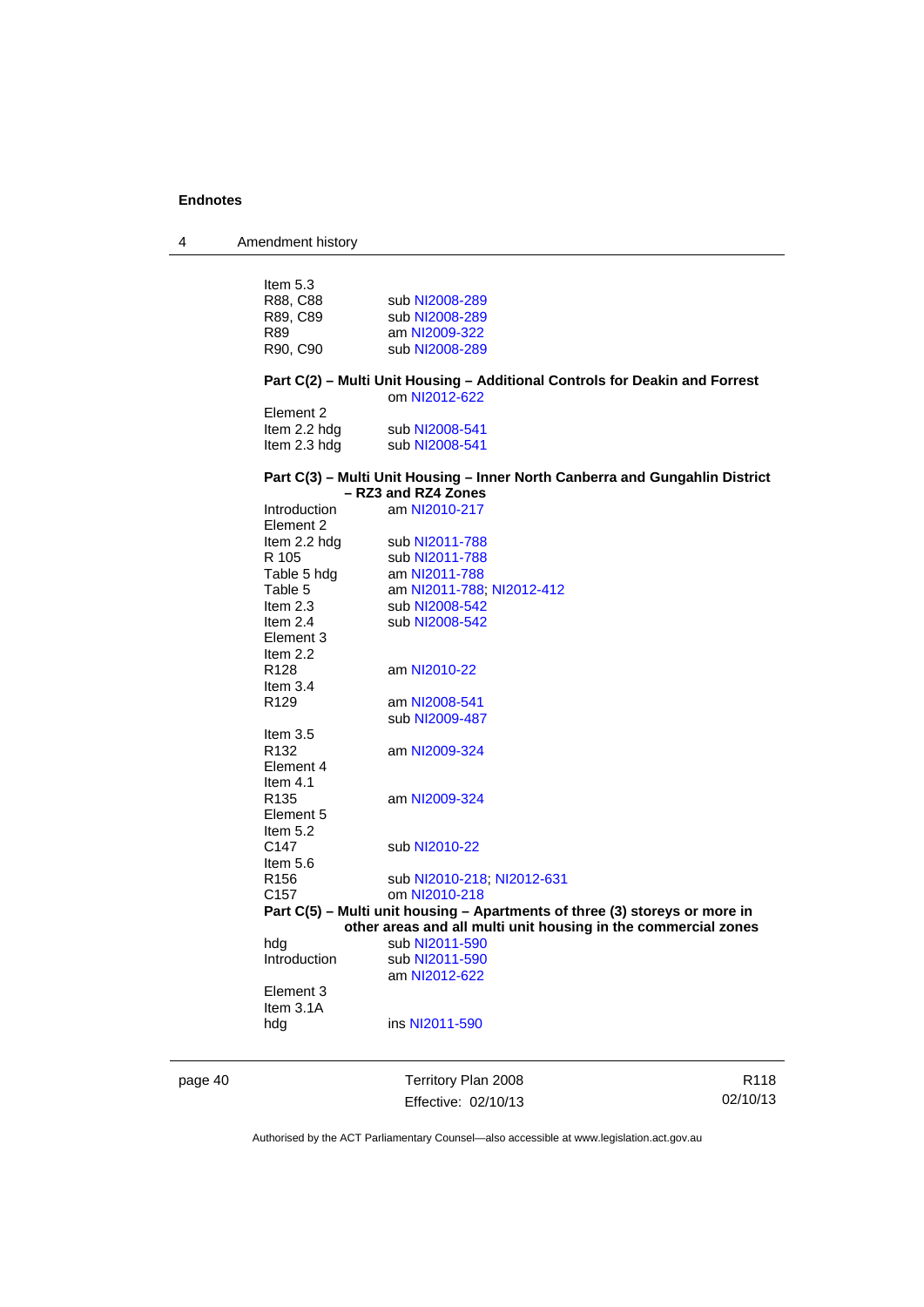Item 5.3

| | |
|---|---|
| R88, C88 | sub NI2008-289 |
| R89, C89 | sub NI2008-289 |
| R89 | am NI2009-322 |
| R90, C90 | sub NI2008-289 |

**Part C(2) – Multi Unit Housing – Additional Controls for Deakin and Forrest**
om NI2012-622

Element 2

| | |
|---|---|
| Item 2.2 hdg | sub NI2008-541 |
| Item 2.3 hdg | sub NI2008-541 |

**Part C(3) – Multi Unit Housing – Inner North Canberra and Gungahlin District – RZ3 and RZ4 Zones**

| | |
|---|---|
| Introduction | am NI2010-217 |
| Element 2 | |
| Item 2.2 hdg | sub NI2011-788 |
| R 105 | sub NI2011-788 |
| Table 5 hdg | am NI2011-788 |
| Table 5 | am NI2011-788; NI2012-412 |
| Item 2.3 | sub NI2008-542 |
| Item 2.4 | sub NI2008-542 |
| Element 3 | |
| Item 2.2 | |
| R128 | am NI2010-22 |
| Item 3.4 | |
| R129 | am NI2008-541 |
| | sub NI2009-487 |
| Item 3.5 | |
| R132 | am NI2009-324 |
| Element 4 | |
| Item 4.1 | |
| R135 | am NI2009-324 |
| Element 5 | |
| Item 5.2 | |
| C147 | sub NI2010-22 |
| Item 5.6 | |
| R156 | sub NI2010-218; NI2012-631 |
| C157 | om NI2010-218 |

**Part C(5) – Multi unit housing – Apartments of three (3) storeys or more in other areas and all multi unit housing in the commercial zones**

| | |
|---|---|
| hdg | sub NI2011-590 |
| Introduction | sub NI2011-590 |
| | am NI2012-622 |
| Element 3 | |
| Item 3.1A | |
| hdg | ins NI2011-590 |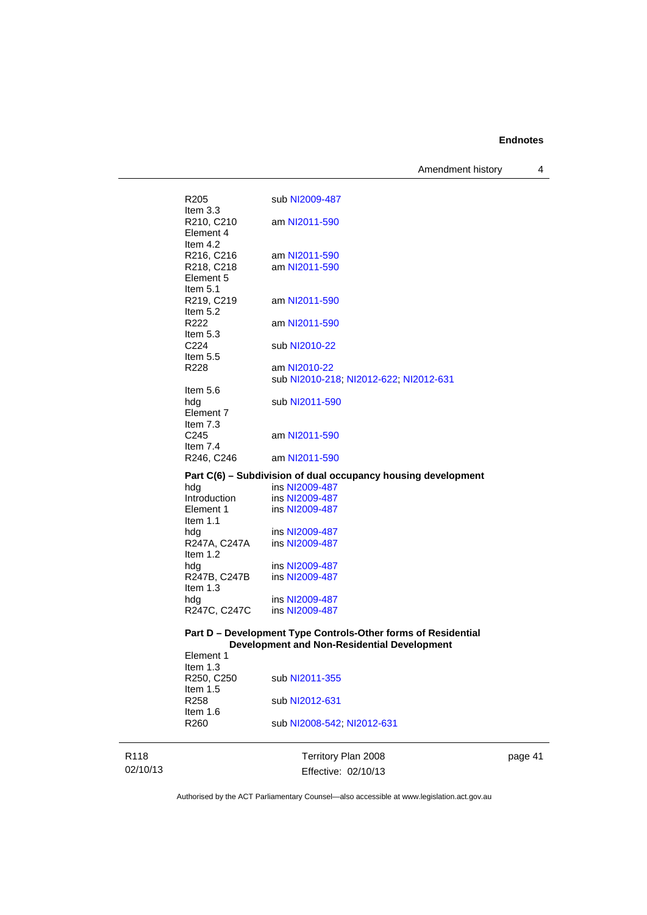R205 sub NI2009-487

Item 3.3
R210, C210 am NI2011-590

Element 4
Item 4.2
R216, C216 am NI2011-590
R218, C218 am NI2011-590

Element 5
Item 5.1
R219, C219 am NI2011-590

Item 5.2
R222 am NI2011-590

Item 5.3
C224 sub NI2010-22

Item 5.5
R228 am NI2010-22
sub NI2010-218; NI2012-622; NI2012-631

Item 5.6
hdg sub NI2011-590

Element 7
Item 7.3
C245 am NI2011-590

Item 7.4
R246, C246 am NI2011-590

**Part C(6) – Subdivision of dual occupancy housing development**

hdg ins NI2009-487
Introduction ins NI2009-487
Element 1 ins NI2009-487

Item 1.1
hdg ins NI2009-487
R247A, C247A ins NI2009-487

Item 1.2
hdg ins NI2009-487
R247B, C247B ins NI2009-487

Item 1.3
hdg ins NI2009-487
R247C, C247C ins NI2009-487

**Part D – Development Type Controls-Other forms of Residential Development and Non-Residential Development**

Element 1
Item 1.3
R250, C250 sub NI2011-355

Item 1.5
R258 sub NI2012-631

Item 1.6
R260 sub NI2008-542; NI2012-631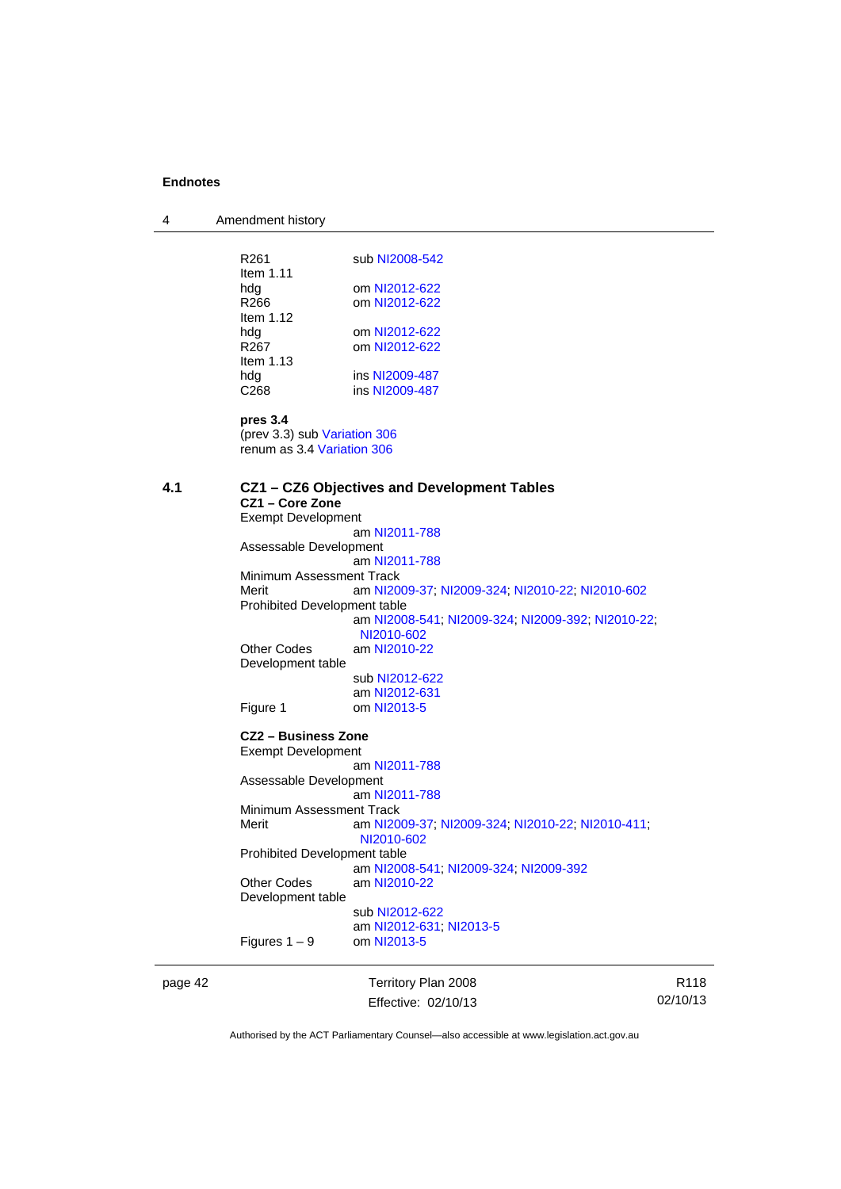R261 sub NI2008-542
Item 1.11
hdg om NI2012-622
R266 om NI2012-622
Item 1.12
hdg om NI2012-622
R267 om NI2012-622
Item 1.13
hdg ins NI2009-487
C268 ins NI2009-487

**pres 3.4**
(prev 3.3) sub Variation 306
renum as 3.4 Variation 306

## 4.1 CZ1 – CZ6 Objectives and Development Tables

**CZ1 – Core Zone**

Exempt Development
am NI2011-788
Assessable Development
am NI2011-788
Minimum Assessment Track
Merit am NI2009-37; NI2009-324; NI2010-22; NI2010-602
Prohibited Development table
am NI2008-541; NI2009-324; NI2009-392; NI2010-22; NI2010-602
Other Codes am NI2010-22
Development table
sub NI2012-622
am NI2012-631
Figure 1 om NI2013-5

**CZ2 – Business Zone**

Exempt Development
am NI2011-788
Assessable Development
am NI2011-788
Minimum Assessment Track
Merit am NI2009-37; NI2009-324; NI2010-22; NI2010-411; NI2010-602
Prohibited Development table
am NI2008-541; NI2009-324; NI2009-392
Other Codes am NI2010-22
Development table
sub NI2012-622
am NI2012-631; NI2013-5
Figures 1 – 9 om NI2013-5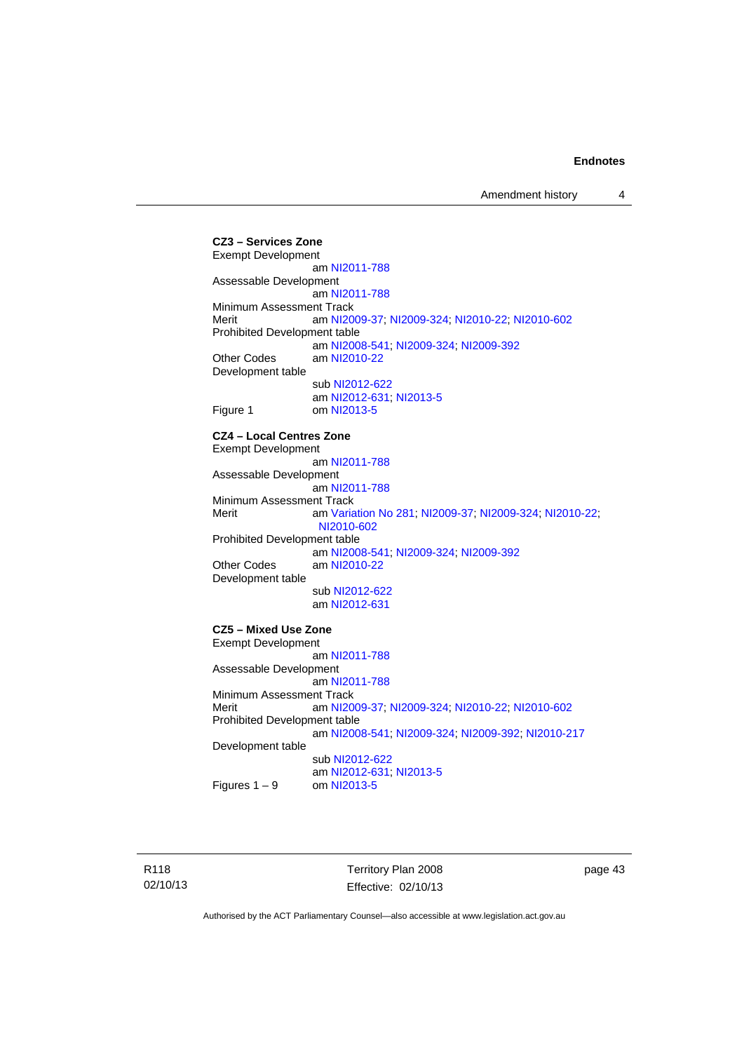**CZ3 – Services Zone**

Exempt Development
am NI2011-788

Assessable Development
am NI2011-788

Minimum Assessment Track
Merit am NI2009-37; NI2009-324; NI2010-22; NI2010-602

Prohibited Development table
am NI2008-541; NI2009-324; NI2009-392

Other Codes am NI2010-22

Development table
sub NI2012-622
am NI2012-631; NI2013-5

Figure 1 om NI2013-5

**CZ4 – Local Centres Zone**

Exempt Development
am NI2011-788

Assessable Development
am NI2011-788

Minimum Assessment Track
Merit am Variation No 281; NI2009-37; NI2009-324; NI2010-22; NI2010-602

Prohibited Development table
am NI2008-541; NI2009-324; NI2009-392

Other Codes am NI2010-22

Development table
sub NI2012-622
am NI2012-631

**CZ5 – Mixed Use Zone**

Exempt Development
am NI2011-788

Assessable Development
am NI2011-788

Minimum Assessment Track
Merit am NI2009-37; NI2009-324; NI2010-22; NI2010-602

Prohibited Development table
am NI2008-541; NI2009-324; NI2009-392; NI2010-217

Development table
sub NI2012-622
am NI2012-631; NI2013-5

Figures 1 – 9 om NI2013-5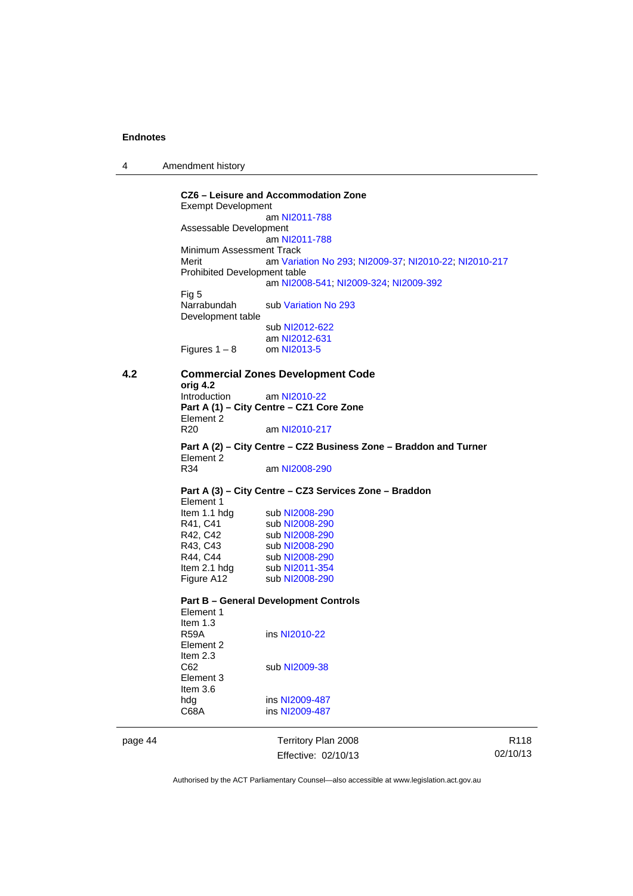**CZ6 – Leisure and Accommodation Zone**

Exempt Development
am NI2011-788

Assessable Development
am NI2011-788

Minimum Assessment Track

Merit am Variation No 293; NI2009-37; NI2010-22; NI2010-217

Prohibited Development table
am NI2008-541; NI2009-324; NI2009-392

Fig 5

Narrabundah sub Variation No 293

Development table
sub NI2012-622
am NI2012-631

Figures 1 – 8 om NI2013-5

## 4.2 Commercial Zones Development Code

**orig 4.2**

Introduction am NI2010-22

**Part A (1) – City Centre – CZ1 Core Zone**

Element 2

R20 am NI2010-217

**Part A (2) – City Centre – CZ2 Business Zone – Braddon and Turner**

Element 2

R34 am NI2008-290

**Part A (3) – City Centre – CZ3 Services Zone – Braddon**

Element 1

Item 1.1 hdg sub NI2008-290

R41, C41 sub NI2008-290

R42, C42 sub NI2008-290

R43, C43 sub NI2008-290

R44, C44 sub NI2008-290

Item 2.1 hdg sub NI2011-354

Figure A12 sub NI2008-290

**Part B – General Development Controls**

Element 1

Item 1.3

R59A ins NI2010-22

Element 2

Item 2.3

C62 sub NI2009-38

Element 3

Item 3.6

hdg ins NI2009-487

C68A ins NI2009-487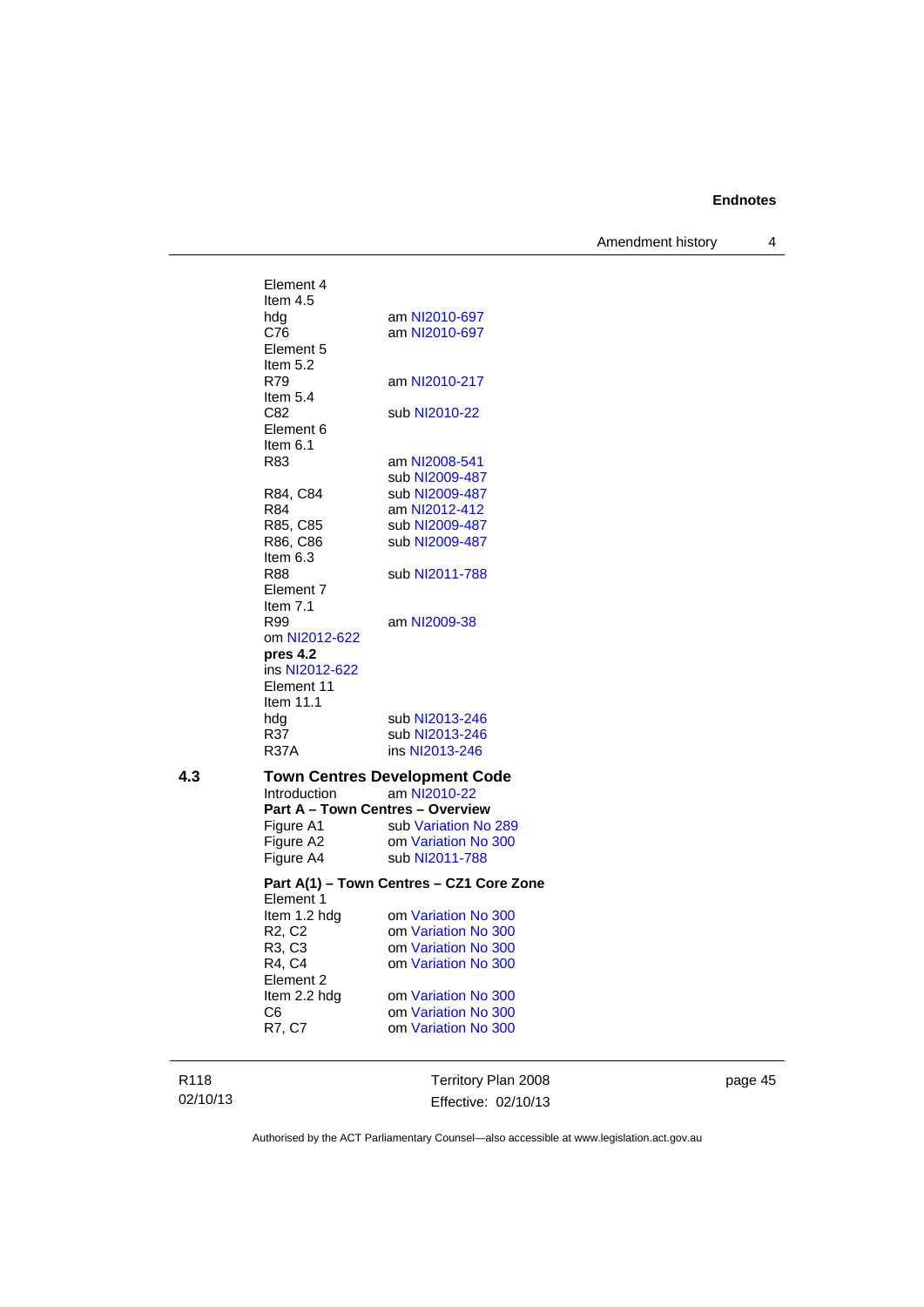Element 4
Item 4.5
hdg am NI2010-697
C76 am NI2010-697
Element 5
Item 5.2
R79 am NI2010-217
Item 5.4
C82 sub NI2010-22
Element 6
Item 6.1
R83 am NI2008-541
sub NI2009-487
R84, C84 sub NI2009-487
R84 am NI2012-412
R85, C85 sub NI2009-487
R86, C86 sub NI2009-487
Item 6.3
R88 sub NI2011-788
Element 7
Item 7.1
R99 am NI2009-38
om NI2012-622
**pres 4.2**
ins NI2012-622
Element 11
Item 11.1
hdg sub NI2013-246
R37 sub NI2013-246
R37A ins NI2013-246

## 4.3 Town Centres Development Code

Introduction am NI2010-22

**Part A – Town Centres – Overview**

Figure A1 sub Variation No 289
Figure A2 om Variation No 300
Figure A4 sub NI2011-788

**Part A(1) – Town Centres – CZ1 Core Zone**

Element 1
Item 1.2 hdg om Variation No 300
R2, C2 om Variation No 300
R3, C3 om Variation No 300
R4, C4 om Variation No 300
Element 2
Item 2.2 hdg om Variation No 300
C6 om Variation No 300
R7, C7 om Variation No 300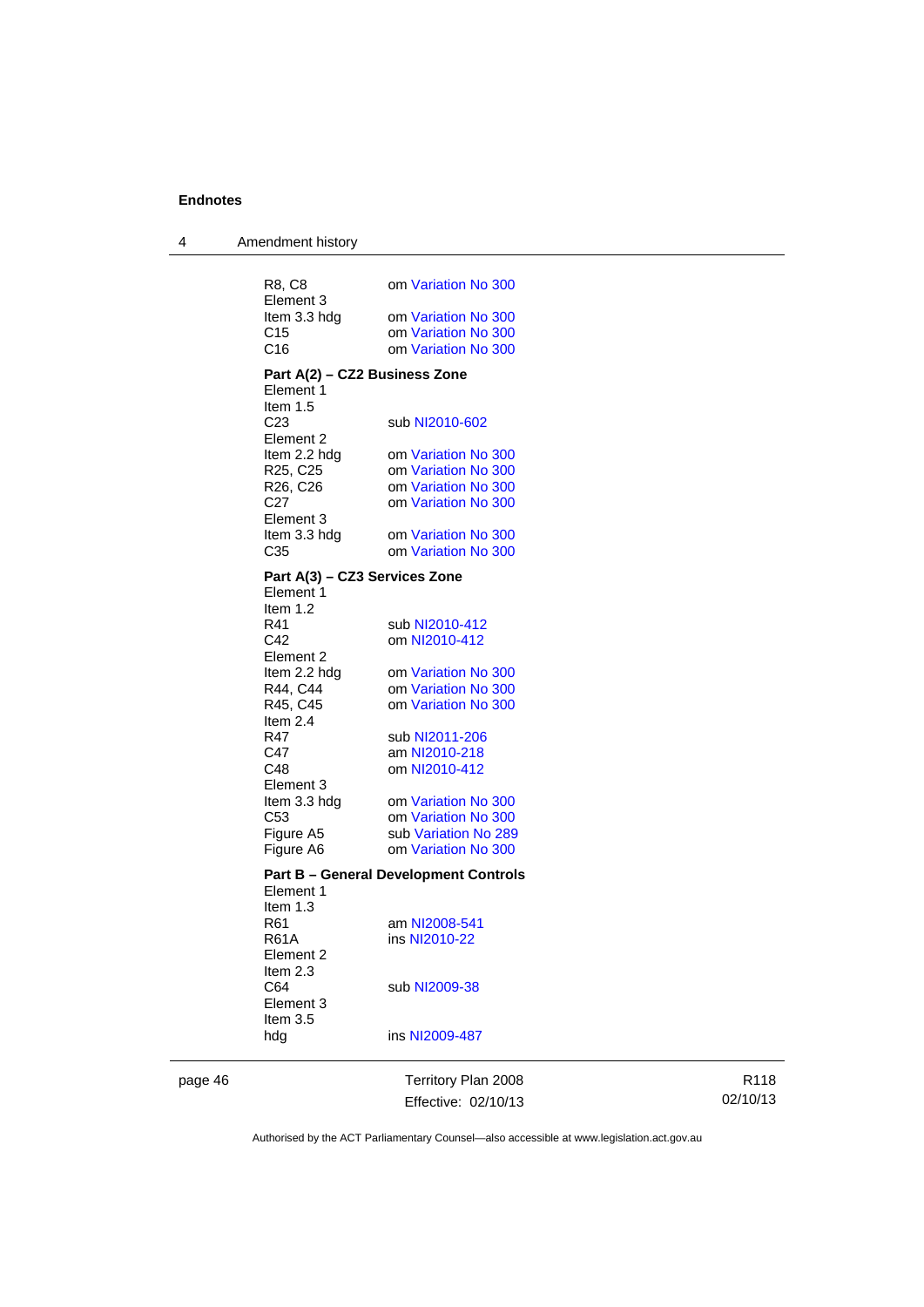R8, C8 om Variation No 300
Element 3
Item 3.3 hdg om Variation No 300
C15 om Variation No 300
C16 om Variation No 300

**Part A(2) – CZ2 Business Zone**

Element 1
Item 1.5
C23 sub NI2010-602
Element 2
Item 2.2 hdg om Variation No 300
R25, C25 om Variation No 300
R26, C26 om Variation No 300
C27 om Variation No 300
Element 3
Item 3.3 hdg om Variation No 300
C35 om Variation No 300

**Part A(3) – CZ3 Services Zone**

Element 1
Item 1.2
R41 sub NI2010-412
C42 om NI2010-412
Element 2
Item 2.2 hdg om Variation No 300
R44, C44 om Variation No 300
R45, C45 om Variation No 300
Item 2.4
R47 sub NI2011-206
C47 am NI2010-218
C48 om NI2010-412
Element 3
Item 3.3 hdg om Variation No 300
C53 om Variation No 300
Figure A5 sub Variation No 289
Figure A6 om Variation No 300

**Part B – General Development Controls**

Element 1
Item 1.3
R61 am NI2008-541
R61A ins NI2010-22
Element 2
Item 2.3
C64 sub NI2009-38
Element 3
Item 3.5
hdg ins NI2009-487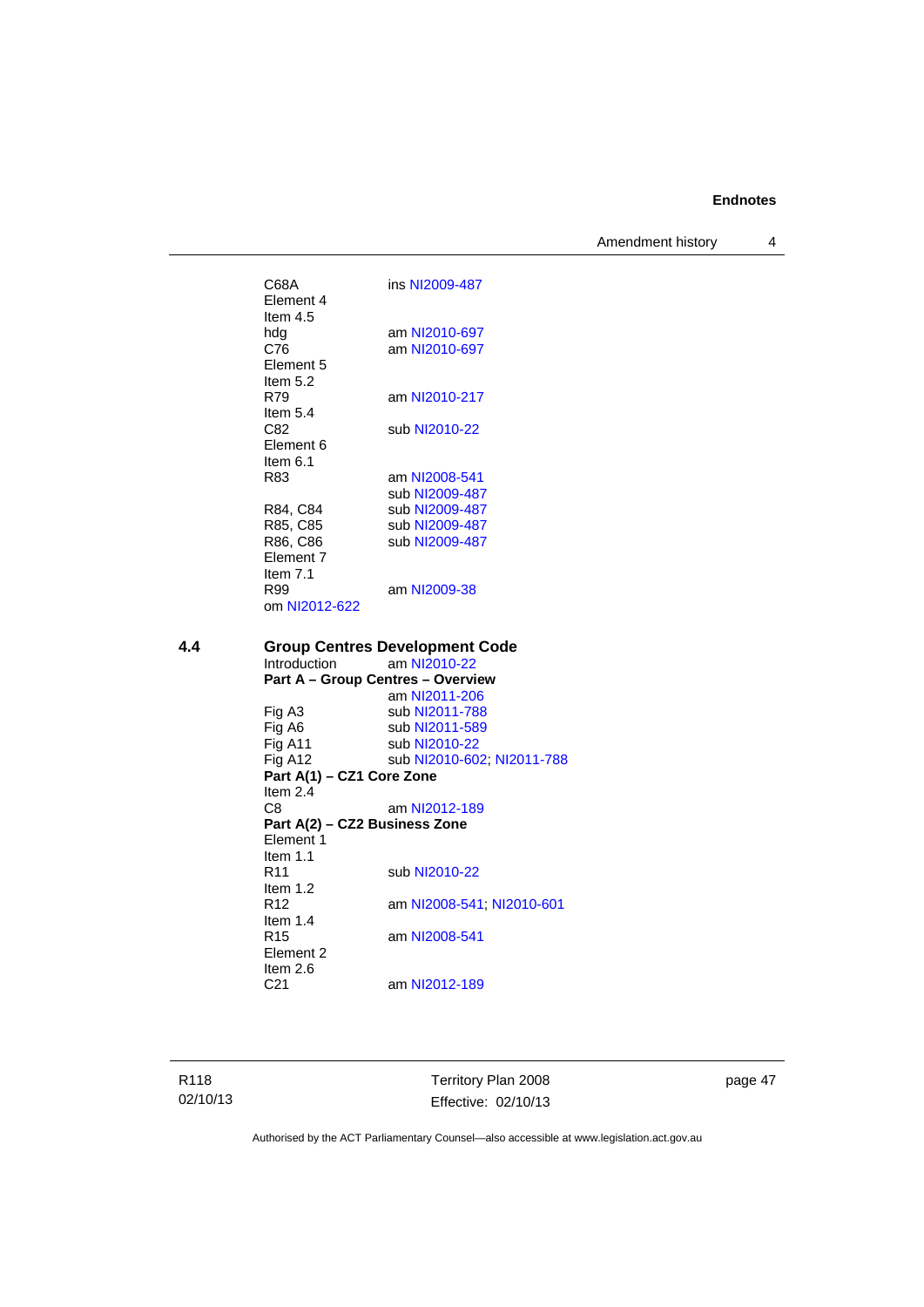C68A ins NI2009-487
Element 4
Item 4.5
hdg am NI2010-697
C76 am NI2010-697
Element 5
Item 5.2
R79 am NI2010-217
Item 5.4
C82 sub NI2010-22
Element 6
Item 6.1
R83 am NI2008-541
sub NI2009-487
R84, C84 sub NI2009-487
R85, C85 sub NI2009-487
R86, C86 sub NI2009-487
Element 7
Item 7.1
R99 am NI2009-38
om NI2012-622

## 4.4 Group Centres Development Code

Introduction am NI2010-22

**Part A – Group Centres – Overview**
am NI2011-206
Fig A3 sub NI2011-788
Fig A6 sub NI2011-589
Fig A11 sub NI2010-22
Fig A12 sub NI2010-602; NI2011-788

**Part A(1) – CZ1 Core Zone**
Item 2.4
C8 am NI2012-189

**Part A(2) – CZ2 Business Zone**
Element 1
Item 1.1
R11 sub NI2010-22
Item 1.2
R12 am NI2008-541; NI2010-601
Item 1.4
R15 am NI2008-541
Element 2
Item 2.6
C21 am NI2012-189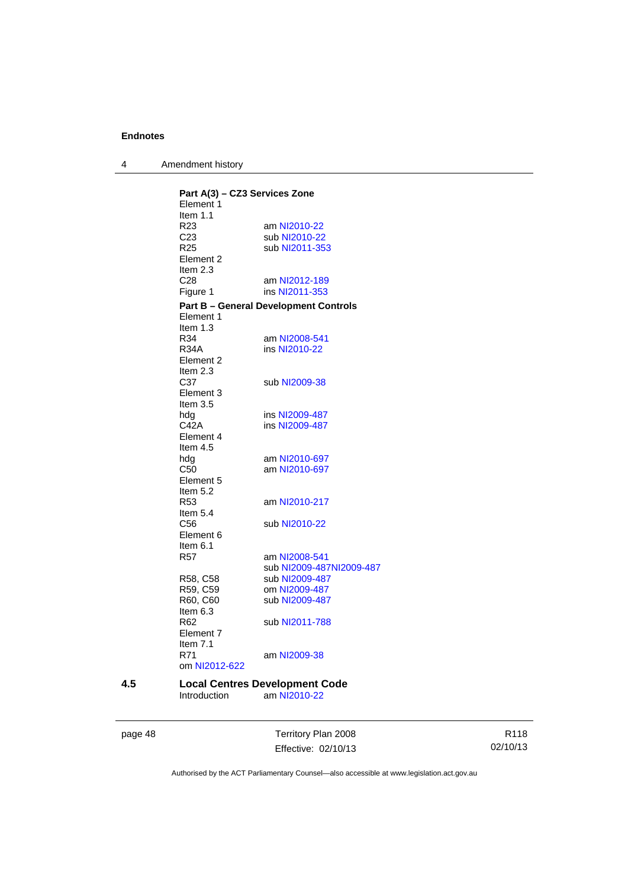**Part A(3) – CZ3 Services Zone**

Element 1
Item 1.1

| | |
|---|---|
| R23 | am NI2010-22 |
| C23 | sub NI2010-22 |
| R25 | sub NI2011-353 |

Element 2
Item 2.3

| | |
|---|---|
| C28 | am NI2012-189 |
| Figure 1 | ins NI2011-353 |

**Part B – General Development Controls**

Element 1
Item 1.3

| | |
|---|---|
| R34 | am NI2008-541 |
| R34A | ins NI2010-22 |

Element 2
Item 2.3

| | |
|---|---|
| C37 | sub NI2009-38 |

Element 3
Item 3.5

| | |
|---|---|
| hdg | ins NI2009-487 |
| C42A | ins NI2009-487 |

Element 4
Item 4.5

| | |
|---|---|
| hdg | am NI2010-697 |
| C50 | am NI2010-697 |

Element 5
Item 5.2

| | |
|---|---|
| R53 | am NI2010-217 |

Item 5.4

| | |
|---|---|
| C56 | sub NI2010-22 |

Element 6
Item 6.1

| | |
|---|---|
| R57 | am NI2008-541<br>sub NI2009-487NI2009-487 |
| R58, C58 | sub NI2009-487 |
| R59, C59 | om NI2009-487 |
| R60, C60 | sub NI2009-487 |

Item 6.3

| | |
|---|---|
| R62 | sub NI2011-788 |

Element 7
Item 7.1

| | |
|---|---|
| R71 | am NI2009-38 |

om NI2012-622

## 4.5 Local Centres Development Code

| | |
|---|---|
| Introduction | am NI2010-22 |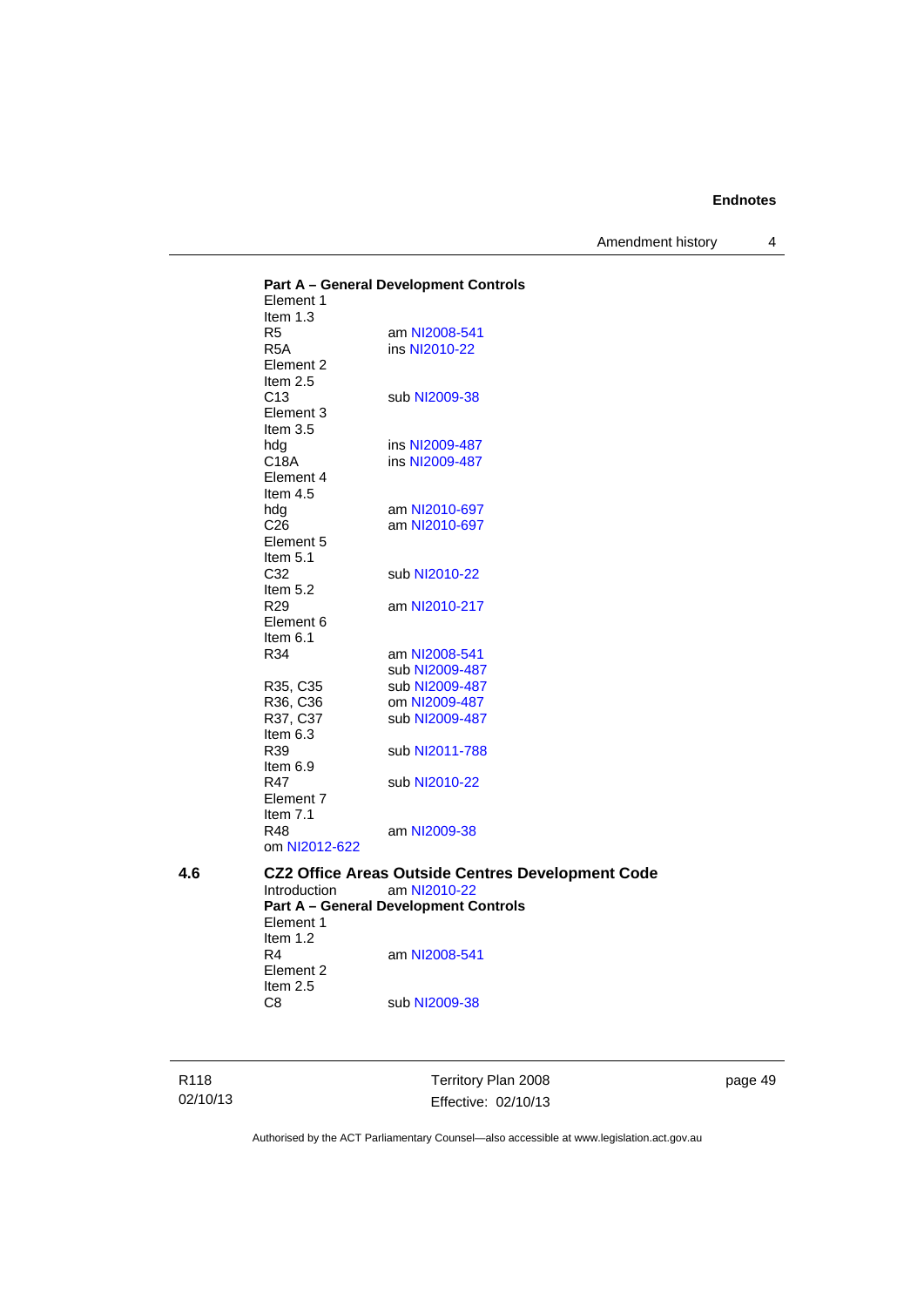**Part A – General Development Controls**

Element 1
Item 1.3
R5 am NI2008-541
R5A ins NI2010-22
Element 2
Item 2.5
C13 sub NI2009-38
Element 3
Item 3.5
hdg ins NI2009-487
C18A ins NI2009-487
Element 4
Item 4.5
hdg am NI2010-697
C26 am NI2010-697
Element 5
Item 5.1
C32 sub NI2010-22
Item 5.2
R29 am NI2010-217
Element 6
Item 6.1
R34 am NI2008-541
sub NI2009-487
R35, C35 sub NI2009-487
R36, C36 om NI2009-487
R37, C37 sub NI2009-487
Item 6.3
R39 sub NI2011-788
Item 6.9
R47 sub NI2010-22
Element 7
Item 7.1
R48 am NI2009-38
om NI2012-622

## 4.6 CZ2 Office Areas Outside Centres Development Code

Introduction am NI2010-22

**Part A – General Development Controls**

Element 1
Item 1.2
R4 am NI2008-541
Element 2
Item 2.5
C8 sub NI2009-38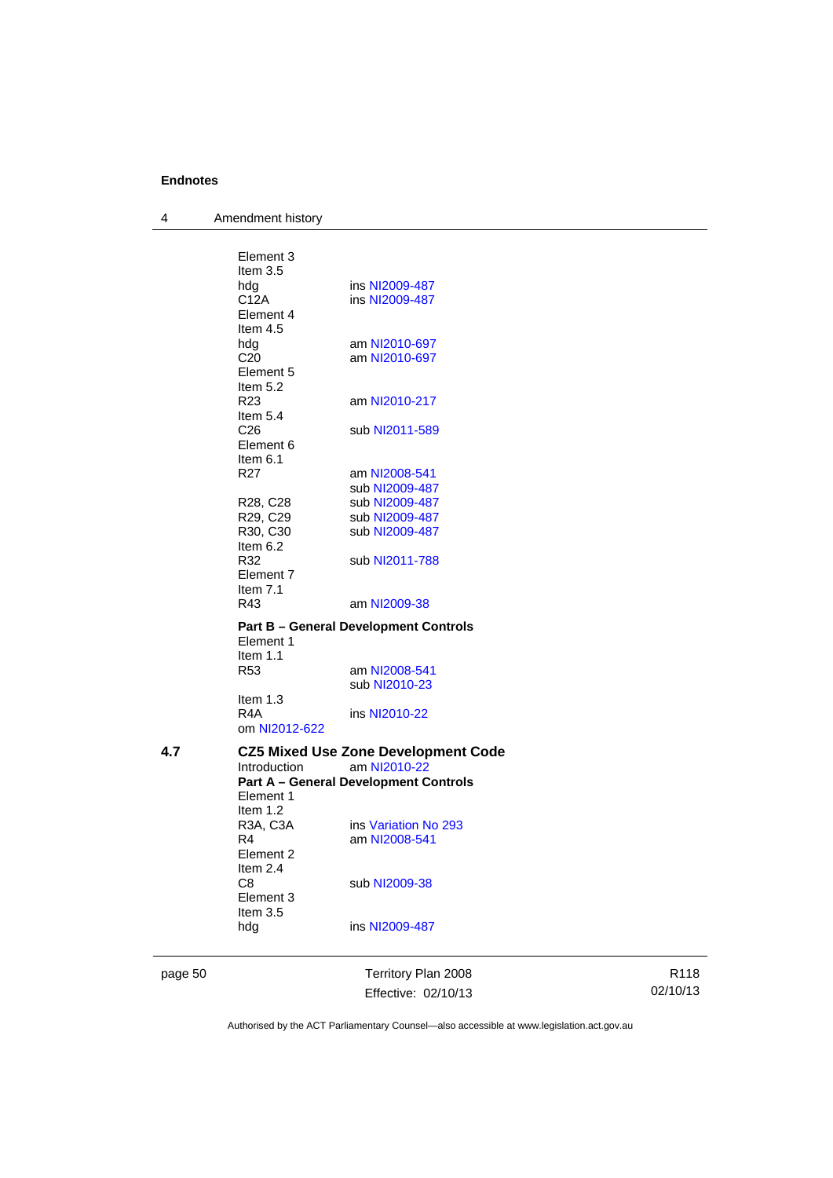Element 3
Item 3.5
hdg ins NI2009-487
C12A ins NI2009-487
Element 4
Item 4.5
hdg am NI2010-697
C20 am NI2010-697
Element 5
Item 5.2
R23 am NI2010-217
Item 5.4
C26 sub NI2011-589
Element 6
Item 6.1
R27 am NI2008-541
sub NI2009-487
R28, C28 sub NI2009-487
R29, C29 sub NI2009-487
R30, C30 sub NI2009-487
Item 6.2
R32 sub NI2011-788
Element 7
Item 7.1
R43 am NI2009-38

**Part B – General Development Controls**

Element 1
Item 1.1
R53 am NI2008-541
sub NI2010-23
Item 1.3
R4A ins NI2010-22
om NI2012-622

## 4.7 CZ5 Mixed Use Zone Development Code

Introduction am NI2010-22

**Part A – General Development Controls**

Element 1
Item 1.2
R3A, C3A ins Variation No 293
R4 am NI2008-541
Element 2
Item 2.4
C8 sub NI2009-38
Element 3
Item 3.5
hdg ins NI2009-487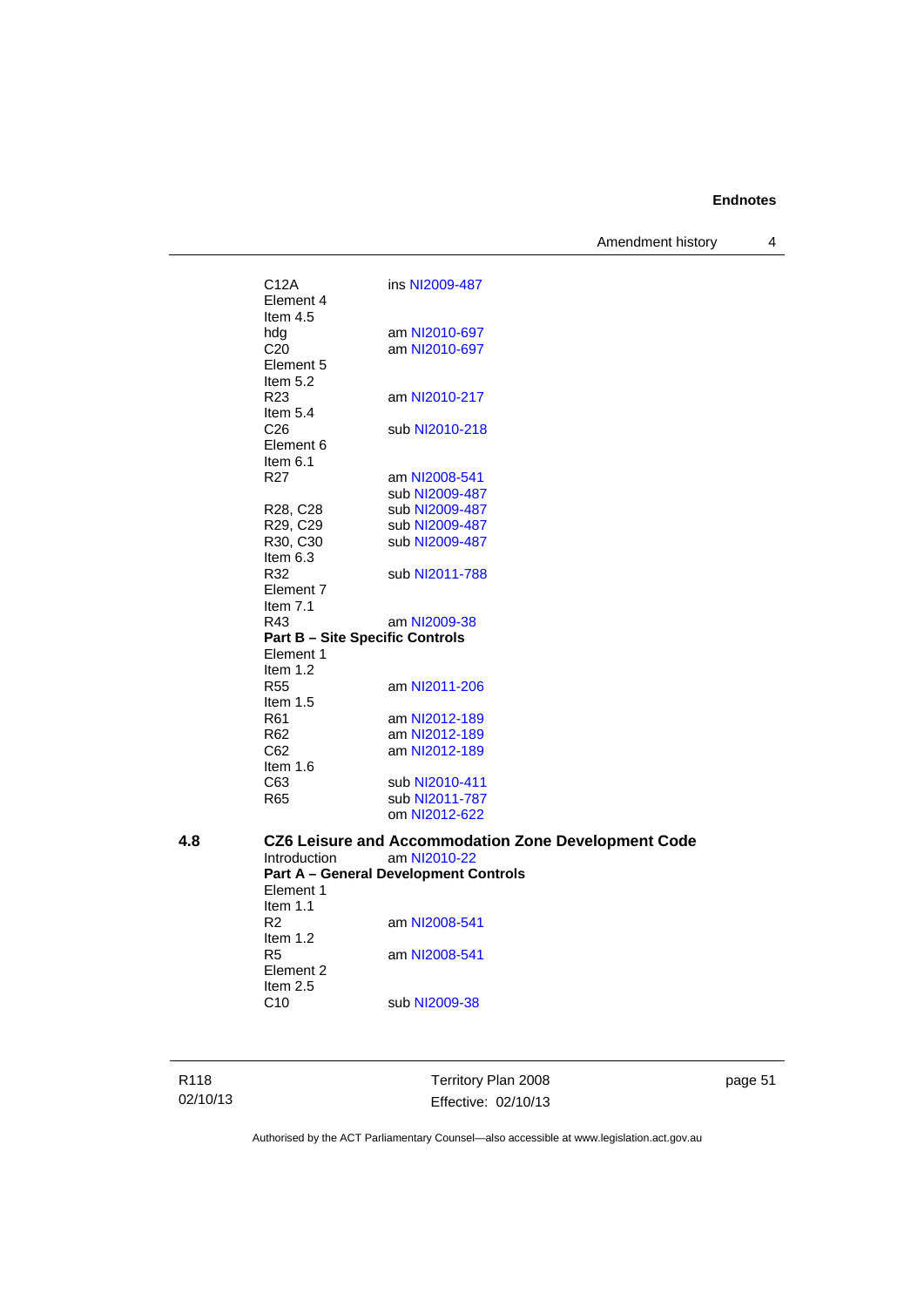C12A ins NI2009-487

Element 4

Item 4.5

hdg am NI2010-697

C20 am NI2010-697

Element 5

Item 5.2

R23 am NI2010-217

Item 5.4

C26 sub NI2010-218

Element 6

Item 6.1

R27 am NI2008-541
sub NI2009-487

R28, C28 sub NI2009-487

R29, C29 sub NI2009-487

R30, C30 sub NI2009-487

Item 6.3

R32 sub NI2011-788

Element 7

Item 7.1

R43 am NI2009-38

**Part B – Site Specific Controls**

Element 1

Item 1.2

R55 am NI2011-206

Item 1.5

R61 am NI2012-189

R62 am NI2012-189

C62 am NI2012-189

Item 1.6

C63 sub NI2010-411

R65 sub NI2011-787
om NI2012-622

## 4.8 CZ6 Leisure and Accommodation Zone Development Code

Introduction am NI2010-22

**Part A – General Development Controls**

Element 1

Item 1.1

R2 am NI2008-541

Item 1.2

R5 am NI2008-541

Element 2

Item 2.5

C10 sub NI2009-38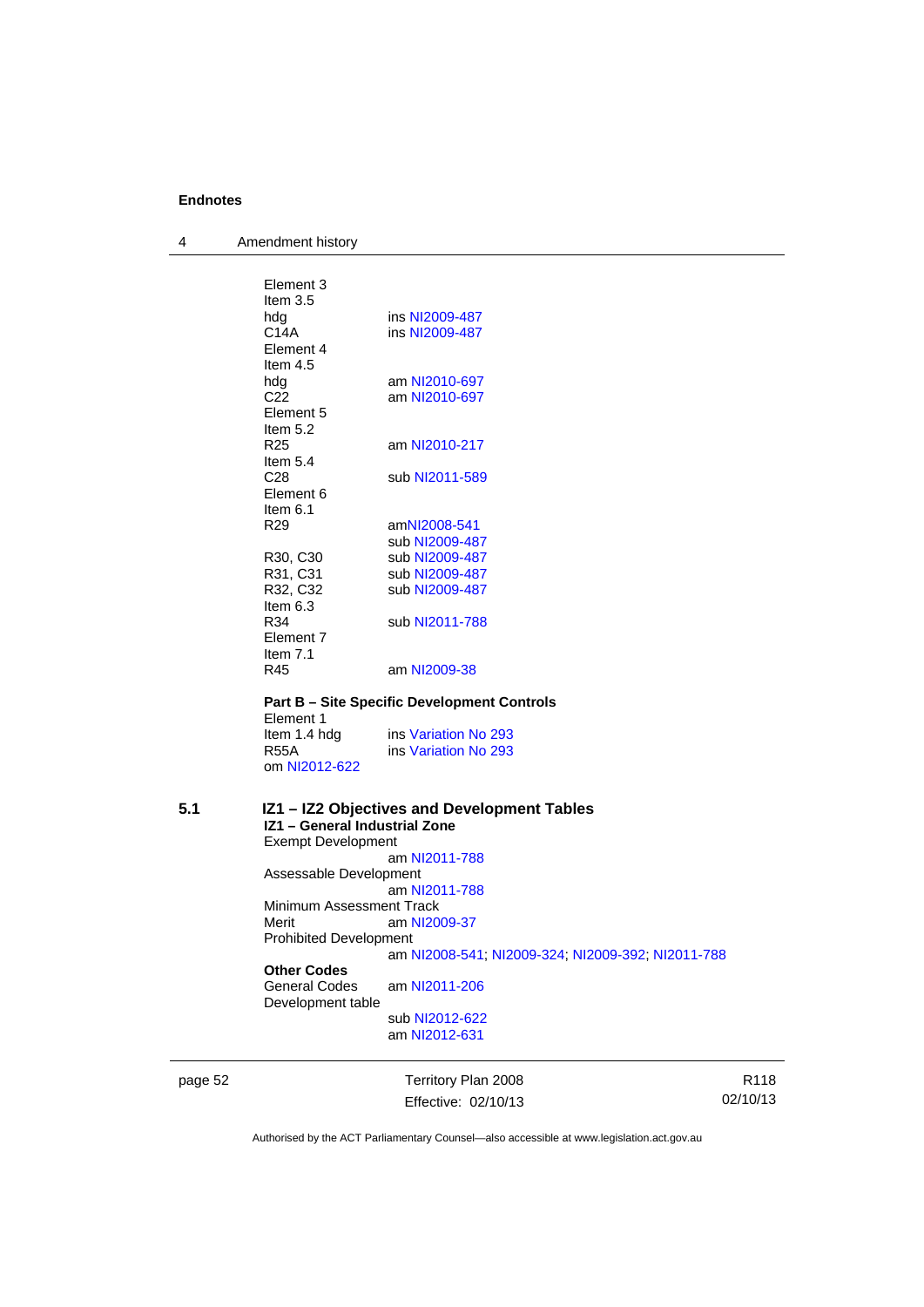Element 3

Item 3.5

| | |
|---|---|
| hdg | ins NI2009-487 |
| C14A | ins NI2009-487 |

Element 4

Item 4.5

| | |
|---|---|
| hdg | am NI2010-697 |
| C22 | am NI2010-697 |

Element 5

Item 5.2

| | |
|---|---|
| R25 | am NI2010-217 |

Item 5.4

| | |
|---|---|
| C28 | sub NI2011-589 |

Element 6

Item 6.1

| | |
|---|---|
| R29 | amNI2008-541<br>sub NI2009-487 |
| R30, C30 | sub NI2009-487 |
| R31, C31 | sub NI2009-487 |
| R32, C32 | sub NI2009-487 |

Item 6.3

| | |
|---|---|
| R34 | sub NI2011-788 |

Element 7

Item 7.1

| | |
|---|---|
| R45 | am NI2009-38 |

**Part B – Site Specific Development Controls**

Element 1

| | |
|---|---|
| Item 1.4 hdg | ins Variation No 293 |
| R55A | ins Variation No 293 |

om NI2012-622

## 5.1 IZ1 – IZ2 Objectives and Development Tables

**IZ1 – General Industrial Zone**

Exempt Development

am NI2011-788

Assessable Development

am NI2011-788

Minimum Assessment Track

| | |
|---|---|
| Merit | am NI2009-37 |

Prohibited Development

am NI2008-541; NI2009-324; NI2009-392; NI2011-788

**Other Codes**

| | |
|---|---|
| General Codes | am NI2011-206 |

Development table

sub NI2012-622
am NI2012-631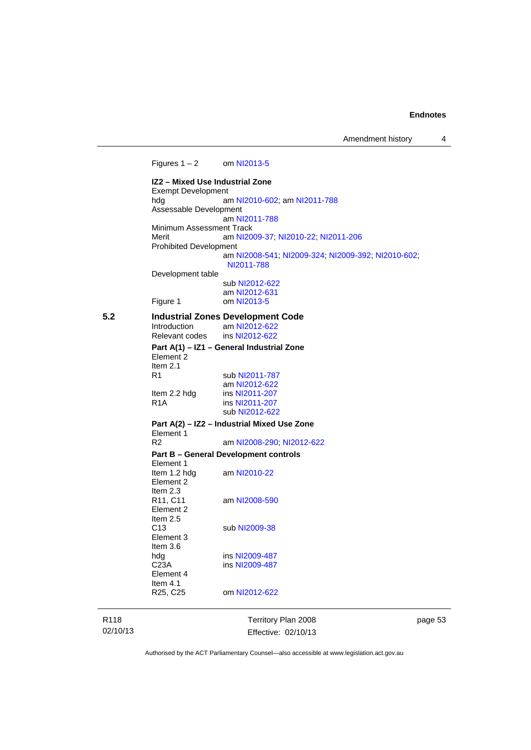Figures 1 – 2 om NI2013-5

**IZ2 – Mixed Use Industrial Zone**

Exempt Development

hdg am NI2010-602; am NI2011-788

Assessable Development

am NI2011-788

Minimum Assessment Track

Merit am NI2009-37; NI2010-22; NI2011-206

Prohibited Development

am NI2008-541; NI2009-324; NI2009-392; NI2010-602; NI2011-788

Development table

sub NI2012-622
am NI2012-631

Figure 1 om NI2013-5

## 5.2 Industrial Zones Development Code

Introduction am NI2012-622

Relevant codes ins NI2012-622

**Part A(1) – IZ1 – General Industrial Zone**

Element 2

Item 2.1

R1 sub NI2011-787
am NI2012-622

Item 2.2 hdg ins NI2011-207

R1A ins NI2011-207
sub NI2012-622

**Part A(2) – IZ2 – Industrial Mixed Use Zone**

Element 1

R2 am NI2008-290; NI2012-622

**Part B – General Development controls**

Element 1

Item 1.2 hdg am NI2010-22

Element 2

Item 2.3

R11, C11 am NI2008-590

Element 2

Item 2.5

C13 sub NI2009-38

Element 3

Item 3.6

hdg ins NI2009-487

C23A ins NI2009-487

Element 4

Item 4.1

R25, C25 om NI2012-622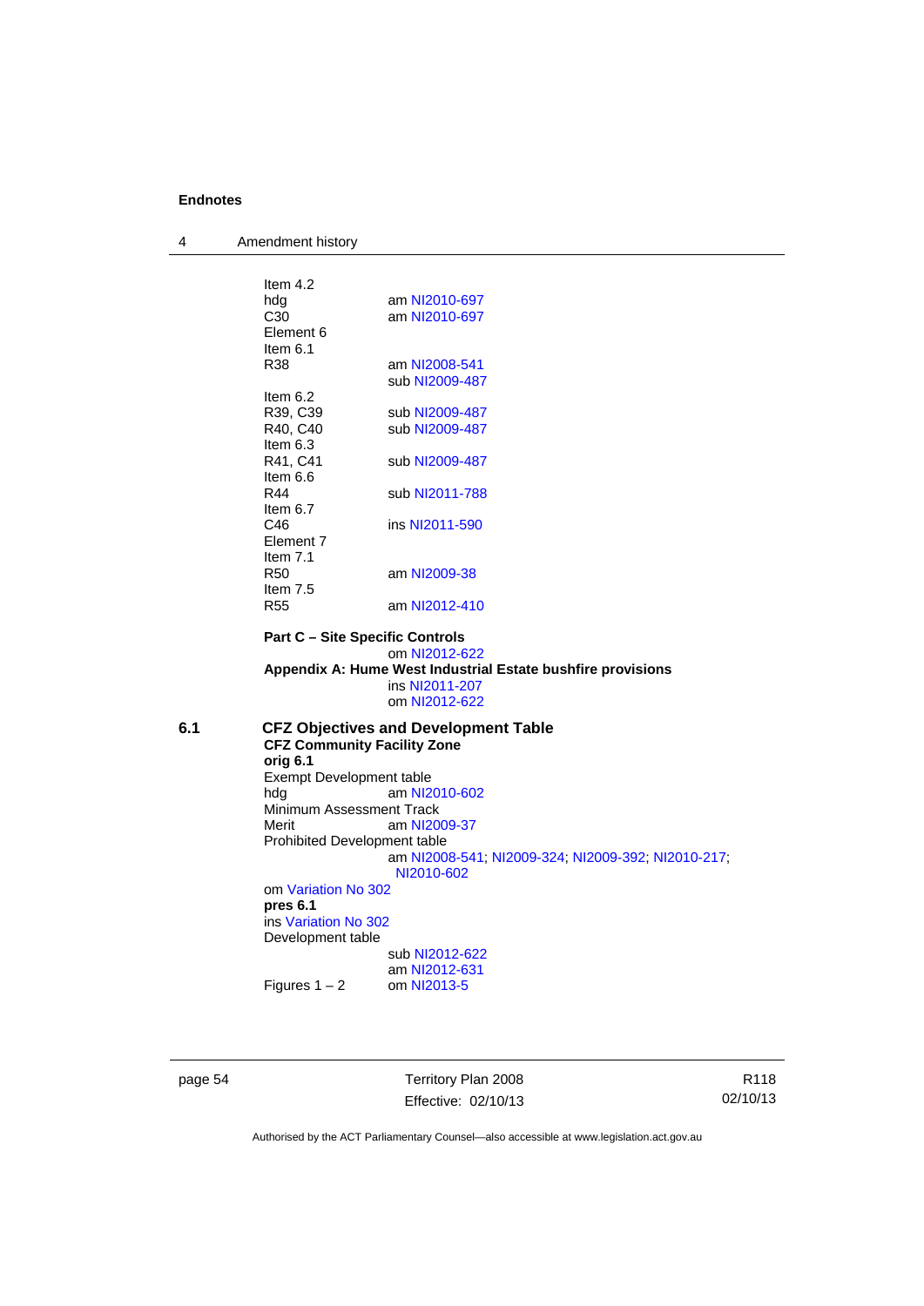Item 4.2
hdg am NI2010-697
C30 am NI2010-697
Element 6
Item 6.1
R38 am NI2008-541
sub NI2009-487
Item 6.2
R39, C39 sub NI2009-487
R40, C40 sub NI2009-487
Item 6.3
R41, C41 sub NI2009-487
Item 6.6
R44 sub NI2011-788
Item 6.7
C46 ins NI2011-590
Element 7
Item 7.1
R50 am NI2009-38
Item 7.5
R55 am NI2012-410

**Part C – Site Specific Controls**
om NI2012-622
**Appendix A: Hume West Industrial Estate bushfire provisions**
ins NI2011-207
om NI2012-622

## 6.1 CFZ Objectives and Development Table

**CFZ Community Facility Zone**
**orig 6.1**
Exempt Development table
hdg am NI2010-602
Minimum Assessment Track
Merit am NI2009-37
Prohibited Development table
am NI2008-541; NI2009-324; NI2009-392; NI2010-217; NI2010-602
om Variation No 302
**pres 6.1**
ins Variation No 302
Development table
sub NI2012-622
am NI2012-631
Figures 1 – 2 om NI2013-5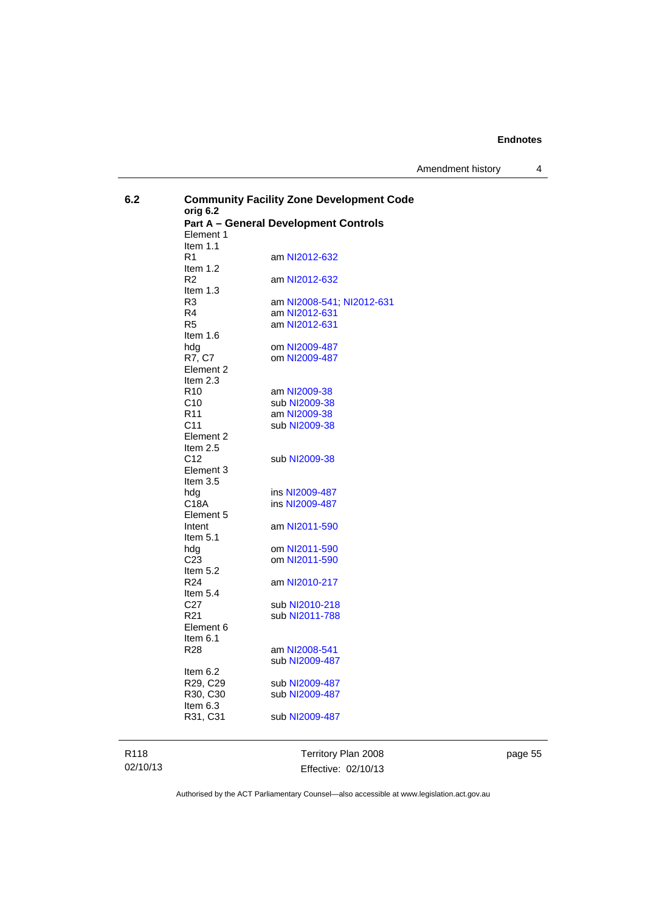**6.2** **Community Facility Zone Development Code**

**orig 6.2**

**Part A – General Development Controls**

Element 1

Item 1.1

| | |
|---|---|
| R1 | am NI2012-632 |
| Item 1.2 | |
| R2 | am NI2012-632 |
| Item 1.3 | |
| R3 | am NI2008-541; NI2012-631 |
| R4 | am NI2012-631 |
| R5 | am NI2012-631 |
| Item 1.6 | |
| hdg | om NI2009-487 |
| R7, C7 | om NI2009-487 |
| Element 2 | |
| Item 2.3 | |
| R10 | am NI2009-38 |
| C10 | sub NI2009-38 |
| R11 | am NI2009-38 |
| C11 | sub NI2009-38 |
| Element 2 | |
| Item 2.5 | |
| C12 | sub NI2009-38 |
| Element 3 | |
| Item 3.5 | |
| hdg | ins NI2009-487 |
| C18A | ins NI2009-487 |
| Element 5 | |
| Intent | am NI2011-590 |
| Item 5.1 | |
| hdg | om NI2011-590 |
| C23 | om NI2011-590 |
| Item 5.2 | |
| R24 | am NI2010-217 |
| Item 5.4 | |
| C27 | sub NI2010-218 |
| R21 | sub NI2011-788 |
| Element 6 | |
| Item 6.1 | |
| R28 | am NI2008-541 |
| | sub NI2009-487 |
| Item 6.2 | |
| R29, C29 | sub NI2009-487 |
| R30, C30 | sub NI2009-487 |
| Item 6.3 | |
| R31, C31 | sub NI2009-487 |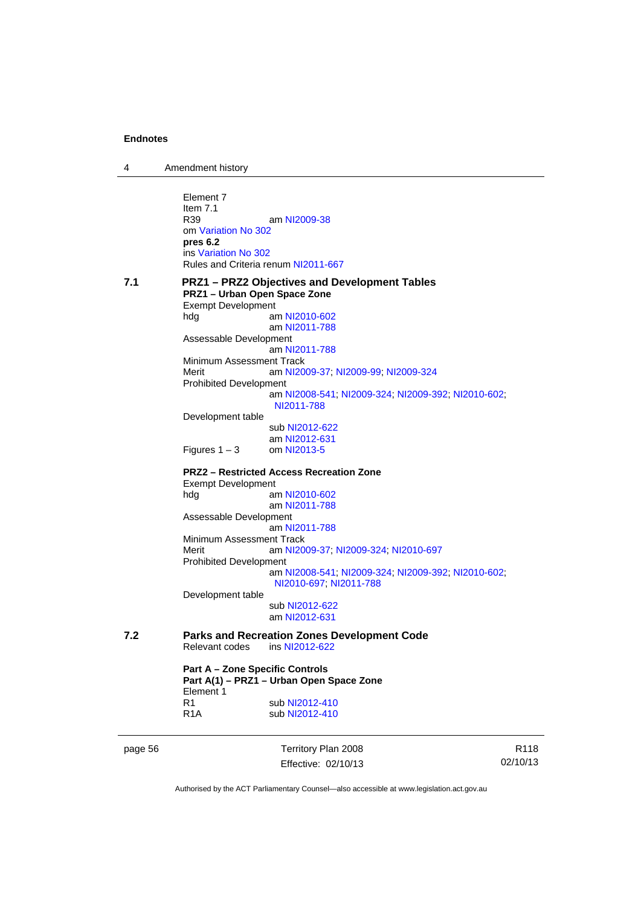Element 7
Item 7.1
R39 am NI2009-38
om Variation No 302
**pres 6.2**
ins Variation No 302
Rules and Criteria renum NI2011-667

**7.1 PRZ1 – PRZ2 Objectives and Development Tables**

**PRZ1 – Urban Open Space Zone**

Exempt Development
hdg am NI2010-602
am NI2011-788
Assessable Development
am NI2011-788
Minimum Assessment Track
Merit am NI2009-37; NI2009-99; NI2009-324
Prohibited Development
am NI2008-541; NI2009-324; NI2009-392; NI2010-602; NI2011-788
Development table
sub NI2012-622
am NI2012-631
Figures 1 – 3 om NI2013-5

**PRZ2 – Restricted Access Recreation Zone**

Exempt Development
hdg am NI2010-602
am NI2011-788
Assessable Development
am NI2011-788
Minimum Assessment Track
Merit am NI2009-37; NI2009-324; NI2010-697
Prohibited Development
am NI2008-541; NI2009-324; NI2009-392; NI2010-602; NI2010-697; NI2011-788
Development table
sub NI2012-622
am NI2012-631

**7.2 Parks and Recreation Zones Development Code**

Relevant codes ins NI2012-622

**Part A – Zone Specific Controls**

**Part A(1) – PRZ1 – Urban Open Space Zone**

Element 1
R1 sub NI2012-410
R1A sub NI2012-410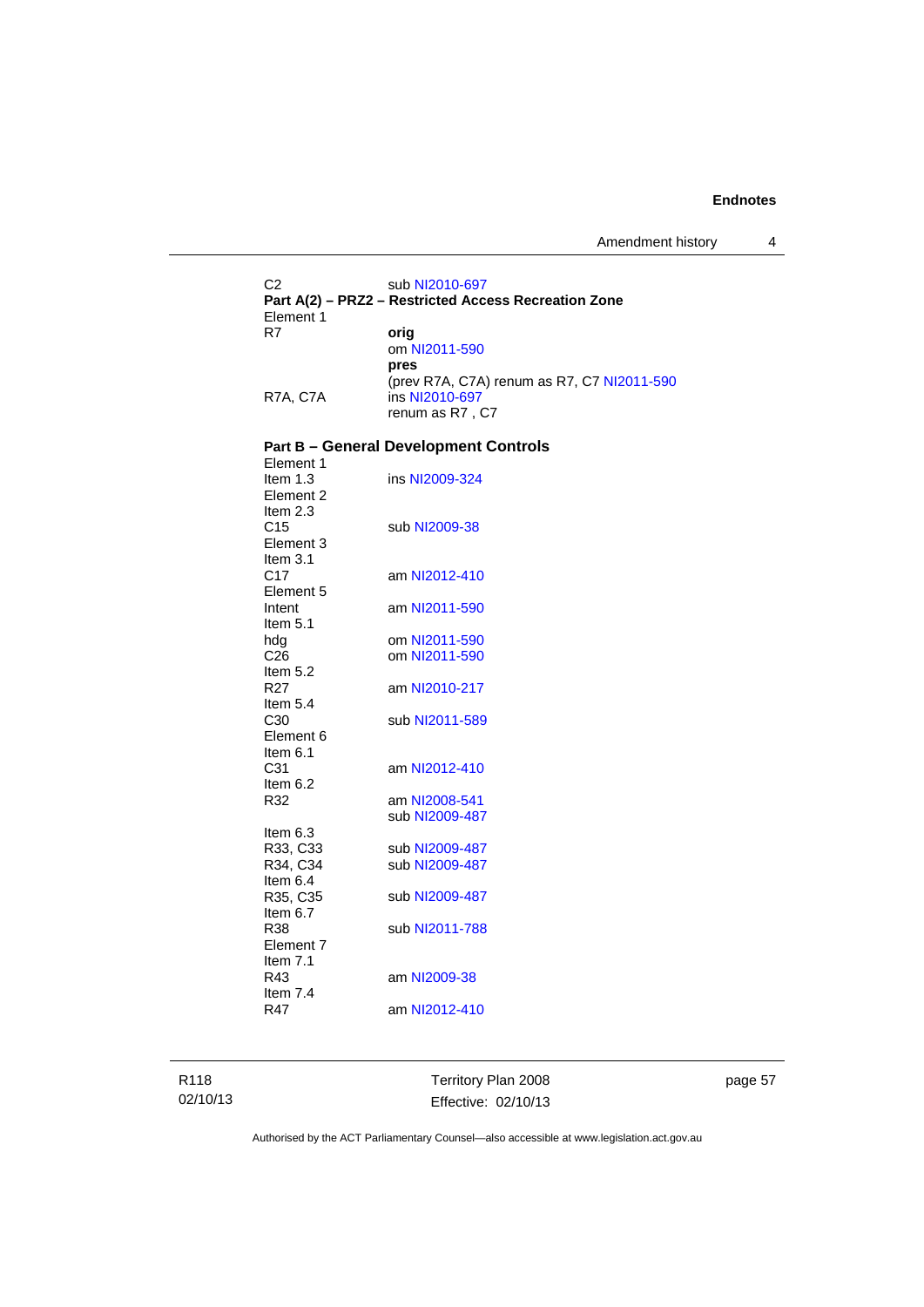C2 sub NI2010-697

**Part A(2) – PRZ2 – Restricted Access Recreation Zone**

Element 1

| | |
|---|---|
| R7 | **orig** |
| | om NI2011-590 |
| | **pres** |
| | (prev R7A, C7A) renum as R7, C7 NI2011-590 |
| R7A, C7A | ins NI2010-697 |
| | renum as R7 , C7 |

**Part B – General Development Controls**

| | |
|---|---|
| Element 1 | |
| Item 1.3 | ins NI2009-324 |
| Element 2 | |
| Item 2.3 | |
| C15 | sub NI2009-38 |
| Element 3 | |
| Item 3.1 | |
| C17 | am NI2012-410 |
| Element 5 | |
| Intent | am NI2011-590 |
| Item 5.1 | |
| hdg | om NI2011-590 |
| C26 | om NI2011-590 |
| Item 5.2 | |
| R27 | am NI2010-217 |
| Item 5.4 | |
| C30 | sub NI2011-589 |
| Element 6 | |
| Item 6.1 | |
| C31 | am NI2012-410 |
| Item 6.2 | |
| R32 | am NI2008-541 |
| | sub NI2009-487 |
| Item 6.3 | |
| R33, C33 | sub NI2009-487 |
| R34, C34 | sub NI2009-487 |
| Item 6.4 | |
| R35, C35 | sub NI2009-487 |
| Item 6.7 | |
| R38 | sub NI2011-788 |
| Element 7 | |
| Item 7.1 | |
| R43 | am NI2009-38 |
| Item 7.4 | |
| R47 | am NI2012-410 |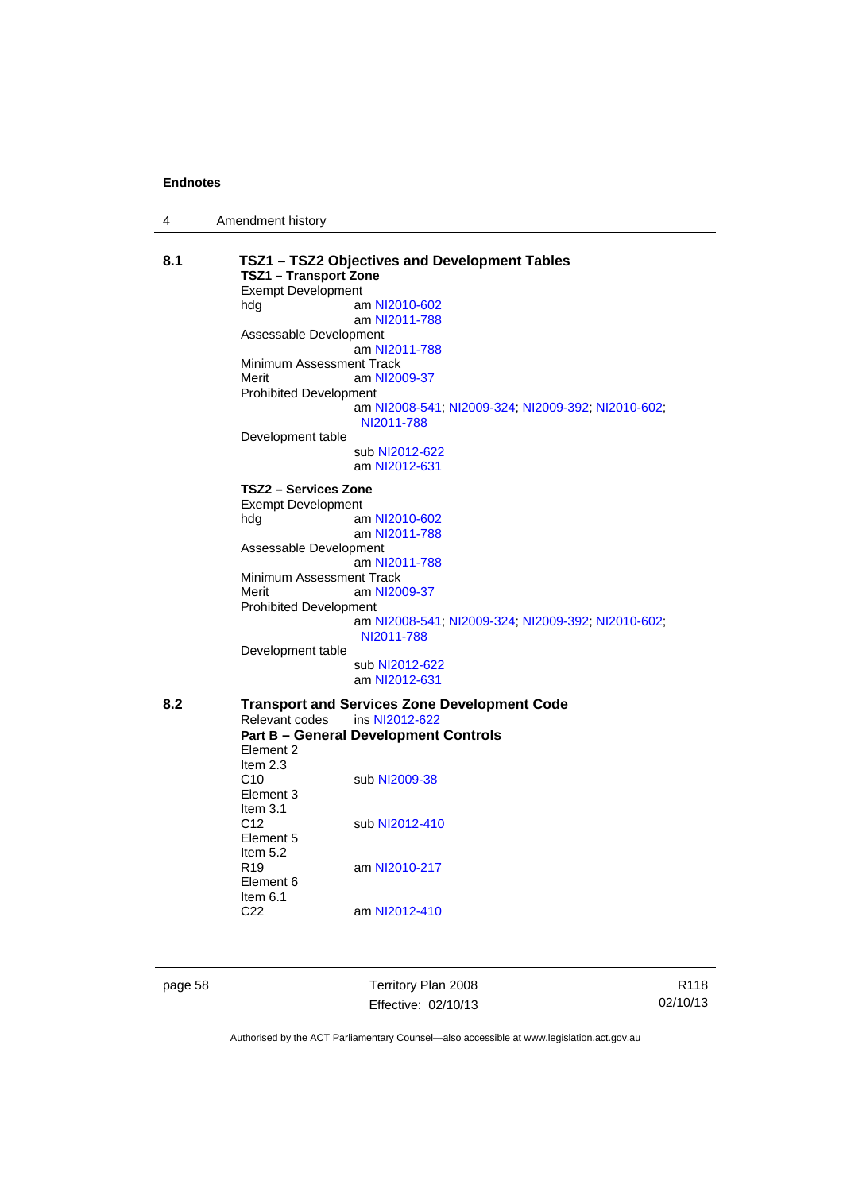**8.1 TSZ1 – TSZ2 Objectives and Development Tables**

**TSZ1 – Transport Zone**

Exempt Development

hdg am NI2010-602
am NI2011-788

Assessable Development
am NI2011-788

Minimum Assessment Track

Merit am NI2009-37

Prohibited Development
am NI2008-541; NI2009-324; NI2009-392; NI2010-602; NI2011-788

Development table
sub NI2012-622
am NI2012-631

**TSZ2 – Services Zone**

Exempt Development

hdg am NI2010-602
am NI2011-788

Assessable Development
am NI2011-788

Minimum Assessment Track

Merit am NI2009-37

Prohibited Development
am NI2008-541; NI2009-324; NI2009-392; NI2010-602; NI2011-788

Development table
sub NI2012-622
am NI2012-631

**8.2 Transport and Services Zone Development Code**

Relevant codes ins NI2012-622

**Part B – General Development Controls**

Element 2
Item 2.3
C10 sub NI2009-38

Element 3
Item 3.1
C12 sub NI2012-410

Element 5
Item 5.2
R19 am NI2010-217

Element 6
Item 6.1
C22 am NI2012-410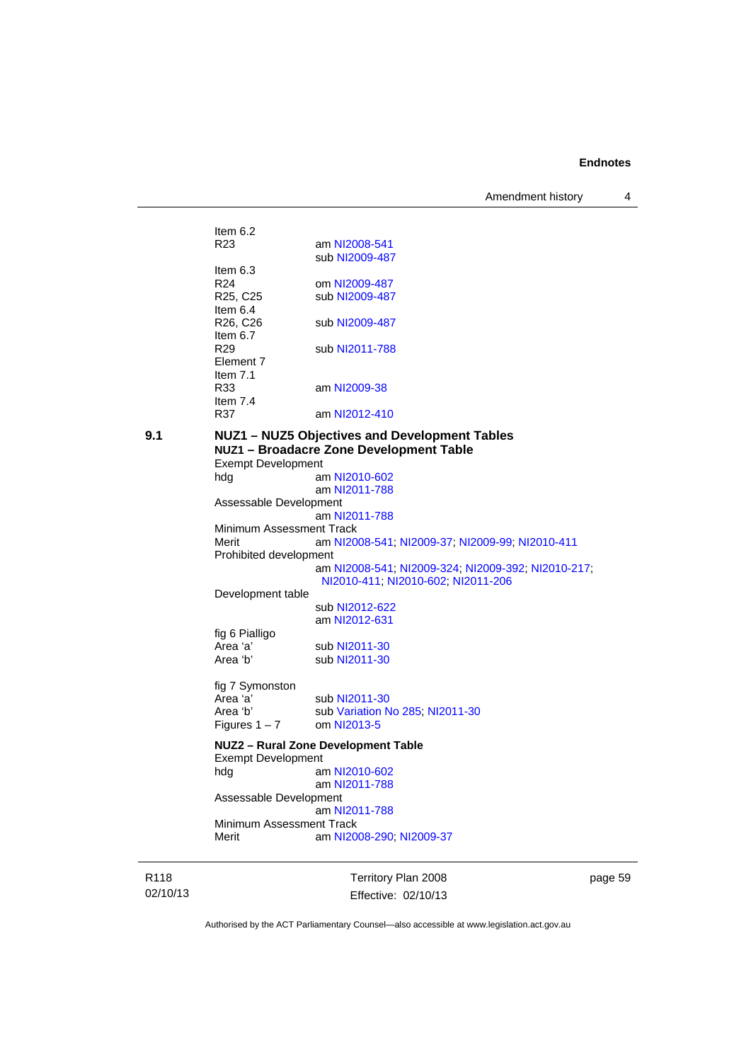Item 6.2
R23 am NI2008-541
sub NI2009-487

Item 6.3
R24 om NI2009-487
R25, C25 sub NI2009-487

Item 6.4
R26, C26 sub NI2009-487

Item 6.7
R29 sub NI2011-788

Element 7
Item 7.1
R33 am NI2009-38

Item 7.4
R37 am NI2012-410

**9.1** **NUZ1 – NUZ5 Objectives and Development Tables**

**NUZ1 – Broadacre Zone Development Table**

Exempt Development
hdg am NI2010-602
am NI2011-788

Assessable Development
am NI2011-788

Minimum Assessment Track
Merit am NI2008-541; NI2009-37; NI2009-99; NI2010-411

Prohibited development
am NI2008-541; NI2009-324; NI2009-392; NI2010-217; NI2010-411; NI2010-602; NI2011-206

Development table
sub NI2012-622
am NI2012-631

fig 6 Pialligo
Area ‘a’ sub NI2011-30
Area ‘b’ sub NI2011-30

fig 7 Symonston
Area ‘a’ sub NI2011-30
Area ‘b’ sub Variation No 285; NI2011-30
Figures 1 – 7 om NI2013-5

**NUZ2 – Rural Zone Development Table**

Exempt Development
hdg am NI2010-602
am NI2011-788

Assessable Development
am NI2011-788

Minimum Assessment Track
Merit am NI2008-290; NI2009-37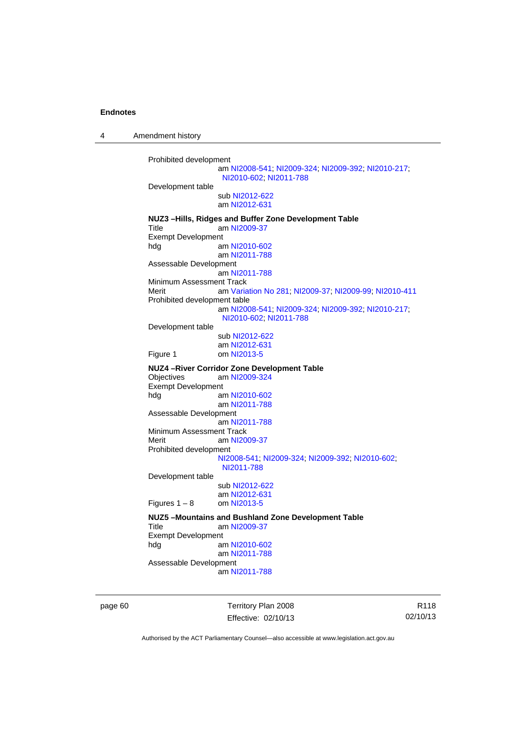Prohibited development
am NI2008-541; NI2009-324; NI2009-392; NI2010-217; NI2010-602; NI2011-788

Development table
sub NI2012-622
am NI2012-631

**NUZ3 –Hills, Ridges and Buffer Zone Development Table**

Title am NI2009-37

Exempt Development

hdg am NI2010-602
am NI2011-788

Assessable Development
am NI2011-788

Minimum Assessment Track

Merit am Variation No 281; NI2009-37; NI2009-99; NI2010-411

Prohibited development table
am NI2008-541; NI2009-324; NI2009-392; NI2010-217; NI2010-602; NI2011-788

Development table
sub NI2012-622
am NI2012-631

Figure 1 om NI2013-5

**NUZ4 –River Corridor Zone Development Table**

Objectives am NI2009-324

Exempt Development

hdg am NI2010-602
am NI2011-788

Assessable Development
am NI2011-788

Minimum Assessment Track

Merit am NI2009-37

Prohibited development
NI2008-541; NI2009-324; NI2009-392; NI2010-602; NI2011-788

Development table
sub NI2012-622
am NI2012-631

Figures 1 – 8 om NI2013-5

**NUZ5 –Mountains and Bushland Zone Development Table**

Title am NI2009-37

Exempt Development

hdg am NI2010-602
am NI2011-788

Assessable Development
am NI2011-788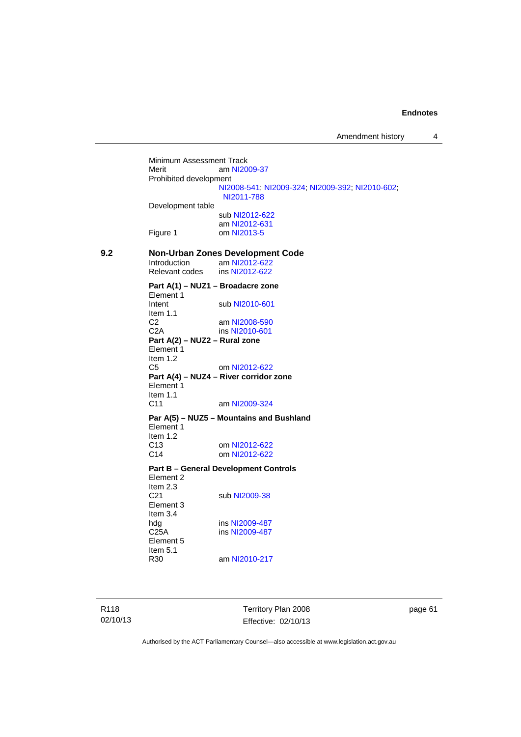Minimum Assessment Track
Merit am NI2009-37
Prohibited development
NI2008-541; NI2009-324; NI2009-392; NI2010-602; NI2011-788
Development table
sub NI2012-622
am NI2012-631
Figure 1 om NI2013-5

**9.2 Non-Urban Zones Development Code**
Introduction am NI2012-622
Relevant codes ins NI2012-622

**Part A(1) – NUZ1 – Broadacre zone**
Element 1
Intent sub NI2010-601
Item 1.1
C2 am NI2008-590
C2A ins NI2010-601
**Part A(2) – NUZ2 – Rural zone**
Element 1
Item 1.2
C5 om NI2012-622
**Part A(4) – NUZ4 – River corridor zone**
Element 1
Item 1.1
C11 am NI2009-324

**Par A(5) – NUZ5 – Mountains and Bushland**
Element 1
Item 1.2
C13 om NI2012-622
C14 om NI2012-622

**Part B – General Development Controls**
Element 2
Item 2.3
C21 sub NI2009-38
Element 3
Item 3.4
hdg ins NI2009-487
C25A ins NI2009-487
Element 5
Item 5.1
R30 am NI2010-217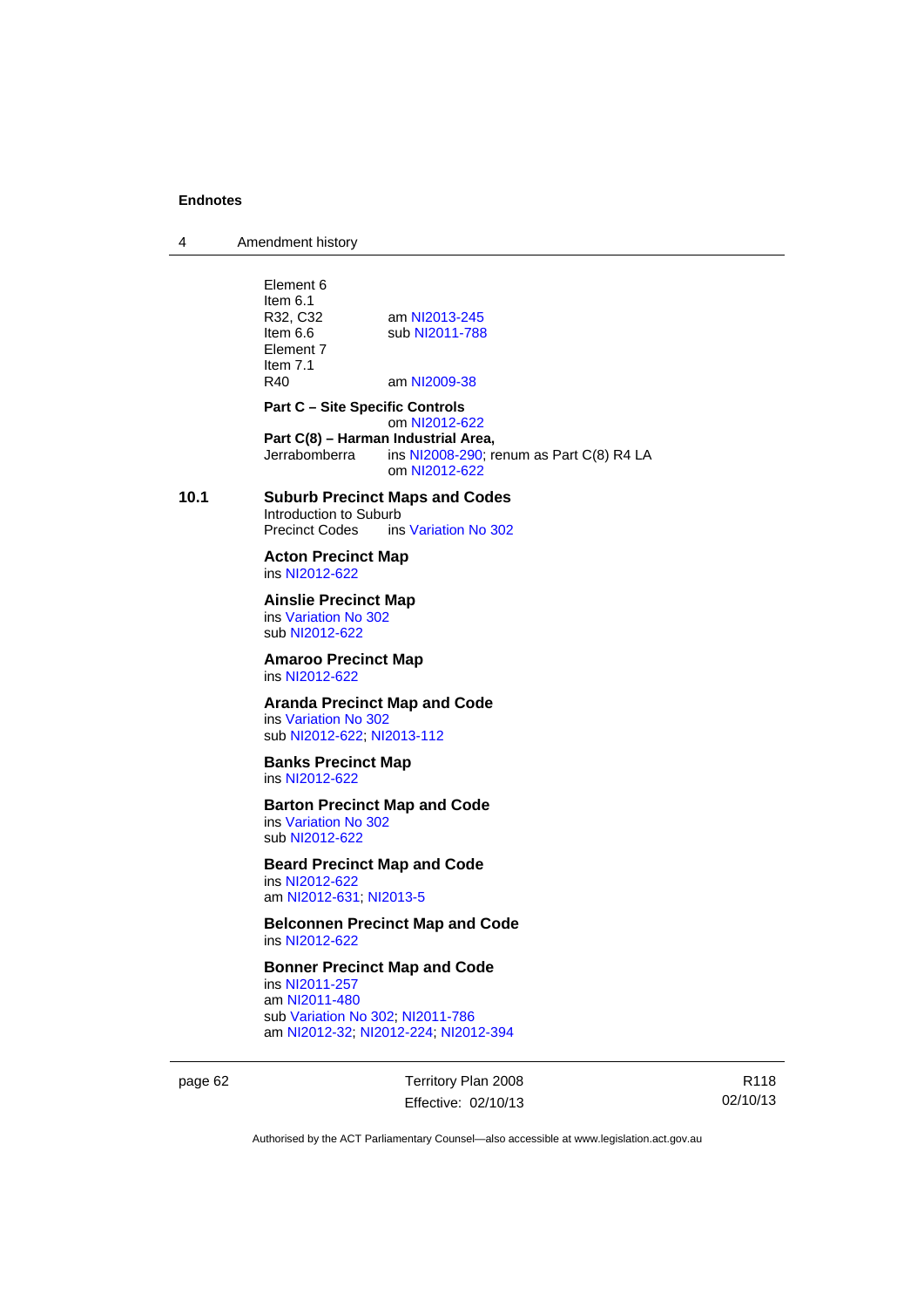Element 6
Item 6.1
R32, C32 am NI2013-245
Item 6.6 sub NI2011-788
Element 7
Item 7.1
R40 am NI2009-38

**Part C – Site Specific Controls**
om NI2012-622

**Part C(8) – Harman Industrial Area,**
Jerrabomberra ins NI2008-290; renum as Part C(8) R4 LA
om NI2012-622

**10.1 Suburb Precinct Maps and Codes**

Introduction to Suburb
Precinct Codes ins Variation No 302

**Acton Precinct Map**
ins NI2012-622

**Ainslie Precinct Map**
ins Variation No 302
sub NI2012-622

**Amaroo Precinct Map**
ins NI2012-622

**Aranda Precinct Map and Code**
ins Variation No 302
sub NI2012-622; NI2013-112

**Banks Precinct Map**
ins NI2012-622

**Barton Precinct Map and Code**
ins Variation No 302
sub NI2012-622

**Beard Precinct Map and Code**
ins NI2012-622
am NI2012-631; NI2013-5

**Belconnen Precinct Map and Code**
ins NI2012-622

**Bonner Precinct Map and Code**
ins NI2011-257
am NI2011-480
sub Variation No 302; NI2011-786
am NI2012-32; NI2012-224; NI2012-394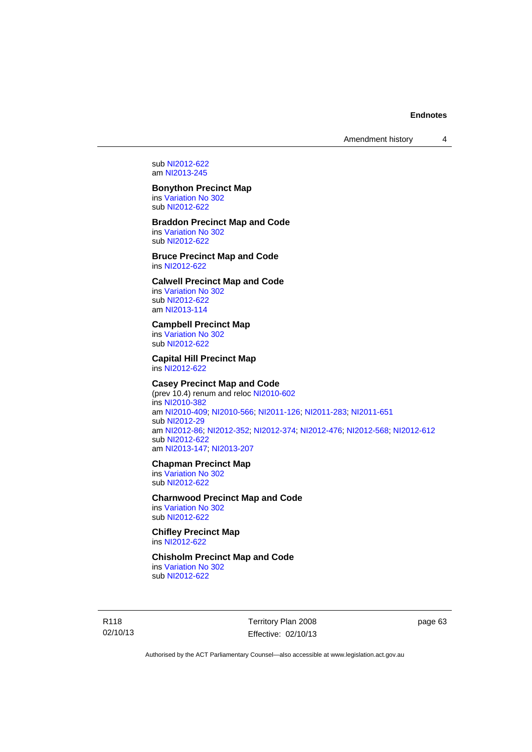sub NI2012-622
am NI2013-245

**Bonython Precinct Map**
ins Variation No 302
sub NI2012-622

**Braddon Precinct Map and Code**
ins Variation No 302
sub NI2012-622

**Bruce Precinct Map and Code**
ins NI2012-622

**Calwell Precinct Map and Code**
ins Variation No 302
sub NI2012-622
am NI2013-114

**Campbell Precinct Map**
ins Variation No 302
sub NI2012-622

**Capital Hill Precinct Map**
ins NI2012-622

**Casey Precinct Map and Code**
(prev 10.4) renum and reloc NI2010-602
ins NI2010-382
am NI2010-409; NI2010-566; NI2011-126; NI2011-283; NI2011-651
sub NI2012-29
am NI2012-86; NI2012-352; NI2012-374; NI2012-476; NI2012-568; NI2012-612
sub NI2012-622
am NI2013-147; NI2013-207

**Chapman Precinct Map**
ins Variation No 302
sub NI2012-622

**Charnwood Precinct Map and Code**
ins Variation No 302
sub NI2012-622

**Chifley Precinct Map**
ins NI2012-622

**Chisholm Precinct Map and Code**
ins Variation No 302
sub NI2012-622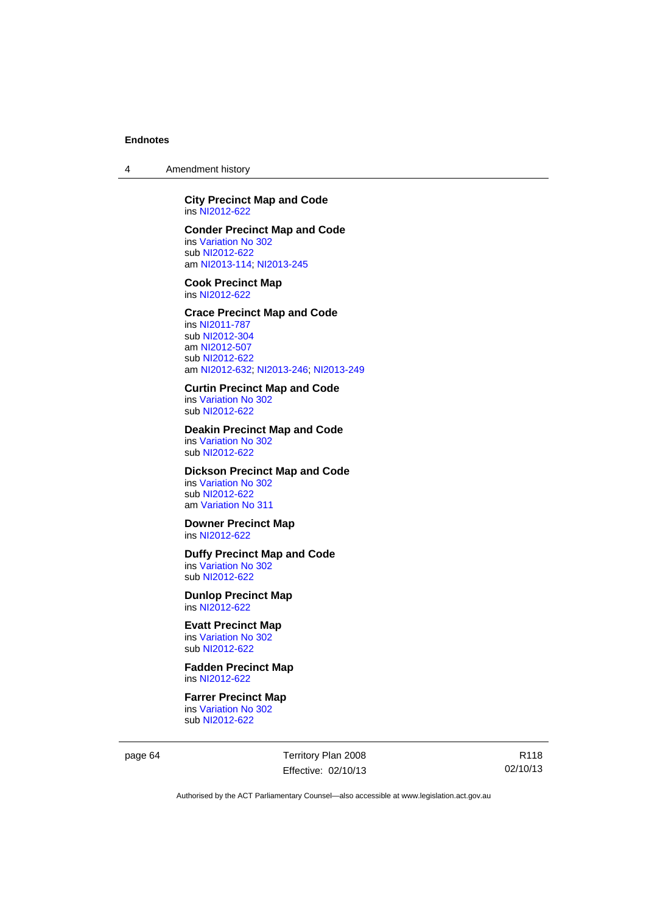**City Precinct Map and Code**
ins NI2012-622

**Conder Precinct Map and Code**
ins Variation No 302
sub NI2012-622
am NI2013-114; NI2013-245

**Cook Precinct Map**
ins NI2012-622

**Crace Precinct Map and Code**
ins NI2011-787
sub NI2012-304
am NI2012-507
sub NI2012-622
am NI2012-632; NI2013-246; NI2013-249

**Curtin Precinct Map and Code**
ins Variation No 302
sub NI2012-622

**Deakin Precinct Map and Code**
ins Variation No 302
sub NI2012-622

**Dickson Precinct Map and Code**
ins Variation No 302
sub NI2012-622
am Variation No 311

**Downer Precinct Map**
ins NI2012-622

**Duffy Precinct Map and Code**
ins Variation No 302
sub NI2012-622

**Dunlop Precinct Map**
ins NI2012-622

**Evatt Precinct Map**
ins Variation No 302
sub NI2012-622

**Fadden Precinct Map**
ins NI2012-622

**Farrer Precinct Map**
ins Variation No 302
sub NI2012-622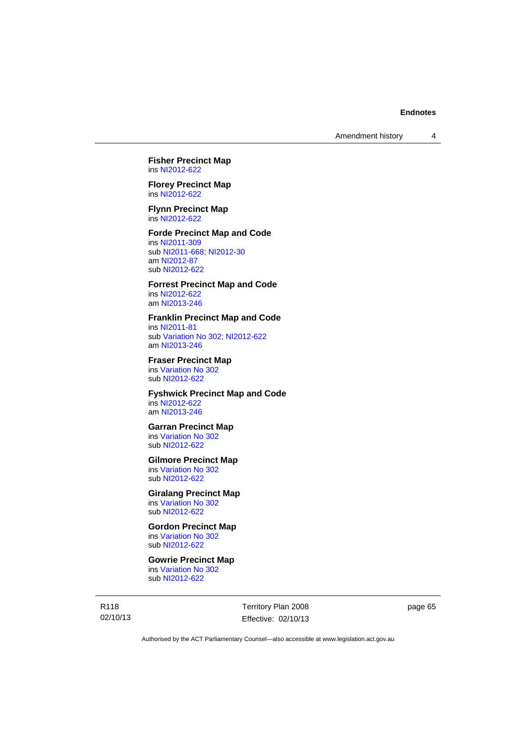**Fisher Precinct Map**
ins NI2012-622

**Florey Precinct Map**
ins NI2012-622

**Flynn Precinct Map**
ins NI2012-622

**Forde Precinct Map and Code**
ins NI2011-309
sub NI2011-668; NI2012-30
am NI2012-87
sub NI2012-622

**Forrest Precinct Map and Code**
ins NI2012-622
am NI2013-246

**Franklin Precinct Map and Code**
ins NI2011-81
sub Variation No 302; NI2012-622
am NI2013-246

**Fraser Precinct Map**
ins Variation No 302
sub NI2012-622

**Fyshwick Precinct Map and Code**
ins NI2012-622
am NI2013-246

**Garran Precinct Map**
ins Variation No 302
sub NI2012-622

**Gilmore Precinct Map**
ins Variation No 302
sub NI2012-622

**Giralang Precinct Map**
ins Variation No 302
sub NI2012-622

**Gordon Precinct Map**
ins Variation No 302
sub NI2012-622

**Gowrie Precinct Map**
ins Variation No 302
sub NI2012-622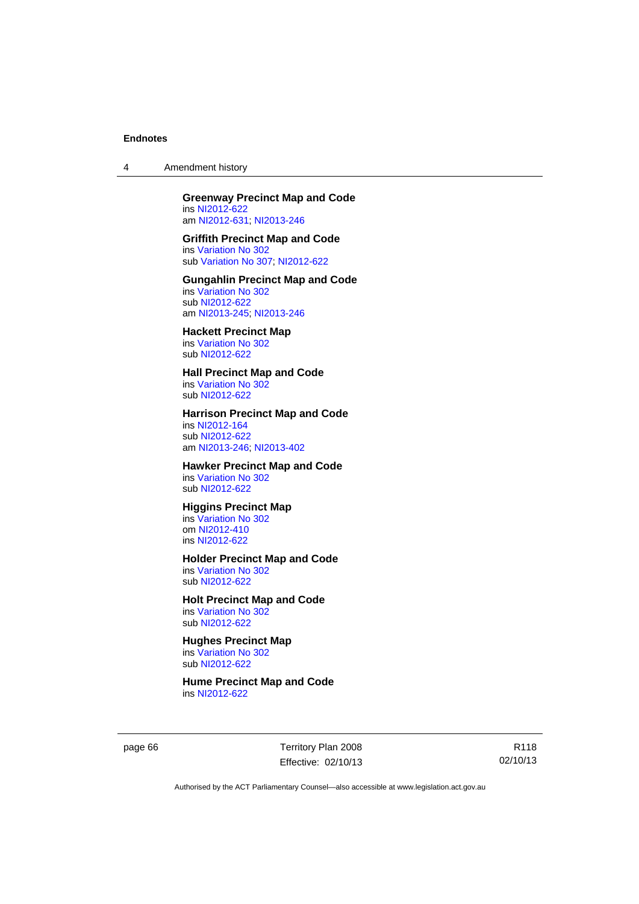**Greenway Precinct Map and Code**
ins NI2012-622
am NI2012-631; NI2013-246

**Griffith Precinct Map and Code**
ins Variation No 302
sub Variation No 307; NI2012-622

**Gungahlin Precinct Map and Code**
ins Variation No 302
sub NI2012-622
am NI2013-245; NI2013-246

**Hackett Precinct Map**
ins Variation No 302
sub NI2012-622

**Hall Precinct Map and Code**
ins Variation No 302
sub NI2012-622

**Harrison Precinct Map and Code**
ins NI2012-164
sub NI2012-622
am NI2013-246; NI2013-402

**Hawker Precinct Map and Code**
ins Variation No 302
sub NI2012-622

**Higgins Precinct Map**
ins Variation No 302
om NI2012-410
ins NI2012-622

**Holder Precinct Map and Code**
ins Variation No 302
sub NI2012-622

**Holt Precinct Map and Code**
ins Variation No 302
sub NI2012-622

**Hughes Precinct Map**
ins Variation No 302
sub NI2012-622

**Hume Precinct Map and Code**
ins NI2012-622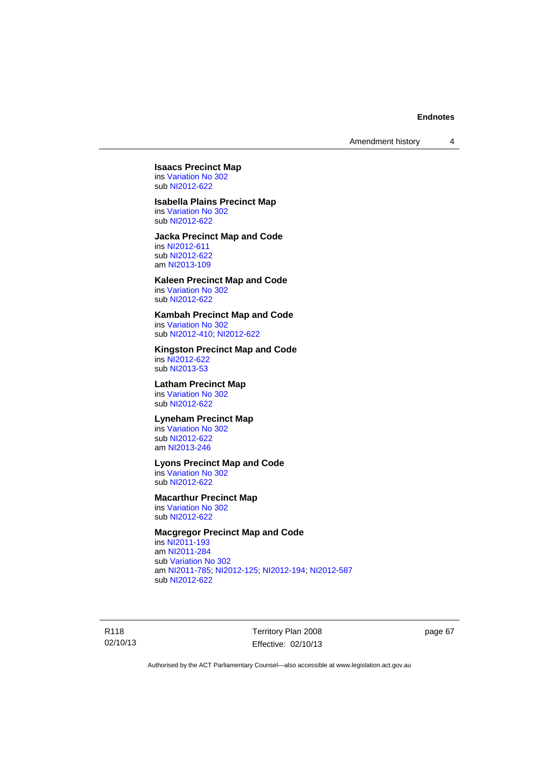**Isaacs Precinct Map**
ins Variation No 302
sub NI2012-622

**Isabella Plains Precinct Map**
ins Variation No 302
sub NI2012-622

**Jacka Precinct Map and Code**
ins NI2012-611
sub NI2012-622
am NI2013-109

**Kaleen Precinct Map and Code**
ins Variation No 302
sub NI2012-622

**Kambah Precinct Map and Code**
ins Variation No 302
sub NI2012-410; NI2012-622

**Kingston Precinct Map and Code**
ins NI2012-622
sub NI2013-53

**Latham Precinct Map**
ins Variation No 302
sub NI2012-622

**Lyneham Precinct Map**
ins Variation No 302
sub NI2012-622
am NI2013-246

**Lyons Precinct Map and Code**
ins Variation No 302
sub NI2012-622

**Macarthur Precinct Map**
ins Variation No 302
sub NI2012-622

**Macgregor Precinct Map and Code**
ins NI2011-193
am NI2011-284
sub Variation No 302
am NI2011-785; NI2012-125; NI2012-194; NI2012-587
sub NI2012-622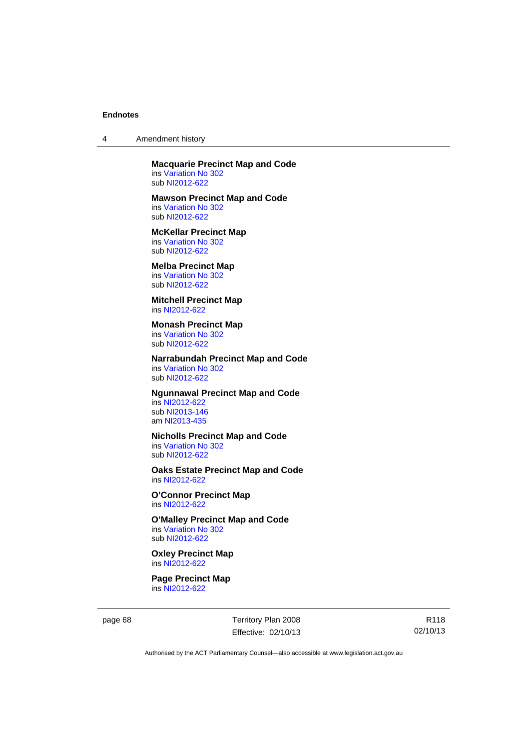**Macquarie Precinct Map and Code**
ins Variation No 302
sub NI2012-622

**Mawson Precinct Map and Code**
ins Variation No 302
sub NI2012-622

**McKellar Precinct Map**
ins Variation No 302
sub NI2012-622

**Melba Precinct Map**
ins Variation No 302
sub NI2012-622

**Mitchell Precinct Map**
ins NI2012-622

**Monash Precinct Map**
ins Variation No 302
sub NI2012-622

**Narrabundah Precinct Map and Code**
ins Variation No 302
sub NI2012-622

**Ngunnawal Precinct Map and Code**
ins NI2012-622
sub NI2013-146
am NI2013-435

**Nicholls Precinct Map and Code**
ins Variation No 302
sub NI2012-622

**Oaks Estate Precinct Map and Code**
ins NI2012-622

**O'Connor Precinct Map**
ins NI2012-622

**O'Malley Precinct Map and Code**
ins Variation No 302
sub NI2012-622

**Oxley Precinct Map**
ins NI2012-622

**Page Precinct Map**
ins NI2012-622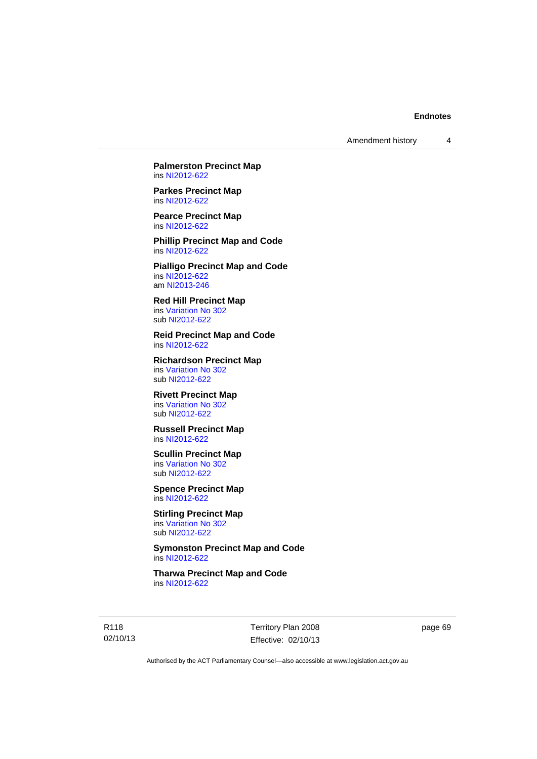**Palmerston Precinct Map**
ins NI2012-622

**Parkes Precinct Map**
ins NI2012-622

**Pearce Precinct Map**
ins NI2012-622

**Phillip Precinct Map and Code**
ins NI2012-622

**Pialligo Precinct Map and Code**
ins NI2012-622
am NI2013-246

**Red Hill Precinct Map**
ins Variation No 302
sub NI2012-622

**Reid Precinct Map and Code**
ins NI2012-622

**Richardson Precinct Map**
ins Variation No 302
sub NI2012-622

**Rivett Precinct Map**
ins Variation No 302
sub NI2012-622

**Russell Precinct Map**
ins NI2012-622

**Scullin Precinct Map**
ins Variation No 302
sub NI2012-622

**Spence Precinct Map**
ins NI2012-622

**Stirling Precinct Map**
ins Variation No 302
sub NI2012-622

**Symonston Precinct Map and Code**
ins NI2012-622

**Tharwa Precinct Map and Code**
ins NI2012-622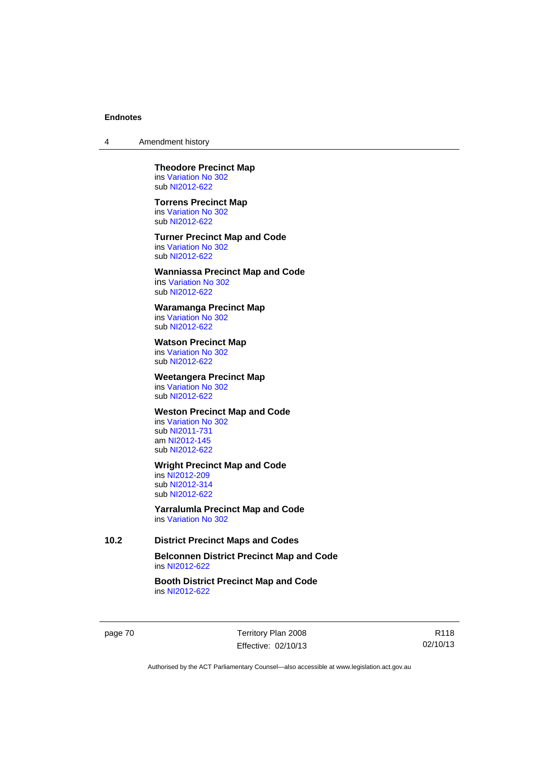**Theodore Precinct Map**
ins Variation No 302
sub NI2012-622

**Torrens Precinct Map**
ins Variation No 302
sub NI2012-622

**Turner Precinct Map and Code**
ins Variation No 302
sub NI2012-622

**Wanniassa Precinct Map and Code**
ins Variation No 302
sub NI2012-622

**Waramanga Precinct Map**
ins Variation No 302
sub NI2012-622

**Watson Precinct Map**
ins Variation No 302
sub NI2012-622

**Weetangera Precinct Map**
ins Variation No 302
sub NI2012-622

**Weston Precinct Map and Code**
ins Variation No 302
sub NI2011-731
am NI2012-145
sub NI2012-622

**Wright Precinct Map and Code**
ins NI2012-209
sub NI2012-314
sub NI2012-622

**Yarralumla Precinct Map and Code**
ins Variation No 302

## 10.2 District Precinct Maps and Codes

**Belconnen District Precinct Map and Code**
ins NI2012-622

**Booth District Precinct Map and Code**
ins NI2012-622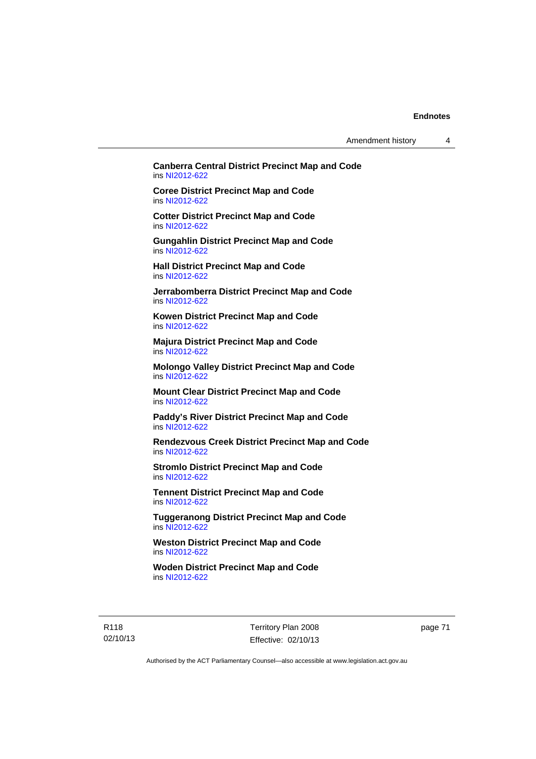**Canberra Central District Precinct Map and Code**
ins NI2012-622

**Coree District Precinct Map and Code**
ins NI2012-622

**Cotter District Precinct Map and Code**
ins NI2012-622

**Gungahlin District Precinct Map and Code**
ins NI2012-622

**Hall District Precinct Map and Code**
ins NI2012-622

**Jerrabomberra District Precinct Map and Code**
ins NI2012-622

**Kowen District Precinct Map and Code**
ins NI2012-622

**Majura District Precinct Map and Code**
ins NI2012-622

**Molongo Valley District Precinct Map and Code**
ins NI2012-622

**Mount Clear District Precinct Map and Code**
ins NI2012-622

**Paddy's River District Precinct Map and Code**
ins NI2012-622

**Rendezvous Creek District Precinct Map and Code**
ins NI2012-622

**Stromlo District Precinct Map and Code**
ins NI2012-622

**Tennent District Precinct Map and Code**
ins NI2012-622

**Tuggeranong District Precinct Map and Code**
ins NI2012-622

**Weston District Precinct Map and Code**
ins NI2012-622

**Woden District Precinct Map and Code**
ins NI2012-622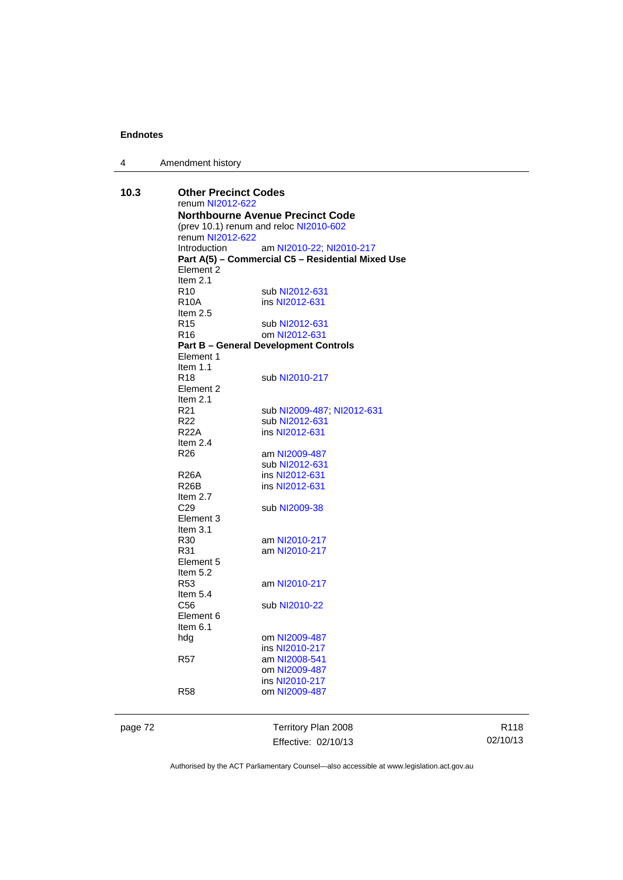**10.3 Other Precinct Codes**
renum NI2012-622

**Northbourne Avenue Precinct Code**
(prev 10.1) renum and reloc NI2010-602
renum NI2012-622

| | |
|---|---|
| Introduction | am NI2010-22; NI2010-217 |
| **Part A(5) – Commercial C5 – Residential Mixed Use** | |
| Element 2 | |
| Item 2.1 | |
| R10 | sub NI2012-631 |
| R10A | ins NI2012-631 |
| Item 2.5 | |
| R15 | sub NI2012-631 |
| R16 | om NI2012-631 |
| **Part B – General Development Controls** | |
| Element 1 | |
| Item 1.1 | |
| R18 | sub NI2010-217 |
| Element 2 | |
| Item 2.1 | |
| R21 | sub NI2009-487; NI2012-631 |
| R22 | sub NI2012-631 |
| R22A | ins NI2012-631 |
| Item 2.4 | |
| R26 | am NI2009-487<br>sub NI2012-631 |
| R26A | ins NI2012-631 |
| R26B | ins NI2012-631 |
| Item 2.7 | |
| C29 | sub NI2009-38 |
| Element 3 | |
| Item 3.1 | |
| R30 | am NI2010-217 |
| R31 | am NI2010-217 |
| Element 5 | |
| Item 5.2 | |
| R53 | am NI2010-217 |
| Item 5.4 | |
| C56 | sub NI2010-22 |
| Element 6 | |
| Item 6.1 | |
| hdg | om NI2009-487<br>ins NI2010-217 |
| R57 | am NI2008-541<br>om NI2009-487<br>ins NI2010-217 |
| R58 | om NI2009-487 |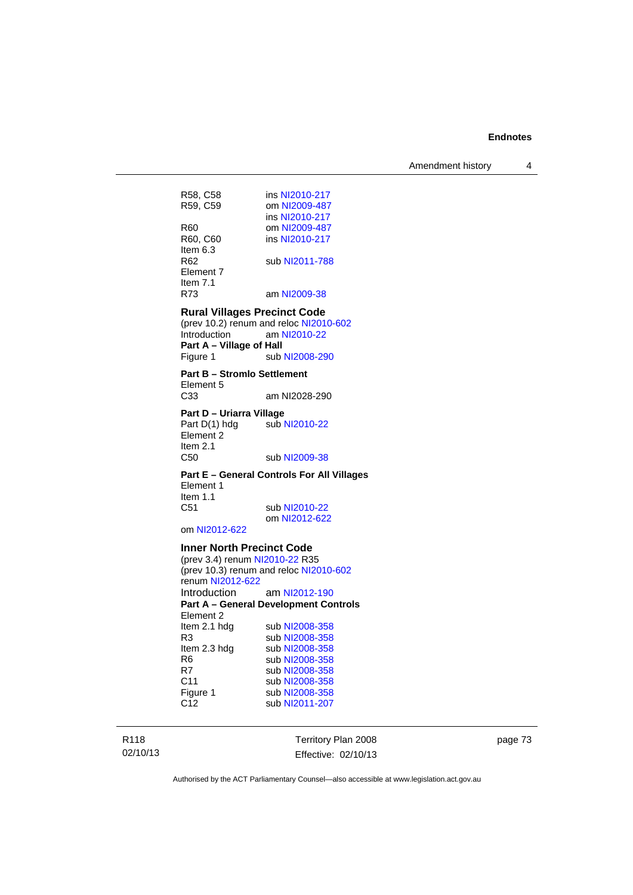R58, C58 ins NI2010-217
R59, C59 om NI2009-487
ins NI2010-217
R60 om NI2009-487
R60, C60 ins NI2010-217
Item 6.3
R62 sub NI2011-788
Element 7
Item 7.1
R73 am NI2009-38

**Rural Villages Precinct Code**
(prev 10.2) renum and reloc NI2010-602
Introduction am NI2010-22
**Part A – Village of Hall**
Figure 1 sub NI2008-290

**Part B – Stromlo Settlement**
Element 5
C33 am NI2028-290

**Part D – Uriarra Village**
Part D(1) hdg sub NI2010-22
Element 2
Item 2.1
C50 sub NI2009-38

**Part E – General Controls For All Villages**
Element 1
Item 1.1
C51 sub NI2010-22
om NI2012-622
om NI2012-622

**Inner North Precinct Code**
(prev 3.4) renum NI2010-22 R35
(prev 10.3) renum and reloc NI2010-602
renum NI2012-622
Introduction am NI2012-190
**Part A – General Development Controls**
Element 2
Item 2.1 hdg sub NI2008-358
R3 sub NI2008-358
Item 2.3 hdg sub NI2008-358
R6 sub NI2008-358
R7 sub NI2008-358
C11 sub NI2008-358
Figure 1 sub NI2008-358
C12 sub NI2011-207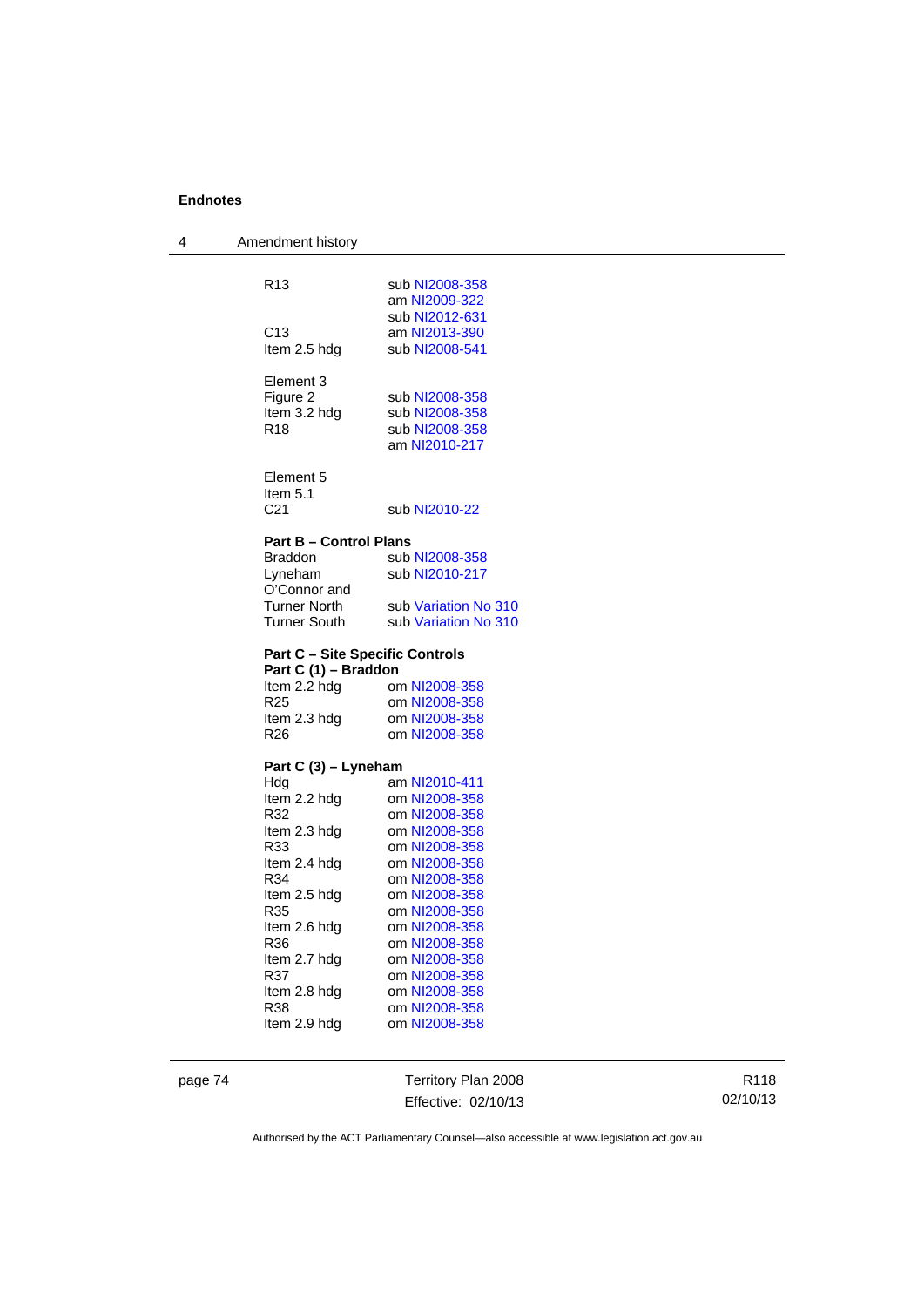| | |
|---|---|
| R13 | sub NI2008-358 |
| | am NI2009-322 |
| | sub NI2012-631 |
| C13 | am NI2013-390 |
| Item 2.5 hdg | sub NI2008-541 |
| | |
| Element 3 | |
| Figure 2 | sub NI2008-358 |
| Item 3.2 hdg | sub NI2008-358 |
| R18 | sub NI2008-358 |
| | am NI2010-217 |
| | |
| Element 5 | |
| Item 5.1 | |
| C21 | sub NI2010-22 |

**Part B – Control Plans**

| | |
|---|---|
| Braddon | sub NI2008-358 |
| Lyneham | sub NI2010-217 |
| O'Connor and | |
| Turner North | sub Variation No 310 |
| Turner South | sub Variation No 310 |

**Part C – Site Specific Controls**

**Part C (1) – Braddon**

| | |
|---|---|
| Item 2.2 hdg | om NI2008-358 |
| R25 | om NI2008-358 |
| Item 2.3 hdg | om NI2008-358 |
| R26 | om NI2008-358 |

**Part C (3) – Lyneham**

| | |
|---|---|
| Hdg | am NI2010-411 |
| Item 2.2 hdg | om NI2008-358 |
| R32 | om NI2008-358 |
| Item 2.3 hdg | om NI2008-358 |
| R33 | om NI2008-358 |
| Item 2.4 hdg | om NI2008-358 |
| R34 | om NI2008-358 |
| Item 2.5 hdg | om NI2008-358 |
| R35 | om NI2008-358 |
| Item 2.6 hdg | om NI2008-358 |
| R36 | om NI2008-358 |
| Item 2.7 hdg | om NI2008-358 |
| R37 | om NI2008-358 |
| Item 2.8 hdg | om NI2008-358 |
| R38 | om NI2008-358 |
| Item 2.9 hdg | om NI2008-358 |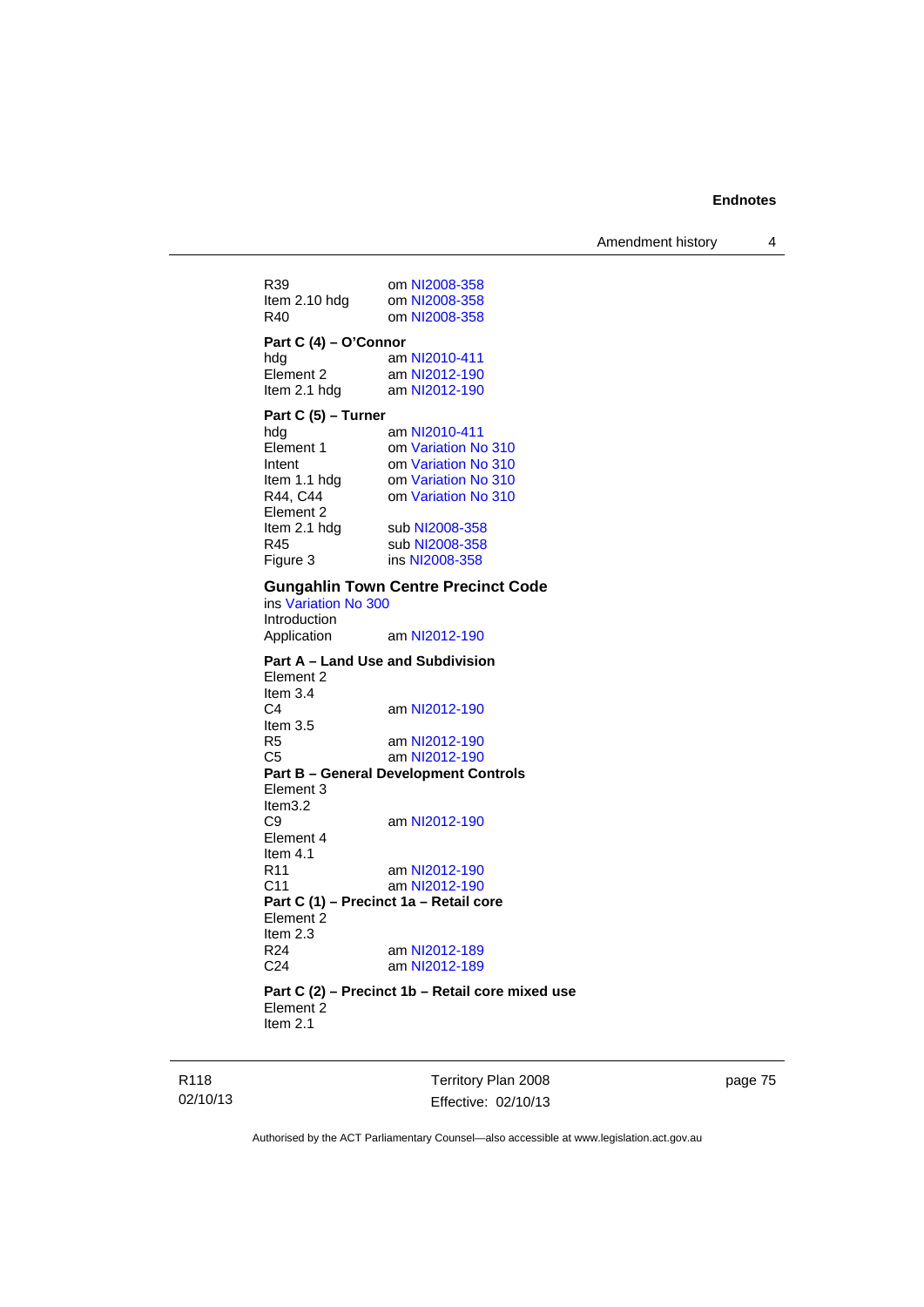R39 om NI2008-358
Item 2.10 hdg om NI2008-358
R40 om NI2008-358

**Part C (4) – O'Connor**
hdg am NI2010-411
Element 2 am NI2012-190
Item 2.1 hdg am NI2012-190

**Part C (5) – Turner**
hdg am NI2010-411
Element 1 om Variation No 310
Intent om Variation No 310
Item 1.1 hdg om Variation No 310
R44, C44 om Variation No 310
Element 2
Item 2.1 hdg sub NI2008-358
R45 sub NI2008-358
Figure 3 ins NI2008-358

### Gungahlin Town Centre Precinct Code

ins Variation No 300
Introduction
Application am NI2012-190

**Part A – Land Use and Subdivision**
Element 2
Item 3.4
C4 am NI2012-190
Item 3.5
R5 am NI2012-190
C5 am NI2012-190
**Part B – General Development Controls**
Element 3
Item3.2
C9 am NI2012-190
Element 4
Item 4.1
R11 am NI2012-190
C11 am NI2012-190
**Part C (1) – Precinct 1a – Retail core**
Element 2
Item 2.3
R24 am NI2012-189
C24 am NI2012-189

**Part C (2) – Precinct 1b – Retail core mixed use**
Element 2
Item 2.1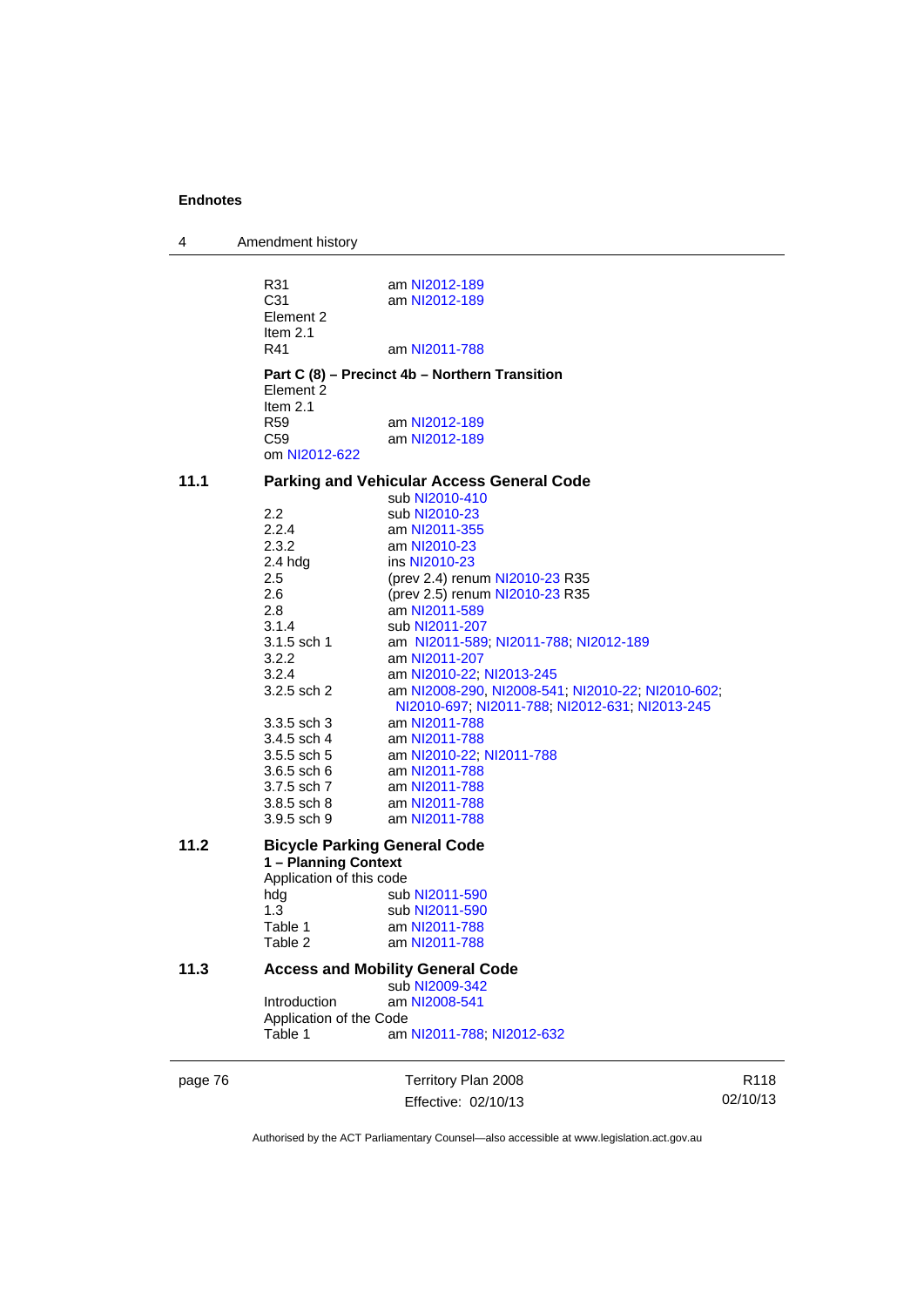R31 am NI2012-189
C31 am NI2012-189
Element 2
Item 2.1
R41 am NI2011-788

**Part C (8) – Precinct 4b – Northern Transition**
Element 2
Item 2.1
R59 am NI2012-189
C59 am NI2012-189
om NI2012-622

**11.1 Parking and Vehicular Access General Code**
sub NI2010-410
2.2 sub NI2010-23
2.2.4 am NI2011-355
2.3.2 am NI2010-23
2.4 hdg ins NI2010-23
2.5 (prev 2.4) renum NI2010-23 R35
2.6 (prev 2.5) renum NI2010-23 R35
2.8 am NI2011-589
3.1.4 sub NI2011-207
3.1.5 sch 1 am NI2011-589; NI2011-788; NI2012-189
3.2.2 am NI2011-207
3.2.4 am NI2010-22; NI2013-245
3.2.5 sch 2 am NI2008-290, NI2008-541; NI2010-22; NI2010-602; NI2010-697; NI2011-788; NI2012-631; NI2013-245
3.3.5 sch 3 am NI2011-788
3.4.5 sch 4 am NI2011-788
3.5.5 sch 5 am NI2010-22; NI2011-788
3.6.5 sch 6 am NI2011-788
3.7.5 sch 7 am NI2011-788
3.8.5 sch 8 am NI2011-788
3.9.5 sch 9 am NI2011-788

**11.2 Bicycle Parking General Code**
**1 – Planning Context**
Application of this code
hdg sub NI2011-590
1.3 sub NI2011-590
Table 1 am NI2011-788
Table 2 am NI2011-788

**11.3 Access and Mobility General Code**
sub NI2009-342
Introduction am NI2008-541
Application of the Code
Table 1 am NI2011-788; NI2012-632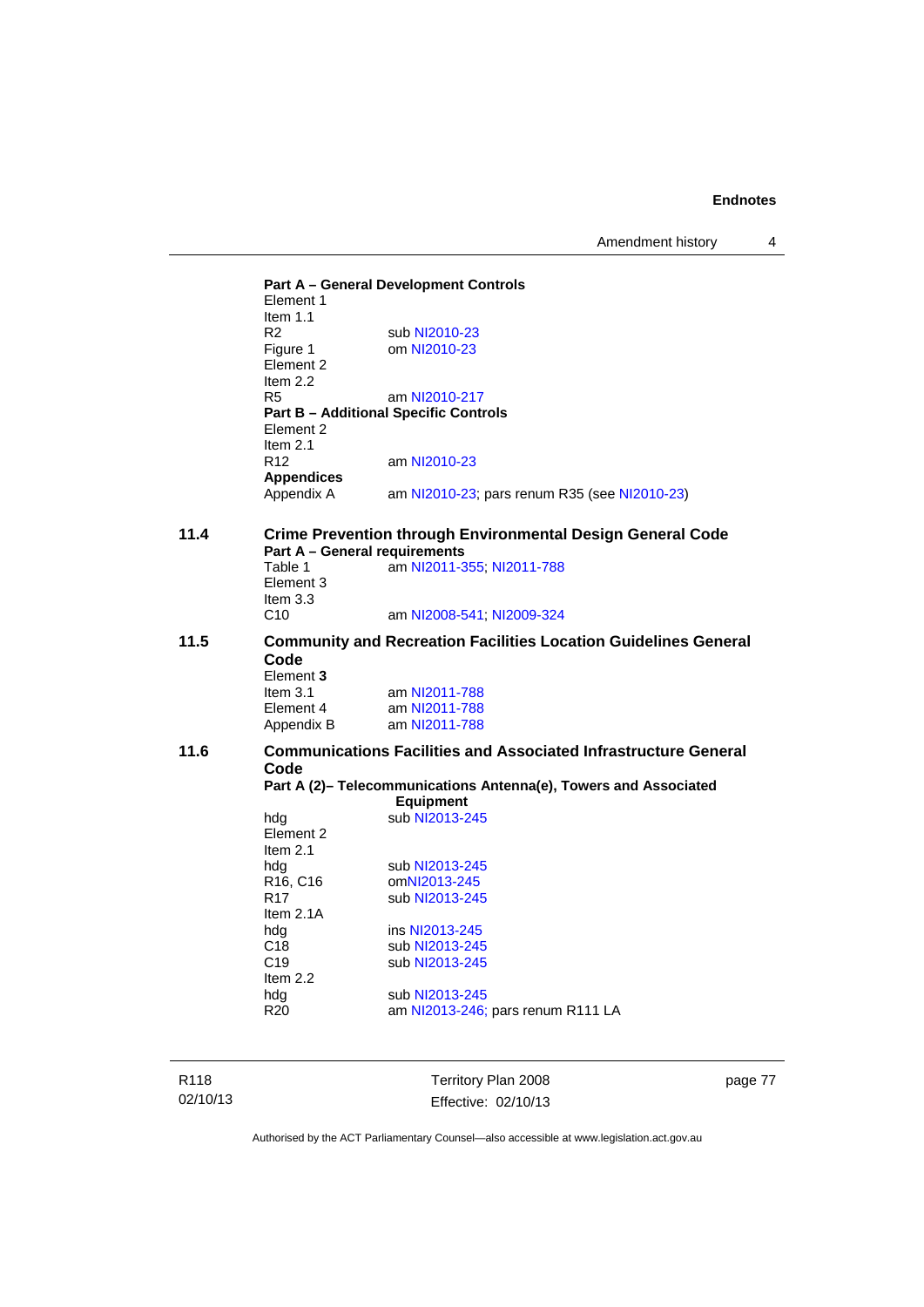**Part A – General Development Controls**
Element 1
Item 1.1

| | |
|---|---|
| R2 | sub NI2010-23 |
| Figure 1 | om NI2010-23 |

Element 2
Item 2.2

| | |
|---|---|
| R5 | am NI2010-217 |

**Part B – Additional Specific Controls**
Element 2
Item 2.1

| | |
|---|---|
| R12 | am NI2010-23 |

**Appendices**

| | |
|---|---|
| Appendix A | am NI2010-23; pars renum R35 (see NI2010-23) |

## 11.4 Crime Prevention through Environmental Design General Code

**Part A – General requirements**

| | |
|---|---|
| Table 1 | am NI2011-355; NI2011-788 |

Element 3
Item 3.3

| | |
|---|---|
| C10 | am NI2008-541; NI2009-324 |

## 11.5 Community and Recreation Facilities Location Guidelines General Code

Element **3**

| | |
|---|---|
| Item 3.1 | am NI2011-788 |
| Element 4 | am NI2011-788 |
| Appendix B | am NI2011-788 |

## 11.6 Communications Facilities and Associated Infrastructure General Code

**Part A (2)– Telecommunications Antenna(e), Towers and Associated Equipment**

| | |
|---|---|
| hdg | sub NI2013-245 |

Element 2
Item 2.1

| | |
|---|---|
| hdg | sub NI2013-245 |
| R16, C16 | omNI2013-245 |
| R17 | sub NI2013-245 |

Item 2.1A

| | |
|---|---|
| hdg | ins NI2013-245 |
| C18 | sub NI2013-245 |
| C19 | sub NI2013-245 |

Item 2.2

| | |
|---|---|
| hdg | sub NI2013-245 |
| R20 | am NI2013-246; pars renum R111 LA |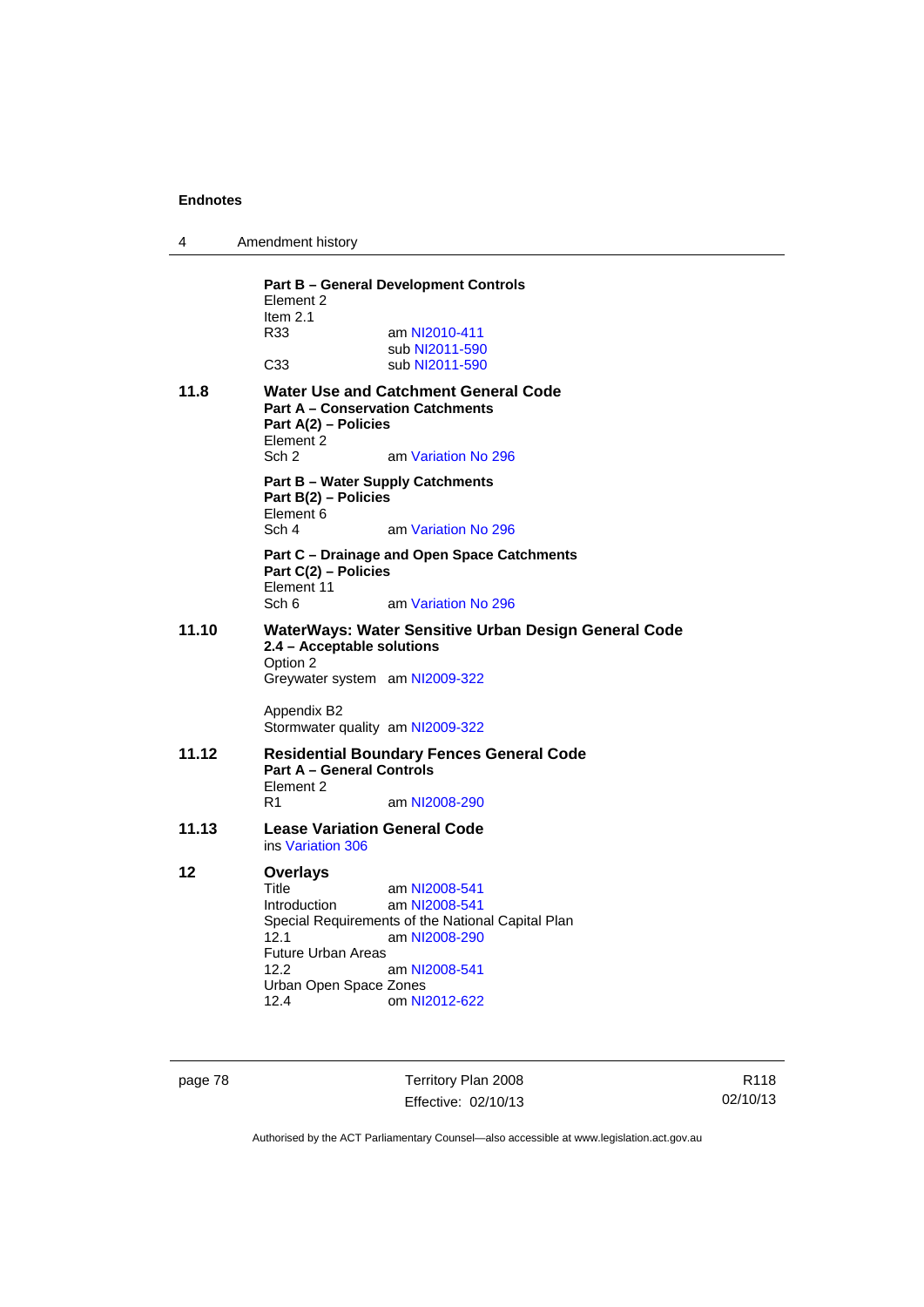**Part B – General Development Controls**
Element 2
Item 2.1
R33 am NI2010-411
sub NI2011-590
C33 sub NI2011-590

**11.8 Water Use and Catchment General Code**
**Part A – Conservation Catchments**
**Part A(2) – Policies**
Element 2
Sch 2 am Variation No 296

**Part B – Water Supply Catchments**
**Part B(2) – Policies**
Element 6
Sch 4 am Variation No 296

**Part C – Drainage and Open Space Catchments**
**Part C(2) – Policies**
Element 11
Sch 6 am Variation No 296

**11.10 WaterWays: Water Sensitive Urban Design General Code**
**2.4 – Acceptable solutions**
Option 2
Greywater system am NI2009-322

Appendix B2
Stormwater quality am NI2009-322

**11.12 Residential Boundary Fences General Code**
**Part A – General Controls**
Element 2
R1 am NI2008-290

**11.13 Lease Variation General Code**
ins Variation 306

**12 Overlays**
Title am NI2008-541
Introduction am NI2008-541
Special Requirements of the National Capital Plan
12.1 am NI2008-290
Future Urban Areas
12.2 am NI2008-541
Urban Open Space Zones
12.4 om NI2012-622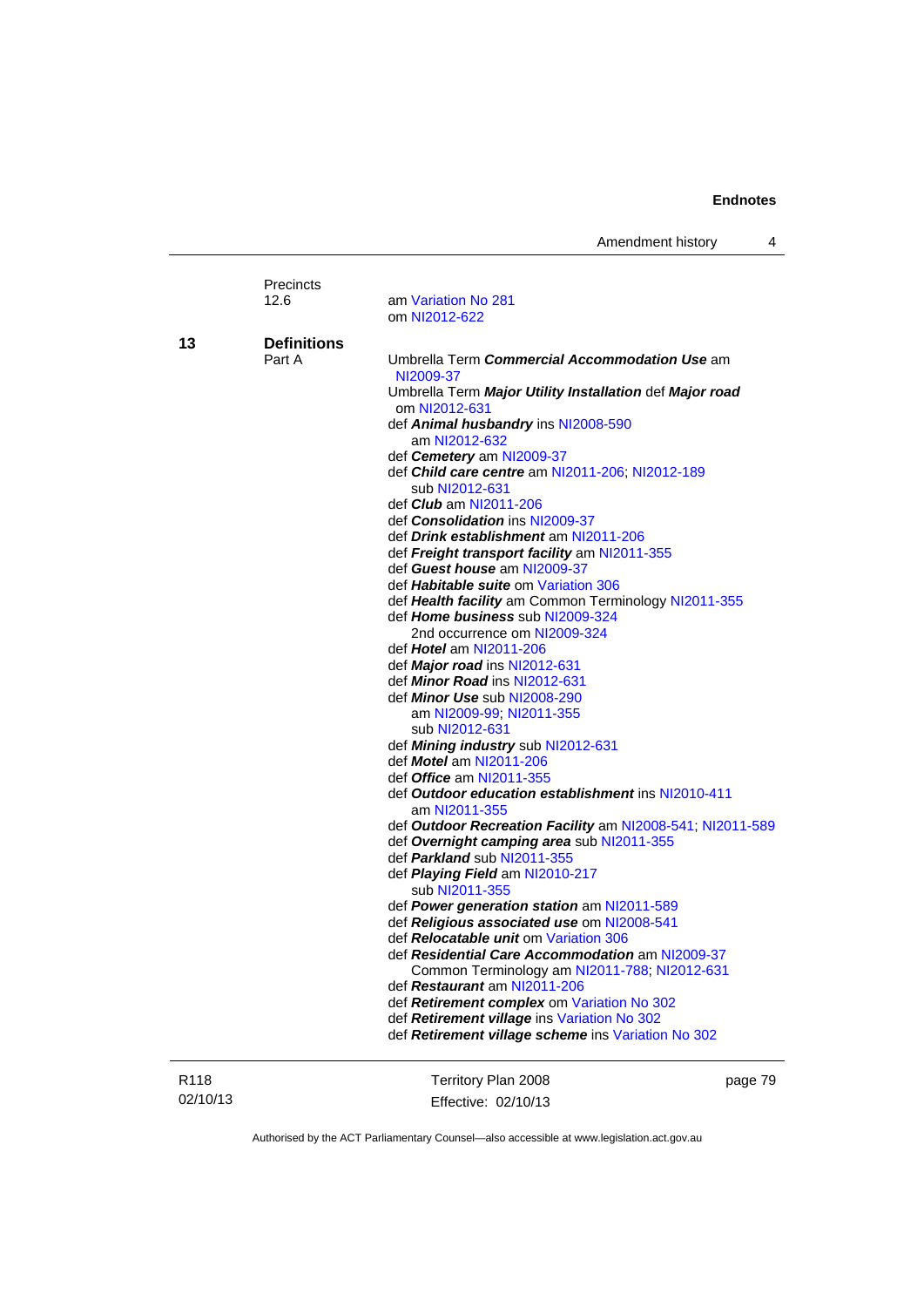Precincts
12.6 am Variation No 281
om NI2012-622

**13** **Definitions**

Part A

Umbrella Term ***Commercial Accommodation Use*** am NI2009-37

Umbrella Term ***Major Utility Installation*** def ***Major road*** om NI2012-631

def ***Animal husbandry*** ins NI2008-590
am NI2012-632

def ***Cemetery*** am NI2009-37

def ***Child care centre*** am NI2011-206; NI2012-189
sub NI2012-631

def ***Club*** am NI2011-206

def ***Consolidation*** ins NI2009-37

def ***Drink establishment*** am NI2011-206

def ***Freight transport facility*** am NI2011-355

def ***Guest house*** am NI2009-37

def ***Habitable suite*** om Variation 306

def ***Health facility*** am Common Terminology NI2011-355

def ***Home business*** sub NI2009-324
2nd occurrence om NI2009-324

def ***Hotel*** am NI2011-206

def ***Major road*** ins NI2012-631

def ***Minor Road*** ins NI2012-631

def ***Minor Use*** sub NI2008-290
am NI2009-99; NI2011-355
sub NI2012-631

def ***Mining industry*** sub NI2012-631

def ***Motel*** am NI2011-206

def ***Office*** am NI2011-355

def ***Outdoor education establishment*** ins NI2010-411
am NI2011-355

def ***Outdoor Recreation Facility*** am NI2008-541; NI2011-589

def ***Overnight camping area*** sub NI2011-355

def ***Parkland*** sub NI2011-355

def ***Playing Field*** am NI2010-217
sub NI2011-355

def ***Power generation station*** am NI2011-589

def ***Religious associated use*** om NI2008-541

def ***Relocatable unit*** om Variation 306

def ***Residential Care Accommodation*** am NI2009-37
Common Terminology am NI2011-788; NI2012-631

def ***Restaurant*** am NI2011-206

def ***Retirement complex*** om Variation No 302

def ***Retirement village*** ins Variation No 302

def ***Retirement village scheme*** ins Variation No 302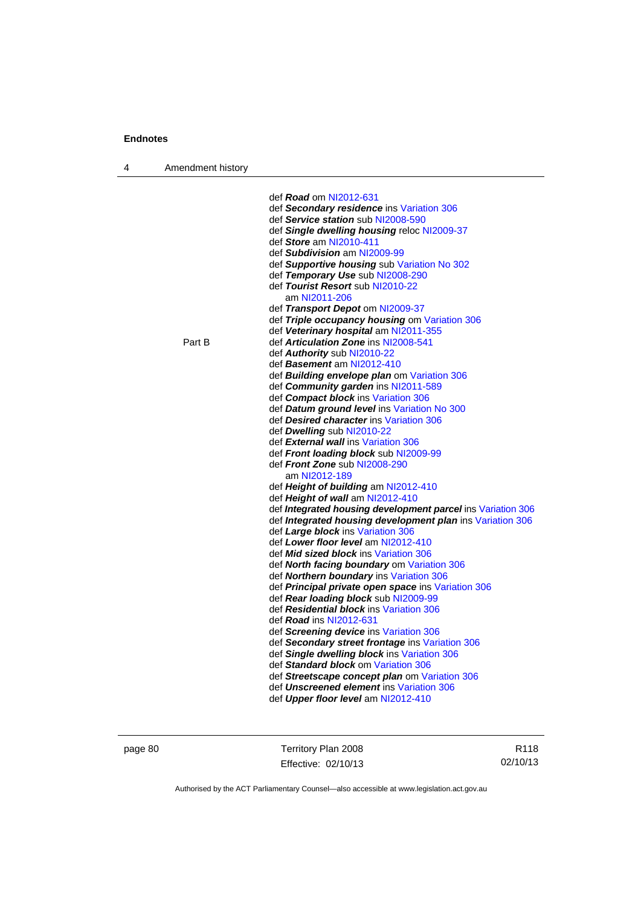def ***Road*** om NI2012-631
def ***Secondary residence*** ins Variation 306
def ***Service station*** sub NI2008-590
def ***Single dwelling housing*** reloc NI2009-37
def ***Store*** am NI2010-411
def ***Subdivision*** am NI2009-99
def ***Supportive housing*** sub Variation No 302
def ***Temporary Use*** sub NI2008-290
def ***Tourist Resort*** sub NI2010-22
  am NI2011-206
def ***Transport Depot*** om NI2009-37
def ***Triple occupancy housing*** om Variation 306
def ***Veterinary hospital*** am NI2011-355

Part B

def ***Articulation Zone*** ins NI2008-541
def ***Authority*** sub NI2010-22
def ***Basement*** am NI2012-410
def ***Building envelope plan*** om Variation 306
def ***Community garden*** ins NI2011-589
def ***Compact block*** ins Variation 306
def ***Datum ground level*** ins Variation No 300
def ***Desired character*** ins Variation 306
def ***Dwelling*** sub NI2010-22
def ***External wall*** ins Variation 306
def ***Front loading block*** sub NI2009-99
def ***Front Zone*** sub NI2008-290
  am NI2012-189
def ***Height of building*** am NI2012-410
def ***Height of wall*** am NI2012-410
def ***Integrated housing development parcel*** ins Variation 306
def ***Integrated housing development plan*** ins Variation 306
def ***Large block*** ins Variation 306
def ***Lower floor level*** am NI2012-410
def ***Mid sized block*** ins Variation 306
def ***North facing boundary*** om Variation 306
def ***Northern boundary*** ins Variation 306
def ***Principal private open space*** ins Variation 306
def ***Rear loading block*** sub NI2009-99
def ***Residential block*** ins Variation 306
def ***Road*** ins NI2012-631
def ***Screening device*** ins Variation 306
def ***Secondary street frontage*** ins Variation 306
def ***Single dwelling block*** ins Variation 306
def ***Standard block*** om Variation 306
def ***Streetscape concept plan*** om Variation 306
def ***Unscreened element*** ins Variation 306
def ***Upper floor level*** am NI2012-410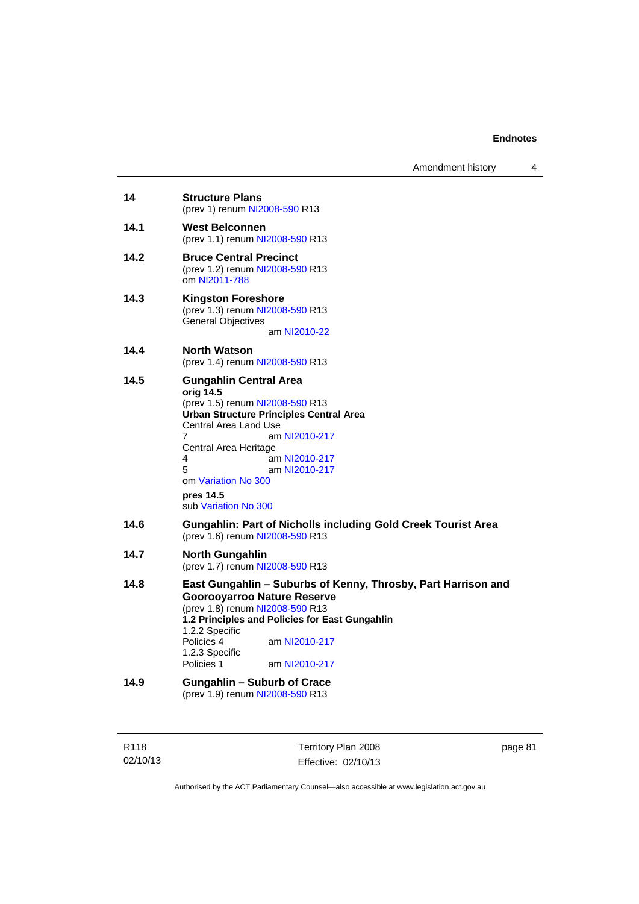**14 Structure Plans**
(prev 1) renum NI2008-590 R13

**14.1 West Belconnen**
(prev 1.1) renum NI2008-590 R13

**14.2 Bruce Central Precinct**
(prev 1.2) renum NI2008-590 R13
om NI2011-788

**14.3 Kingston Foreshore**
(prev 1.3) renum NI2008-590 R13
General Objectives
am NI2010-22

**14.4 North Watson**
(prev 1.4) renum NI2008-590 R13

**14.5 Gungahlin Central Area**
**orig 14.5**
(prev 1.5) renum NI2008-590 R13
**Urban Structure Principles Central Area**
Central Area Land Use
7 am NI2010-217
Central Area Heritage
4 am NI2010-217
5 am NI2010-217
om Variation No 300

**pres 14.5**
sub Variation No 300

**14.6 Gungahlin: Part of Nicholls including Gold Creek Tourist Area**
(prev 1.6) renum NI2008-590 R13

**14.7 North Gungahlin**
(prev 1.7) renum NI2008-590 R13

**14.8 East Gungahlin – Suburbs of Kenny, Throsby, Part Harrison and Goorooyarroo Nature Reserve**
(prev 1.8) renum NI2008-590 R13
**1.2 Principles and Policies for East Gungahlin**
1.2.2 Specific
Policies 4 am NI2010-217
1.2.3 Specific
Policies 1 am NI2010-217

**14.9 Gungahlin – Suburb of Crace**
(prev 1.9) renum NI2008-590 R13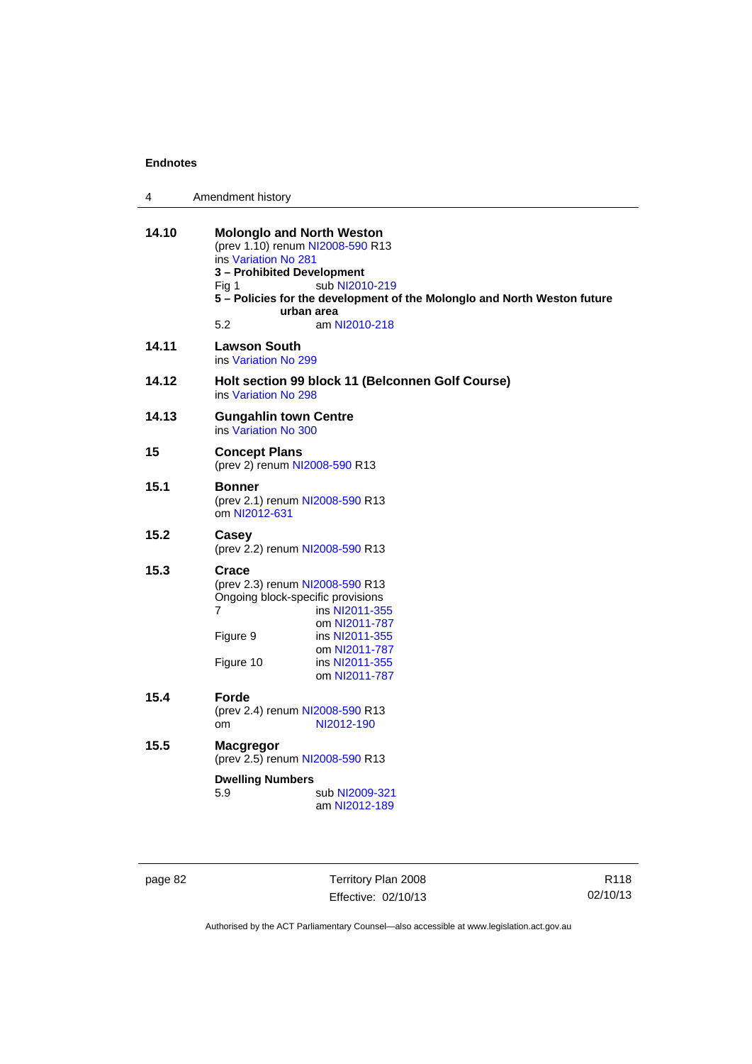**14.10 Molonglo and North Weston**

(prev 1.10) renum NI2008-590 R13
ins Variation No 281

**3 – Prohibited Development**

Fig 1 sub NI2010-219

**5 – Policies for the development of the Molonglo and North Weston future urban area**

5.2 am NI2010-218

**14.11 Lawson South**

ins Variation No 299

**14.12 Holt section 99 block 11 (Belconnen Golf Course)**

ins Variation No 298

**14.13 Gungahlin town Centre**

ins Variation No 300

**15 Concept Plans**

(prev 2) renum NI2008-590 R13

**15.1 Bonner**

(prev 2.1) renum NI2008-590 R13
om NI2012-631

**15.2 Casey**

(prev 2.2) renum NI2008-590 R13

**15.3 Crace**

(prev 2.3) renum NI2008-590 R13
Ongoing block-specific provisions

7 ins NI2011-355
om NI2011-787

Figure 9 ins NI2011-355
om NI2011-787

Figure 10 ins NI2011-355
om NI2011-787

**15.4 Forde**

(prev 2.4) renum NI2008-590 R13
om NI2012-190

**15.5 Macgregor**

(prev 2.5) renum NI2008-590 R13

**Dwelling Numbers**

5.9 sub NI2009-321
am NI2012-189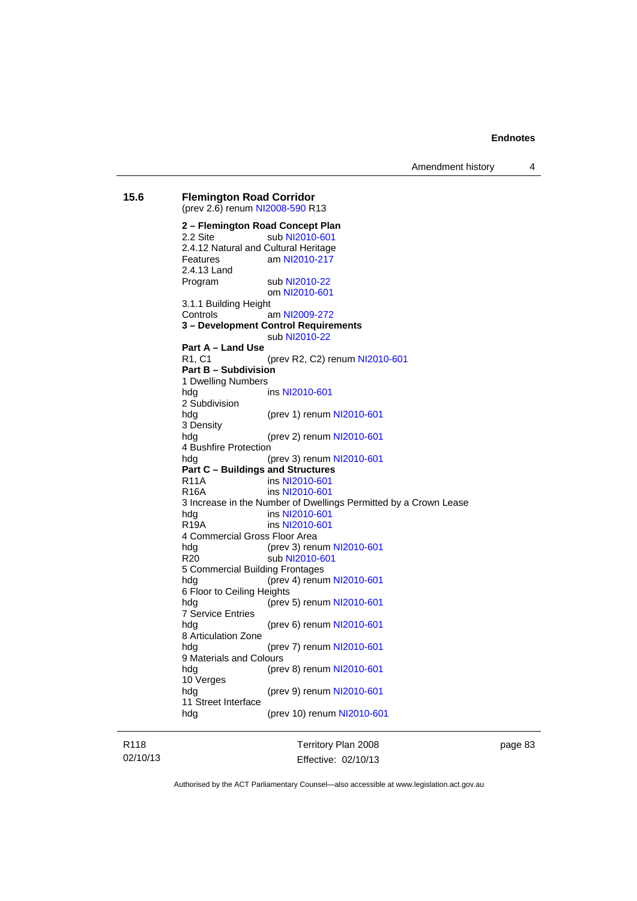### 15.6 Flemington Road Corridor

(prev 2.6) renum NI2008-590 R13

**2 – Flemington Road Concept Plan**

2.2 Site sub NI2010-601

2.4.12 Natural and Cultural Heritage Features am NI2010-217

2.4.13 Land Program sub NI2010-22
om NI2010-601

3.1.1 Building Height Controls am NI2009-272

**3 – Development Control Requirements**
sub NI2010-22

**Part A – Land Use**

R1, C1 (prev R2, C2) renum NI2010-601

**Part B – Subdivision**

1 Dwelling Numbers
hdg ins NI2010-601

2 Subdivision
hdg (prev 1) renum NI2010-601

3 Density
hdg (prev 2) renum NI2010-601

4 Bushfire Protection
hdg (prev 3) renum NI2010-601

**Part C – Buildings and Structures**

R11A ins NI2010-601

R16A ins NI2010-601

3 Increase in the Number of Dwellings Permitted by a Crown Lease
hdg ins NI2010-601

R19A ins NI2010-601

4 Commercial Gross Floor Area
hdg (prev 3) renum NI2010-601

R20 sub NI2010-601

5 Commercial Building Frontages
hdg (prev 4) renum NI2010-601

6 Floor to Ceiling Heights
hdg (prev 5) renum NI2010-601

7 Service Entries
hdg (prev 6) renum NI2010-601

8 Articulation Zone
hdg (prev 7) renum NI2010-601

9 Materials and Colours
hdg (prev 8) renum NI2010-601

10 Verges
hdg (prev 9) renum NI2010-601

11 Street Interface
hdg (prev 10) renum NI2010-601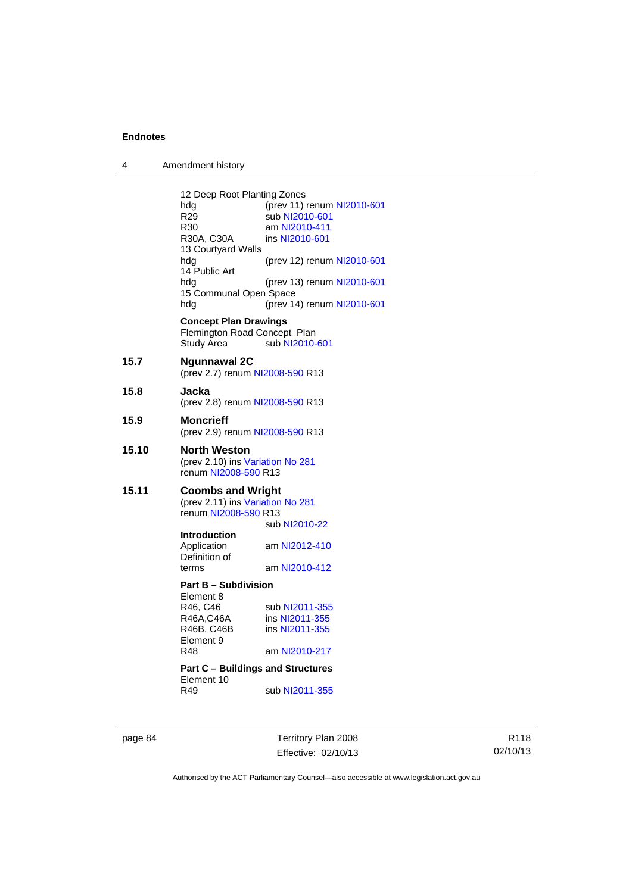12 Deep Root Planting Zones

| | |
|---|---|
| hdg | (prev 11) renum NI2010-601 |
| R29 | sub NI2010-601 |
| R30 | am NI2010-411 |
| R30A, C30A | ins NI2010-601 |

13 Courtyard Walls

| | |
|---|---|
| hdg | (prev 12) renum NI2010-601 |

14 Public Art

| | |
|---|---|
| hdg | (prev 13) renum NI2010-601 |

15 Communal Open Space

| | |
|---|---|
| hdg | (prev 14) renum NI2010-601 |

**Concept Plan Drawings**

Flemington Road Concept Plan

| | |
|---|---|
| Study Area | sub NI2010-601 |

**15.7 Ngunnawal 2C**

(prev 2.7) renum NI2008-590 R13

**15.8 Jacka**

(prev 2.8) renum NI2008-590 R13

**15.9 Moncrieff**

(prev 2.9) renum NI2008-590 R13

**15.10 North Weston**

(prev 2.10) ins Variation No 281
renum NI2008-590 R13

**15.11 Coombs and Wright**

(prev 2.11) ins Variation No 281
renum NI2008-590 R13
sub NI2010-22

**Introduction**

| | |
|---|---|
| Application | am NI2012-410 |
| Definition of terms | am NI2010-412 |

**Part B – Subdivision**

Element 8

| | |
|---|---|
| R46, C46 | sub NI2011-355 |
| R46A,C46A | ins NI2011-355 |
| R46B, C46B | ins NI2011-355 |

Element 9

| | |
|---|---|
| R48 | am NI2010-217 |

**Part C – Buildings and Structures**

Element 10

| | |
|---|---|
| R49 | sub NI2011-355 |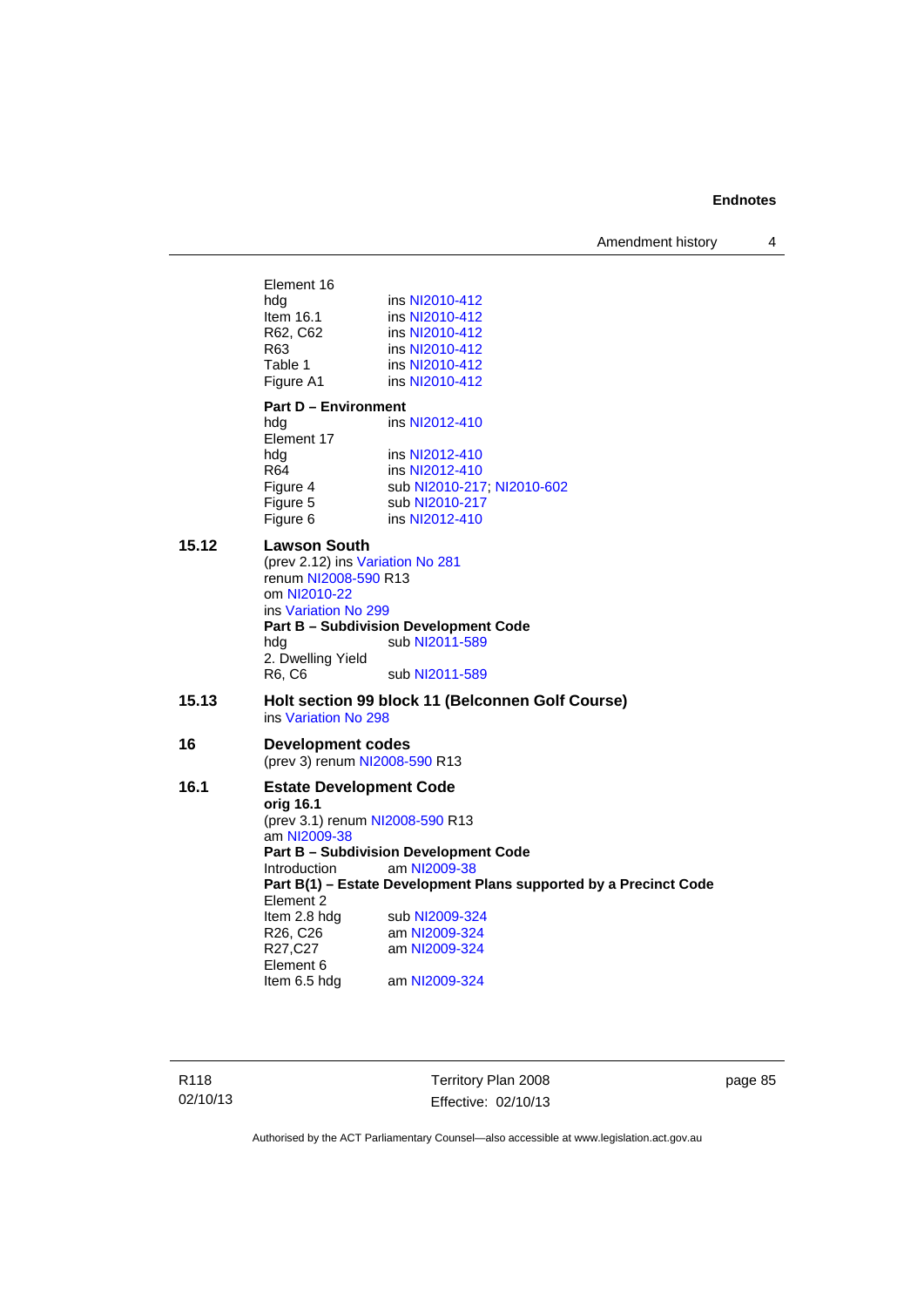Element 16

| | |
|---|---|
| hdg | ins NI2010-412 |
| Item 16.1 | ins NI2010-412 |
| R62, C62 | ins NI2010-412 |
| R63 | ins NI2010-412 |
| Table 1 | ins NI2010-412 |
| Figure A1 | ins NI2010-412 |

**Part D – Environment**

| | |
|---|---|
| hdg | ins NI2012-410 |
| Element 17 | |
| hdg | ins NI2012-410 |
| R64 | ins NI2012-410 |
| Figure 4 | sub NI2010-217; NI2010-602 |
| Figure 5 | sub NI2010-217 |
| Figure 6 | ins NI2012-410 |

**15.12 Lawson South**

(prev 2.12) ins Variation No 281
renum NI2008-590 R13
om NI2010-22
ins Variation No 299

**Part B – Subdivision Development Code**

| | |
|---|---|
| hdg | sub NI2011-589 |
| 2. Dwelling Yield | |
| R6, C6 | sub NI2011-589 |

**15.13 Holt section 99 block 11 (Belconnen Golf Course)**

ins Variation No 298

**16 Development codes**

(prev 3) renum NI2008-590 R13

**16.1 Estate Development Code**

**orig 16.1**

(prev 3.1) renum NI2008-590 R13
am NI2009-38

**Part B – Subdivision Development Code**

| | |
|---|---|
| Introduction | am NI2009-38 |

**Part B(1) – Estate Development Plans supported by a Precinct Code**

| | |
|---|---|
| Element 2 | |
| Item 2.8 hdg | sub NI2009-324 |
| R26, C26 | am NI2009-324 |
| R27,C27 | am NI2009-324 |
| Element 6 | |
| Item 6.5 hdg | am NI2009-324 |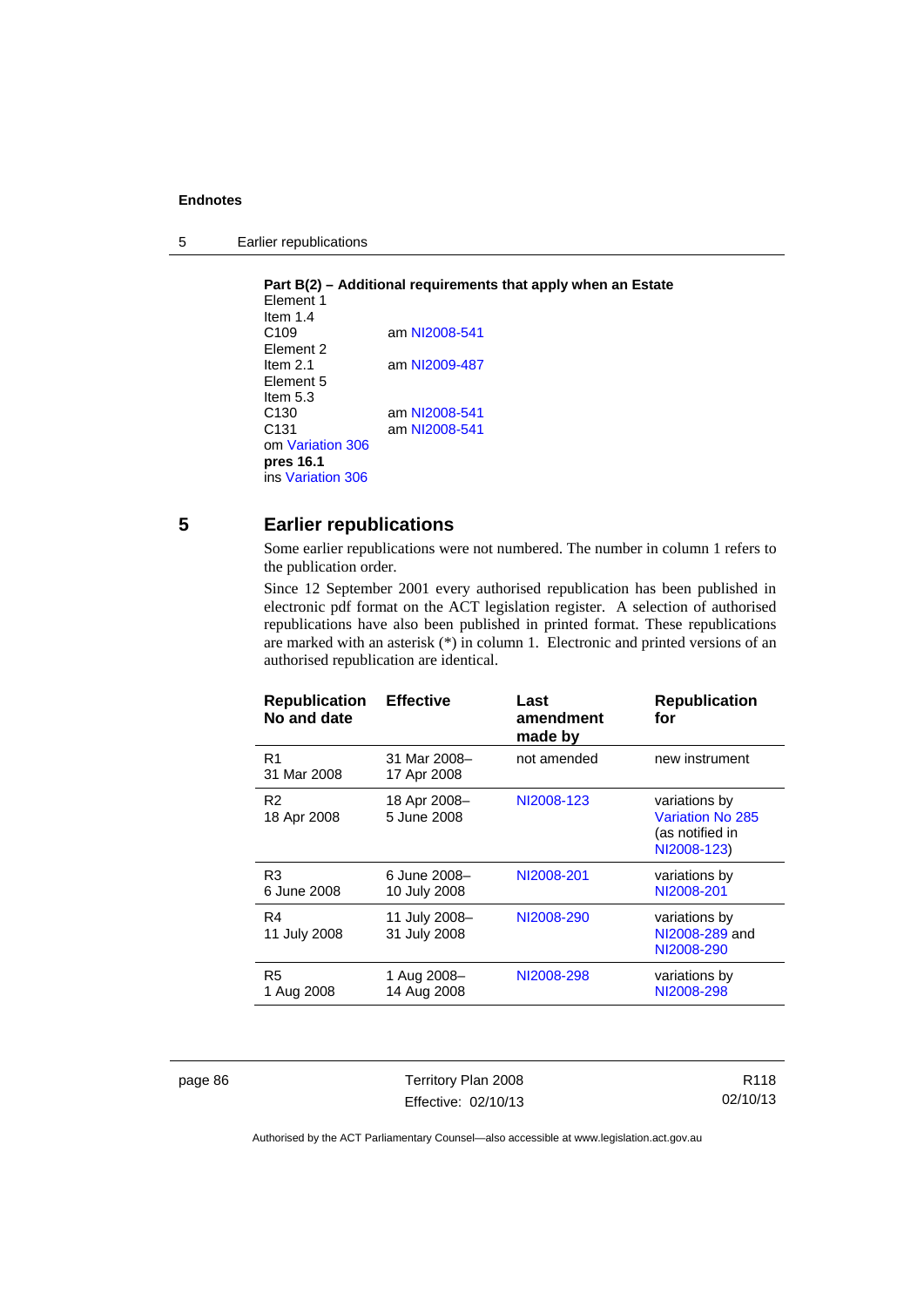**Part B(2) – Additional requirements that apply when an Estate**
Element 1
Item 1.4
C109 am NI2008-541
Element 2
Item 2.1 am NI2009-487
Element 5
Item 5.3
C130 am NI2008-541
C131 am NI2008-541
om Variation 306
**pres 16.1**
ins Variation 306

## 5 Earlier republications

Some earlier republications were not numbered. The number in column 1 refers to the publication order.

Since 12 September 2001 every authorised republication has been published in electronic pdf format on the ACT legislation register. A selection of authorised republications have also been published in printed format. These republications are marked with an asterisk (*) in column 1. Electronic and printed versions of an authorised republication are identical.

| Republication No and date | Effective | Last amendment made by | Republication for |
|---|---|---|---|
| R1<br>31 Mar 2008 | 31 Mar 2008–<br>17 Apr 2008 | not amended | new instrument |
| R2<br>18 Apr 2008 | 18 Apr 2008–<br>5 June 2008 | NI2008-123 | variations by Variation No 285 (as notified in NI2008-123) |
| R3<br>6 June 2008 | 6 June 2008–<br>10 July 2008 | NI2008-201 | variations by NI2008-201 |
| R4<br>11 July 2008 | 11 July 2008–<br>31 July 2008 | NI2008-290 | variations by NI2008-289 and NI2008-290 |
| R5<br>1 Aug 2008 | 1 Aug 2008–<br>14 Aug 2008 | NI2008-298 | variations by NI2008-298 |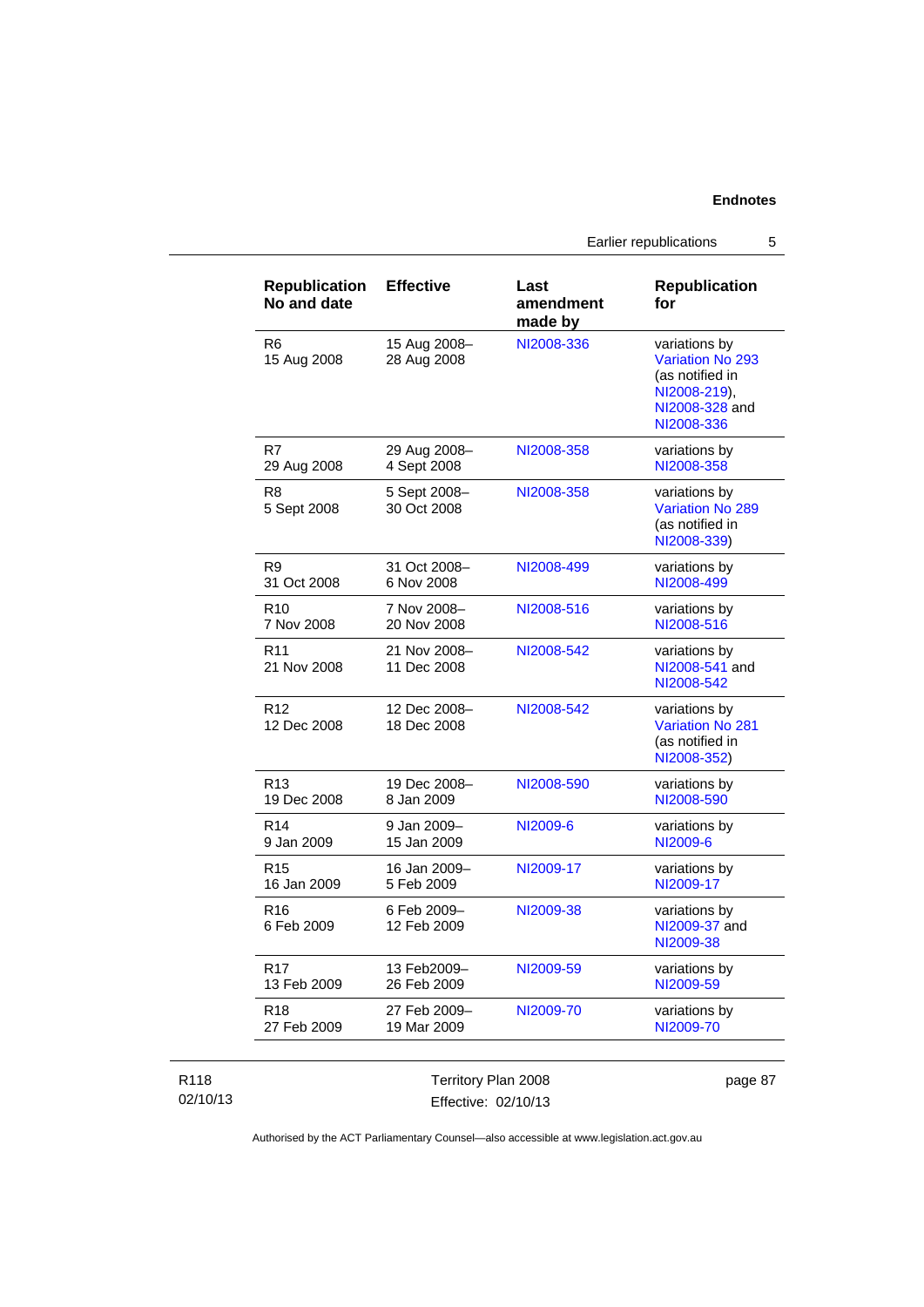| Republication No and date | Effective | Last amendment made by | Republication for |
|---|---|---|---|
| R6 15 Aug 2008 | 15 Aug 2008– 28 Aug 2008 | NI2008-336 | variations by Variation No 293 (as notified in NI2008-219), NI2008-328 and NI2008-336 |
| R7 29 Aug 2008 | 29 Aug 2008– 4 Sept 2008 | NI2008-358 | variations by NI2008-358 |
| R8 5 Sept 2008 | 5 Sept 2008– 30 Oct 2008 | NI2008-358 | variations by Variation No 289 (as notified in NI2008-339) |
| R9 31 Oct 2008 | 31 Oct 2008– 6 Nov 2008 | NI2008-499 | variations by NI2008-499 |
| R10 7 Nov 2008 | 7 Nov 2008– 20 Nov 2008 | NI2008-516 | variations by NI2008-516 |
| R11 21 Nov 2008 | 21 Nov 2008– 11 Dec 2008 | NI2008-542 | variations by NI2008-541 and NI2008-542 |
| R12 12 Dec 2008 | 12 Dec 2008– 18 Dec 2008 | NI2008-542 | variations by Variation No 281 (as notified in NI2008-352) |
| R13 19 Dec 2008 | 19 Dec 2008– 8 Jan 2009 | NI2008-590 | variations by NI2008-590 |
| R14 9 Jan 2009 | 9 Jan 2009– 15 Jan 2009 | NI2009-6 | variations by NI2009-6 |
| R15 16 Jan 2009 | 16 Jan 2009– 5 Feb 2009 | NI2009-17 | variations by NI2009-17 |
| R16 6 Feb 2009 | 6 Feb 2009– 12 Feb 2009 | NI2009-38 | variations by NI2009-37 and NI2009-38 |
| R17 13 Feb 2009 | 13 Feb2009– 26 Feb 2009 | NI2009-59 | variations by NI2009-59 |
| R18 27 Feb 2009 | 27 Feb 2009– 19 Mar 2009 | NI2009-70 | variations by NI2009-70 |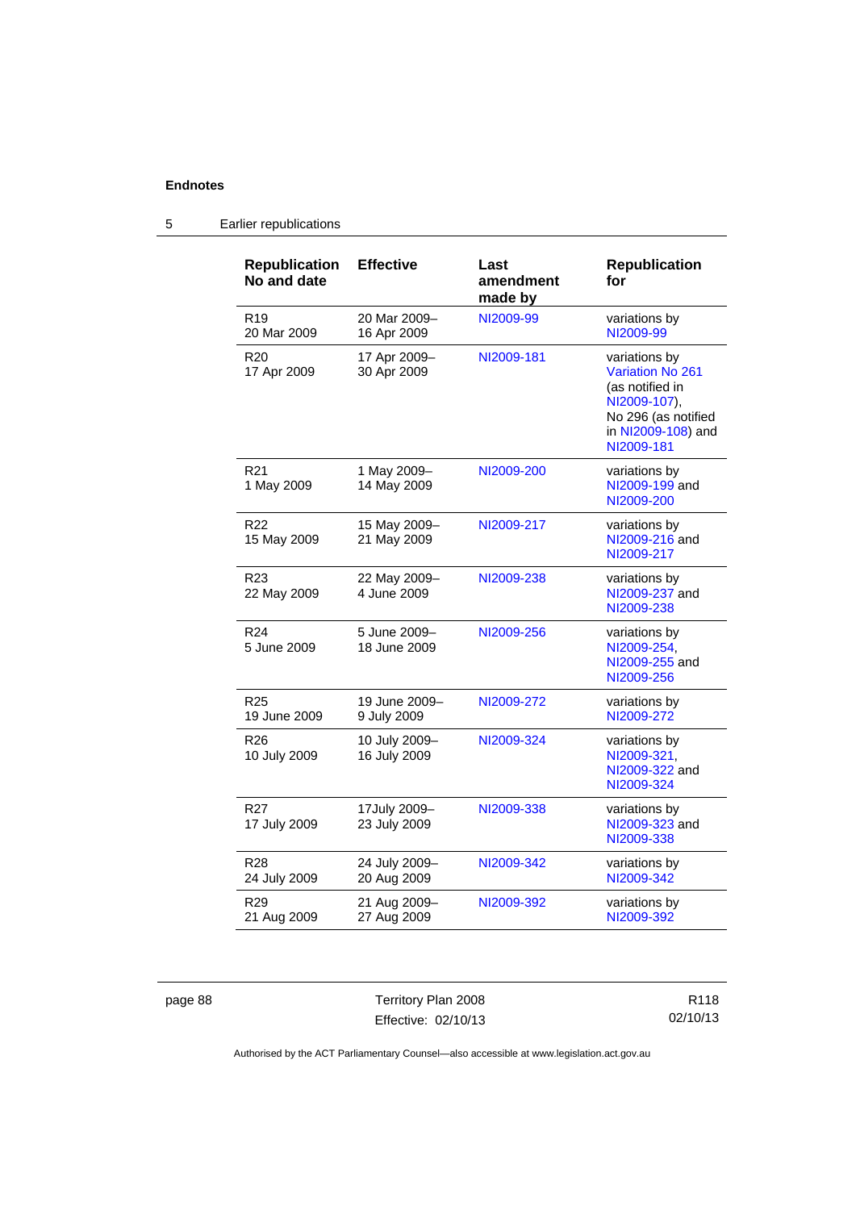**Endnotes**

## 5 Earlier republications

| Republication No and date | Effective | Last amendment made by | Republication for |
|---|---|---|---|
| R19<br>20 Mar 2009 | 20 Mar 2009–<br>16 Apr 2009 | NI2009-99 | variations by NI2009-99 |
| R20<br>17 Apr 2009 | 17 Apr 2009–<br>30 Apr 2009 | NI2009-181 | variations by Variation No 261 (as notified in NI2009-107), No 296 (as notified in NI2009-108) and NI2009-181 |
| R21<br>1 May 2009 | 1 May 2009–<br>14 May 2009 | NI2009-200 | variations by NI2009-199 and NI2009-200 |
| R22<br>15 May 2009 | 15 May 2009–<br>21 May 2009 | NI2009-217 | variations by NI2009-216 and NI2009-217 |
| R23<br>22 May 2009 | 22 May 2009–<br>4 June 2009 | NI2009-238 | variations by NI2009-237 and NI2009-238 |
| R24<br>5 June 2009 | 5 June 2009–<br>18 June 2009 | NI2009-256 | variations by NI2009-254, NI2009-255 and NI2009-256 |
| R25<br>19 June 2009 | 19 June 2009–<br>9 July 2009 | NI2009-272 | variations by NI2009-272 |
| R26<br>10 July 2009 | 10 July 2009–<br>16 July 2009 | NI2009-324 | variations by NI2009-321, NI2009-322 and NI2009-324 |
| R27<br>17 July 2009 | 17July 2009–<br>23 July 2009 | NI2009-338 | variations by NI2009-323 and NI2009-338 |
| R28<br>24 July 2009 | 24 July 2009–<br>20 Aug 2009 | NI2009-342 | variations by NI2009-342 |
| R29<br>21 Aug 2009 | 21 Aug 2009–<br>27 Aug 2009 | NI2009-392 | variations by NI2009-392 |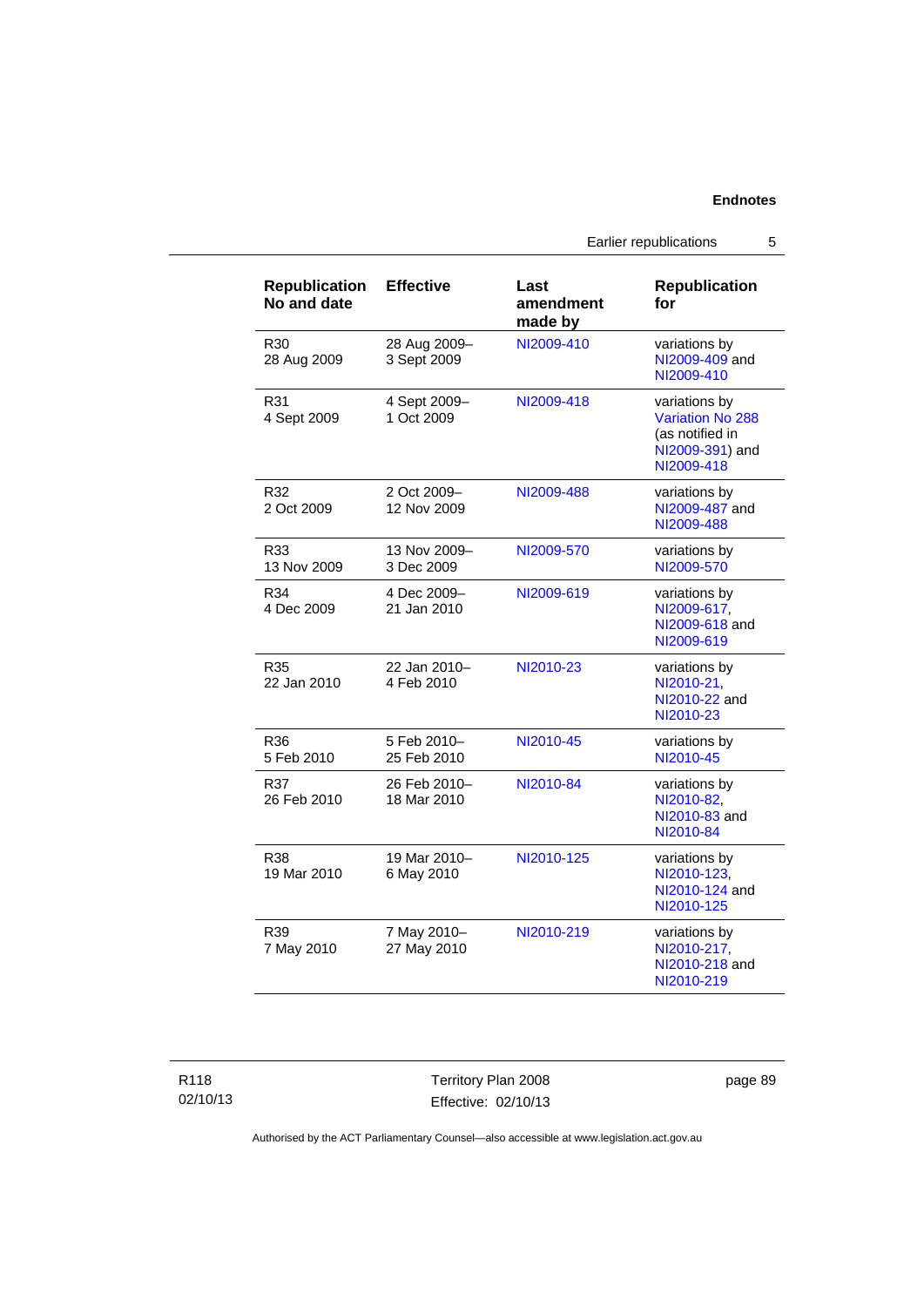| Republication No and date | Effective | Last amendment made by | Republication for |
|---|---|---|---|
| R30<br>28 Aug 2009 | 28 Aug 2009–<br>3 Sept 2009 | NI2009-410 | variations by NI2009-409 and NI2009-410 |
| R31<br>4 Sept 2009 | 4 Sept 2009–<br>1 Oct 2009 | NI2009-418 | variations by Variation No 288 (as notified in NI2009-391) and NI2009-418 |
| R32<br>2 Oct 2009 | 2 Oct 2009–<br>12 Nov 2009 | NI2009-488 | variations by NI2009-487 and NI2009-488 |
| R33<br>13 Nov 2009 | 13 Nov 2009–<br>3 Dec 2009 | NI2009-570 | variations by NI2009-570 |
| R34<br>4 Dec 2009 | 4 Dec 2009–<br>21 Jan 2010 | NI2009-619 | variations by NI2009-617, NI2009-618 and NI2009-619 |
| R35<br>22 Jan 2010 | 22 Jan 2010–<br>4 Feb 2010 | NI2010-23 | variations by NI2010-21, NI2010-22 and NI2010-23 |
| R36<br>5 Feb 2010 | 5 Feb 2010–<br>25 Feb 2010 | NI2010-45 | variations by NI2010-45 |
| R37<br>26 Feb 2010 | 26 Feb 2010–<br>18 Mar 2010 | NI2010-84 | variations by NI2010-82, NI2010-83 and NI2010-84 |
| R38<br>19 Mar 2010 | 19 Mar 2010–<br>6 May 2010 | NI2010-125 | variations by NI2010-123, NI2010-124 and NI2010-125 |
| R39<br>7 May 2010 | 7 May 2010–<br>27 May 2010 | NI2010-219 | variations by NI2010-217, NI2010-218 and NI2010-219 |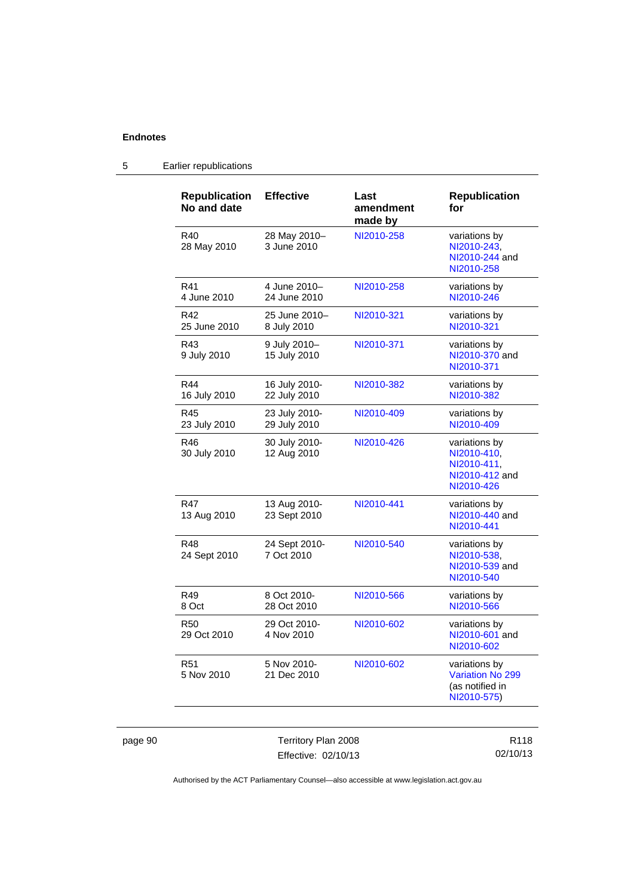## 5 Earlier republications

| Republication No and date | Effective | Last amendment made by | Republication for |
|---|---|---|---|
| R40 28 May 2010 | 28 May 2010– 3 June 2010 | NI2010-258 | variations by NI2010-243, NI2010-244 and NI2010-258 |
| R41 4 June 2010 | 4 June 2010– 24 June 2010 | NI2010-258 | variations by NI2010-246 |
| R42 25 June 2010 | 25 June 2010– 8 July 2010 | NI2010-321 | variations by NI2010-321 |
| R43 9 July 2010 | 9 July 2010– 15 July 2010 | NI2010-371 | variations by NI2010-370 and NI2010-371 |
| R44 16 July 2010 | 16 July 2010- 22 July 2010 | NI2010-382 | variations by NI2010-382 |
| R45 23 July 2010 | 23 July 2010- 29 July 2010 | NI2010-409 | variations by NI2010-409 |
| R46 30 July 2010 | 30 July 2010- 12 Aug 2010 | NI2010-426 | variations by NI2010-410, NI2010-411, NI2010-412 and NI2010-426 |
| R47 13 Aug 2010 | 13 Aug 2010- 23 Sept 2010 | NI2010-441 | variations by NI2010-440 and NI2010-441 |
| R48 24 Sept 2010 | 24 Sept 2010- 7 Oct 2010 | NI2010-540 | variations by NI2010-538, NI2010-539 and NI2010-540 |
| R49 8 Oct | 8 Oct 2010- 28 Oct 2010 | NI2010-566 | variations by NI2010-566 |
| R50 29 Oct 2010 | 29 Oct 2010- 4 Nov 2010 | NI2010-602 | variations by NI2010-601 and NI2010-602 |
| R51 5 Nov 2010 | 5 Nov 2010- 21 Dec 2010 | NI2010-602 | variations by Variation No 299 (as notified in NI2010-575) |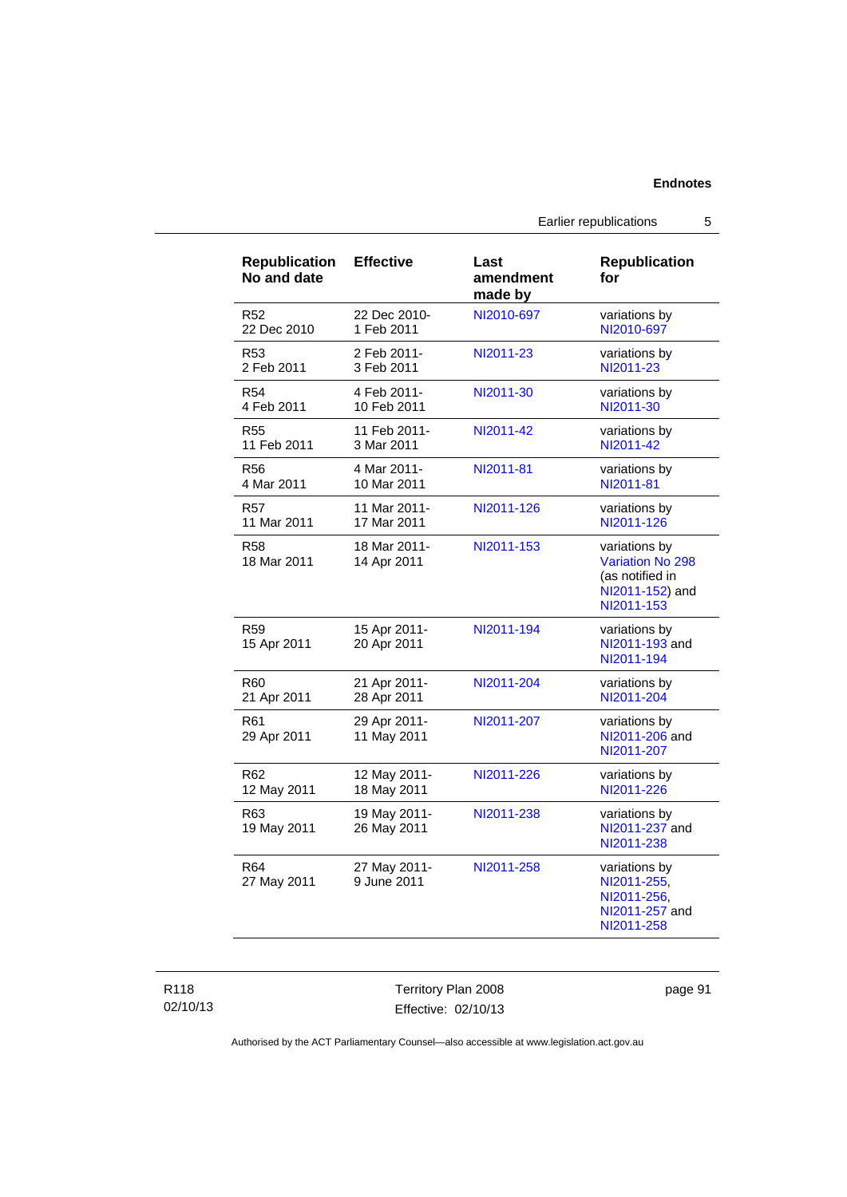| Republication No and date | Effective | Last amendment made by | Republication for |
|---|---|---|---|
| R52 22 Dec 2010 | 22 Dec 2010- 1 Feb 2011 | NI2010-697 | variations by NI2010-697 |
| R53 2 Feb 2011 | 2 Feb 2011- 3 Feb 2011 | NI2011-23 | variations by NI2011-23 |
| R54 4 Feb 2011 | 4 Feb 2011- 10 Feb 2011 | NI2011-30 | variations by NI2011-30 |
| R55 11 Feb 2011 | 11 Feb 2011- 3 Mar 2011 | NI2011-42 | variations by NI2011-42 |
| R56 4 Mar 2011 | 4 Mar 2011- 10 Mar 2011 | NI2011-81 | variations by NI2011-81 |
| R57 11 Mar 2011 | 11 Mar 2011- 17 Mar 2011 | NI2011-126 | variations by NI2011-126 |
| R58 18 Mar 2011 | 18 Mar 2011- 14 Apr 2011 | NI2011-153 | variations by Variation No 298 (as notified in NI2011-152) and NI2011-153 |
| R59 15 Apr 2011 | 15 Apr 2011- 20 Apr 2011 | NI2011-194 | variations by NI2011-193 and NI2011-194 |
| R60 21 Apr 2011 | 21 Apr 2011- 28 Apr 2011 | NI2011-204 | variations by NI2011-204 |
| R61 29 Apr 2011 | 29 Apr 2011- 11 May 2011 | NI2011-207 | variations by NI2011-206 and NI2011-207 |
| R62 12 May 2011 | 12 May 2011- 18 May 2011 | NI2011-226 | variations by NI2011-226 |
| R63 19 May 2011 | 19 May 2011- 26 May 2011 | NI2011-238 | variations by NI2011-237 and NI2011-238 |
| R64 27 May 2011 | 27 May 2011- 9 June 2011 | NI2011-258 | variations by NI2011-255, NI2011-256, NI2011-257 and NI2011-258 |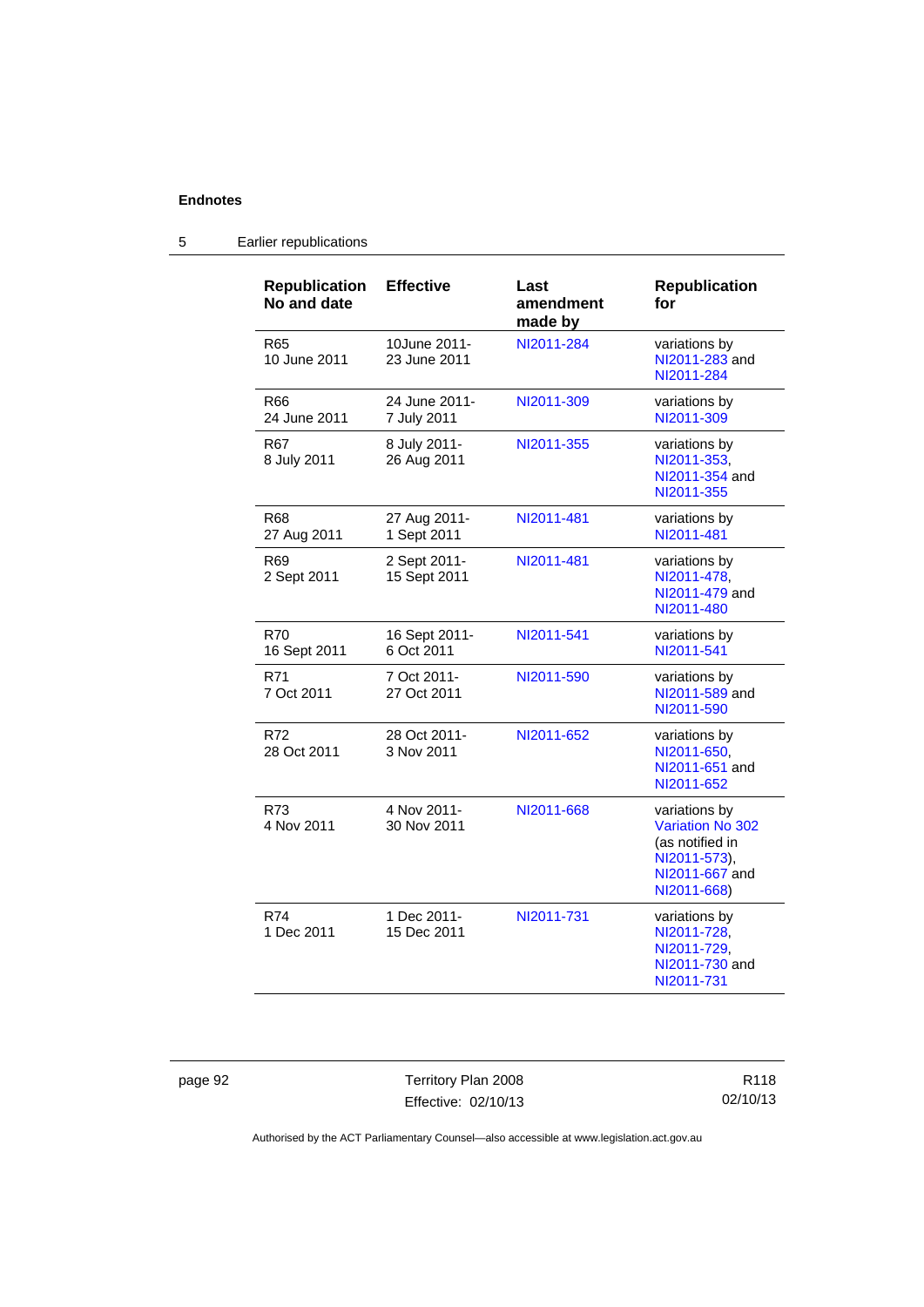## Endnotes

### 5 Earlier republications

| Republication No and date | Effective | Last amendment made by | Republication for |
|---|---|---|---|
| R65 10 June 2011 | 10June 2011- 23 June 2011 | NI2011-284 | variations by NI2011-283 and NI2011-284 |
| R66 24 June 2011 | 24 June 2011- 7 July 2011 | NI2011-309 | variations by NI2011-309 |
| R67 8 July 2011 | 8 July 2011- 26 Aug 2011 | NI2011-355 | variations by NI2011-353, NI2011-354 and NI2011-355 |
| R68 27 Aug 2011 | 27 Aug 2011- 1 Sept 2011 | NI2011-481 | variations by NI2011-481 |
| R69 2 Sept 2011 | 2 Sept 2011- 15 Sept 2011 | NI2011-481 | variations by NI2011-478, NI2011-479 and NI2011-480 |
| R70 16 Sept 2011 | 16 Sept 2011- 6 Oct 2011 | NI2011-541 | variations by NI2011-541 |
| R71 7 Oct 2011 | 7 Oct 2011- 27 Oct 2011 | NI2011-590 | variations by NI2011-589 and NI2011-590 |
| R72 28 Oct 2011 | 28 Oct 2011- 3 Nov 2011 | NI2011-652 | variations by NI2011-650, NI2011-651 and NI2011-652 |
| R73 4 Nov 2011 | 4 Nov 2011- 30 Nov 2011 | NI2011-668 | variations by Variation No 302 (as notified in NI2011-573), NI2011-667 and NI2011-668) |
| R74 1 Dec 2011 | 1 Dec 2011- 15 Dec 2011 | NI2011-731 | variations by NI2011-728, NI2011-729, NI2011-730 and NI2011-731 |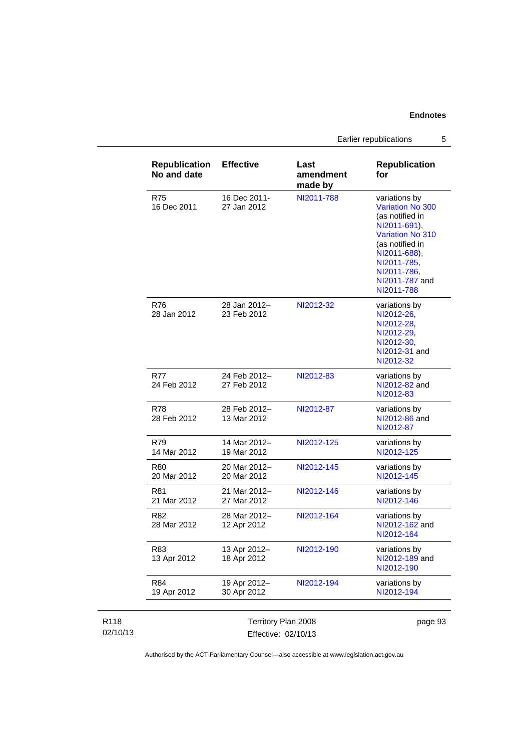| Republication No and date | Effective | Last amendment made by | Republication for |
|---|---|---|---|
| R75<br>16 Dec 2011 | 16 Dec 2011-<br>27 Jan 2012 | NI2011-788 | variations by Variation No 300 (as notified in NI2011-691), Variation No 310 (as notified in NI2011-688), NI2011-785, NI2011-786, NI2011-787 and NI2011-788 |
| R76<br>28 Jan 2012 | 28 Jan 2012–<br>23 Feb 2012 | NI2012-32 | variations by NI2012-26, NI2012-28, NI2012-29, NI2012-30, NI2012-31 and NI2012-32 |
| R77<br>24 Feb 2012 | 24 Feb 2012–<br>27 Feb 2012 | NI2012-83 | variations by NI2012-82 and NI2012-83 |
| R78<br>28 Feb 2012 | 28 Feb 2012–<br>13 Mar 2012 | NI2012-87 | variations by NI2012-86 and NI2012-87 |
| R79<br>14 Mar 2012 | 14 Mar 2012–<br>19 Mar 2012 | NI2012-125 | variations by NI2012-125 |
| R80<br>20 Mar 2012 | 20 Mar 2012–<br>20 Mar 2012 | NI2012-145 | variations by NI2012-145 |
| R81<br>21 Mar 2012 | 21 Mar 2012–<br>27 Mar 2012 | NI2012-146 | variations by NI2012-146 |
| R82<br>28 Mar 2012 | 28 Mar 2012–<br>12 Apr 2012 | NI2012-164 | variations by NI2012-162 and NI2012-164 |
| R83<br>13 Apr 2012 | 13 Apr 2012–<br>18 Apr 2012 | NI2012-190 | variations by NI2012-189 and NI2012-190 |
| R84<br>19 Apr 2012 | 19 Apr 2012–<br>30 Apr 2012 | NI2012-194 | variations by NI2012-194 |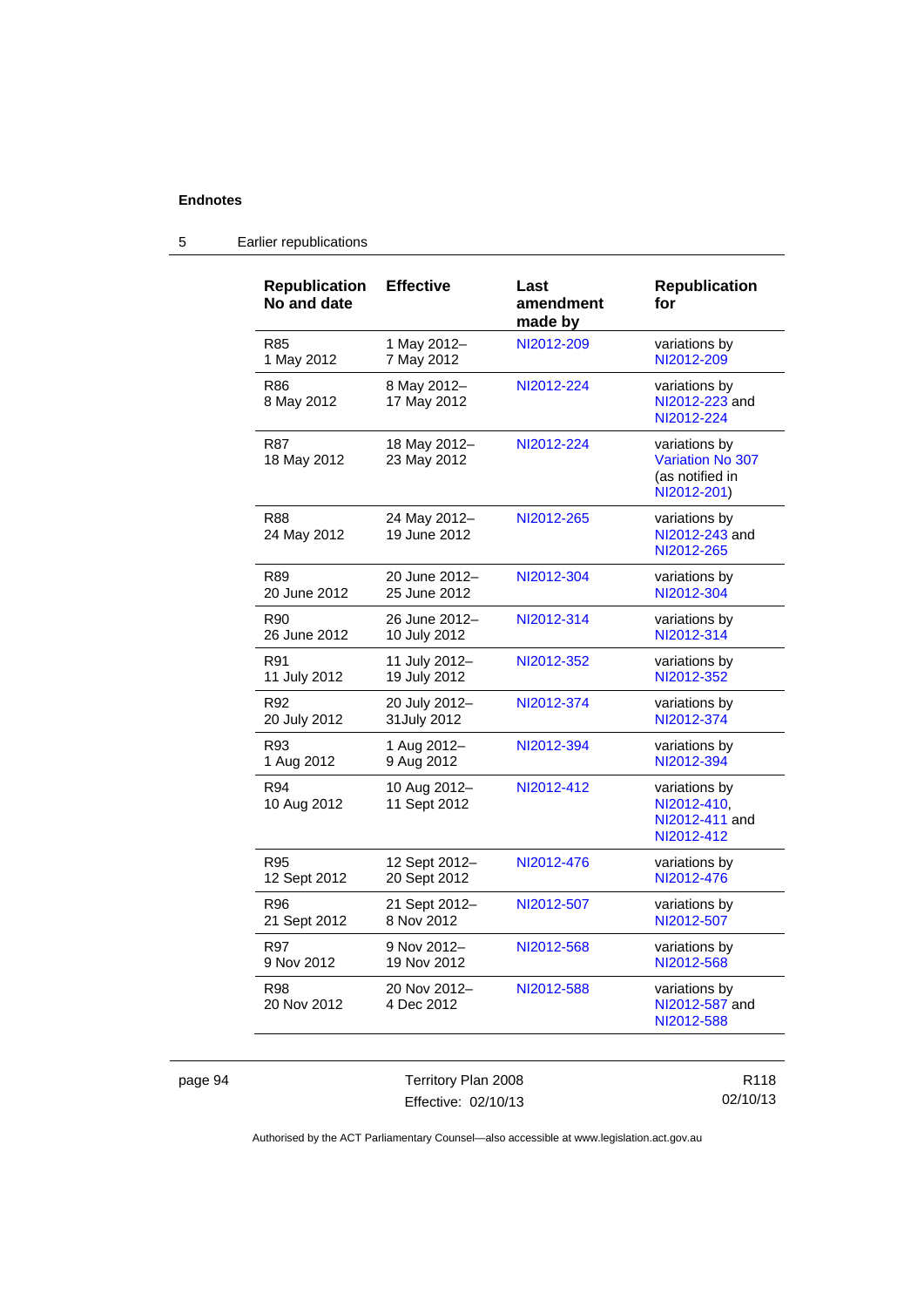## 5 Earlier republications

| Republication No and date | Effective | Last amendment made by | Republication for |
|---|---|---|---|
| R85<br>1 May 2012 | 1 May 2012–<br>7 May 2012 | NI2012-209 | variations by NI2012-209 |
| R86<br>8 May 2012 | 8 May 2012–<br>17 May 2012 | NI2012-224 | variations by NI2012-223 and NI2012-224 |
| R87<br>18 May 2012 | 18 May 2012–<br>23 May 2012 | NI2012-224 | variations by Variation No 307 (as notified in NI2012-201) |
| R88<br>24 May 2012 | 24 May 2012–<br>19 June 2012 | NI2012-265 | variations by NI2012-243 and NI2012-265 |
| R89<br>20 June 2012 | 20 June 2012–<br>25 June 2012 | NI2012-304 | variations by NI2012-304 |
| R90<br>26 June 2012 | 26 June 2012–<br>10 July 2012 | NI2012-314 | variations by NI2012-314 |
| R91<br>11 July 2012 | 11 July 2012–<br>19 July 2012 | NI2012-352 | variations by NI2012-352 |
| R92<br>20 July 2012 | 20 July 2012–<br>31July 2012 | NI2012-374 | variations by NI2012-374 |
| R93<br>1 Aug 2012 | 1 Aug 2012–<br>9 Aug 2012 | NI2012-394 | variations by NI2012-394 |
| R94<br>10 Aug 2012 | 10 Aug 2012–<br>11 Sept 2012 | NI2012-412 | variations by NI2012-410, NI2012-411 and NI2012-412 |
| R95<br>12 Sept 2012 | 12 Sept 2012–<br>20 Sept 2012 | NI2012-476 | variations by NI2012-476 |
| R96<br>21 Sept 2012 | 21 Sept 2012–<br>8 Nov 2012 | NI2012-507 | variations by NI2012-507 |
| R97<br>9 Nov 2012 | 9 Nov 2012–<br>19 Nov 2012 | NI2012-568 | variations by NI2012-568 |
| R98<br>20 Nov 2012 | 20 Nov 2012–<br>4 Dec 2012 | NI2012-588 | variations by NI2012-587 and NI2012-588 |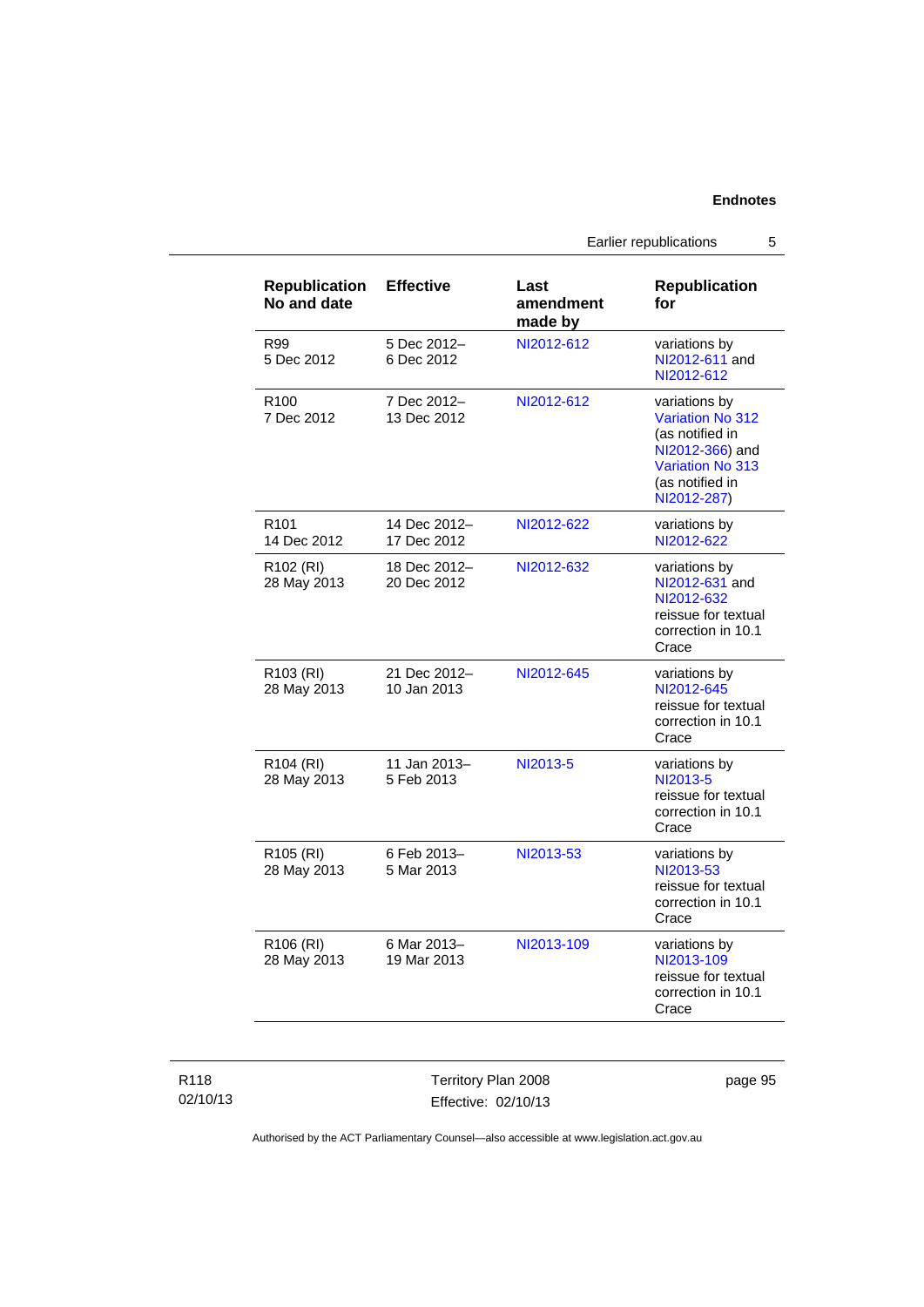| Republication No and date | Effective | Last amendment made by | Republication for |
| --- | --- | --- | --- |
| R99 5 Dec 2012 | 5 Dec 2012– 6 Dec 2012 | NI2012-612 | variations by NI2012-611 and NI2012-612 |
| R100 7 Dec 2012 | 7 Dec 2012– 13 Dec 2012 | NI2012-612 | variations by Variation No 312 (as notified in NI2012-366) and Variation No 313 (as notified in NI2012-287) |
| R101 14 Dec 2012 | 14 Dec 2012– 17 Dec 2012 | NI2012-622 | variations by NI2012-622 |
| R102 (RI) 28 May 2013 | 18 Dec 2012– 20 Dec 2012 | NI2012-632 | variations by NI2012-631 and NI2012-632 reissue for textual correction in 10.1 Crace |
| R103 (RI) 28 May 2013 | 21 Dec 2012– 10 Jan 2013 | NI2012-645 | variations by NI2012-645 reissue for textual correction in 10.1 Crace |
| R104 (RI) 28 May 2013 | 11 Jan 2013– 5 Feb 2013 | NI2013-5 | variations by NI2013-5 reissue for textual correction in 10.1 Crace |
| R105 (RI) 28 May 2013 | 6 Feb 2013– 5 Mar 2013 | NI2013-53 | variations by NI2013-53 reissue for textual correction in 10.1 Crace |
| R106 (RI) 28 May 2013 | 6 Mar 2013– 19 Mar 2013 | NI2013-109 | variations by NI2013-109 reissue for textual correction in 10.1 Crace |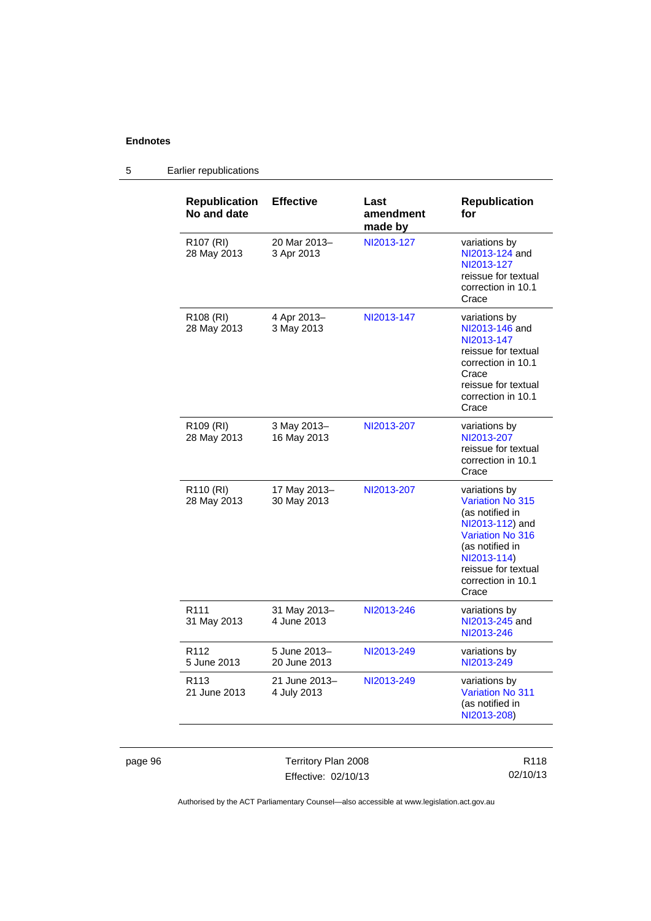**Endnotes**

5 Earlier republications

| Republication No and date | Effective | Last amendment made by | Republication for |
|---|---|---|---|
| R107 (RI) 28 May 2013 | 20 Mar 2013– 3 Apr 2013 | NI2013-127 | variations by NI2013-124 and NI2013-127 reissue for textual correction in 10.1 Crace |
| R108 (RI) 28 May 2013 | 4 Apr 2013– 3 May 2013 | NI2013-147 | variations by NI2013-146 and NI2013-147 reissue for textual correction in 10.1 Crace reissue for textual correction in 10.1 Crace |
| R109 (RI) 28 May 2013 | 3 May 2013– 16 May 2013 | NI2013-207 | variations by NI2013-207 reissue for textual correction in 10.1 Crace |
| R110 (RI) 28 May 2013 | 17 May 2013– 30 May 2013 | NI2013-207 | variations by Variation No 315 (as notified in NI2013-112) and Variation No 316 (as notified in NI2013-114) reissue for textual correction in 10.1 Crace |
| R111 31 May 2013 | 31 May 2013– 4 June 2013 | NI2013-246 | variations by NI2013-245 and NI2013-246 |
| R112 5 June 2013 | 5 June 2013– 20 June 2013 | NI2013-249 | variations by NI2013-249 |
| R113 21 June 2013 | 21 June 2013– 4 July 2013 | NI2013-249 | variations by Variation No 311 (as notified in NI2013-208) |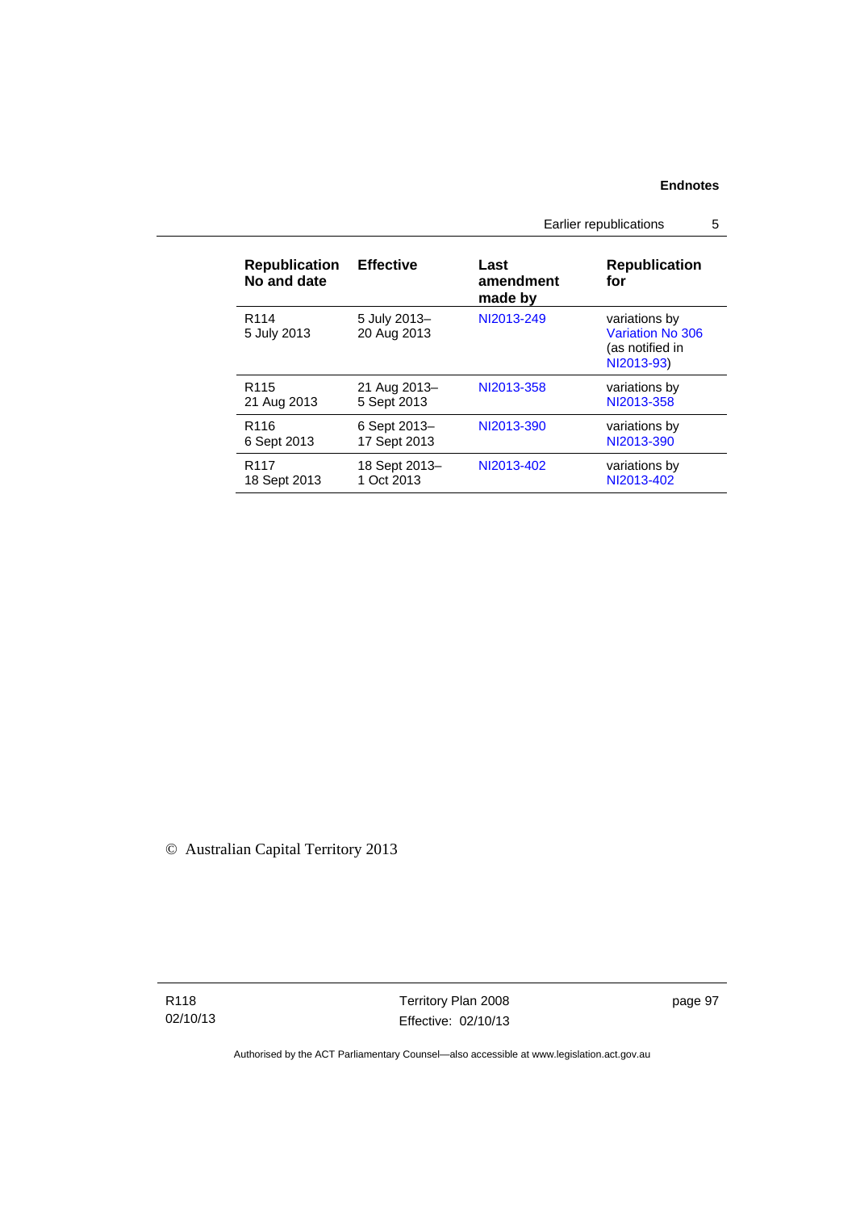| Republication No and date | Effective | Last amendment made by | Republication for |
|---|---|---|---|
| R114 5 July 2013 | 5 July 2013– 20 Aug 2013 | NI2013-249 | variations by Variation No 306 (as notified in NI2013-93) |
| R115 21 Aug 2013 | 21 Aug 2013– 5 Sept 2013 | NI2013-358 | variations by NI2013-358 |
| R116 6 Sept 2013 | 6 Sept 2013– 17 Sept 2013 | NI2013-390 | variations by NI2013-390 |
| R117 18 Sept 2013 | 18 Sept 2013– 1 Oct 2013 | NI2013-402 | variations by NI2013-402 |

© Australian Capital Territory 2013